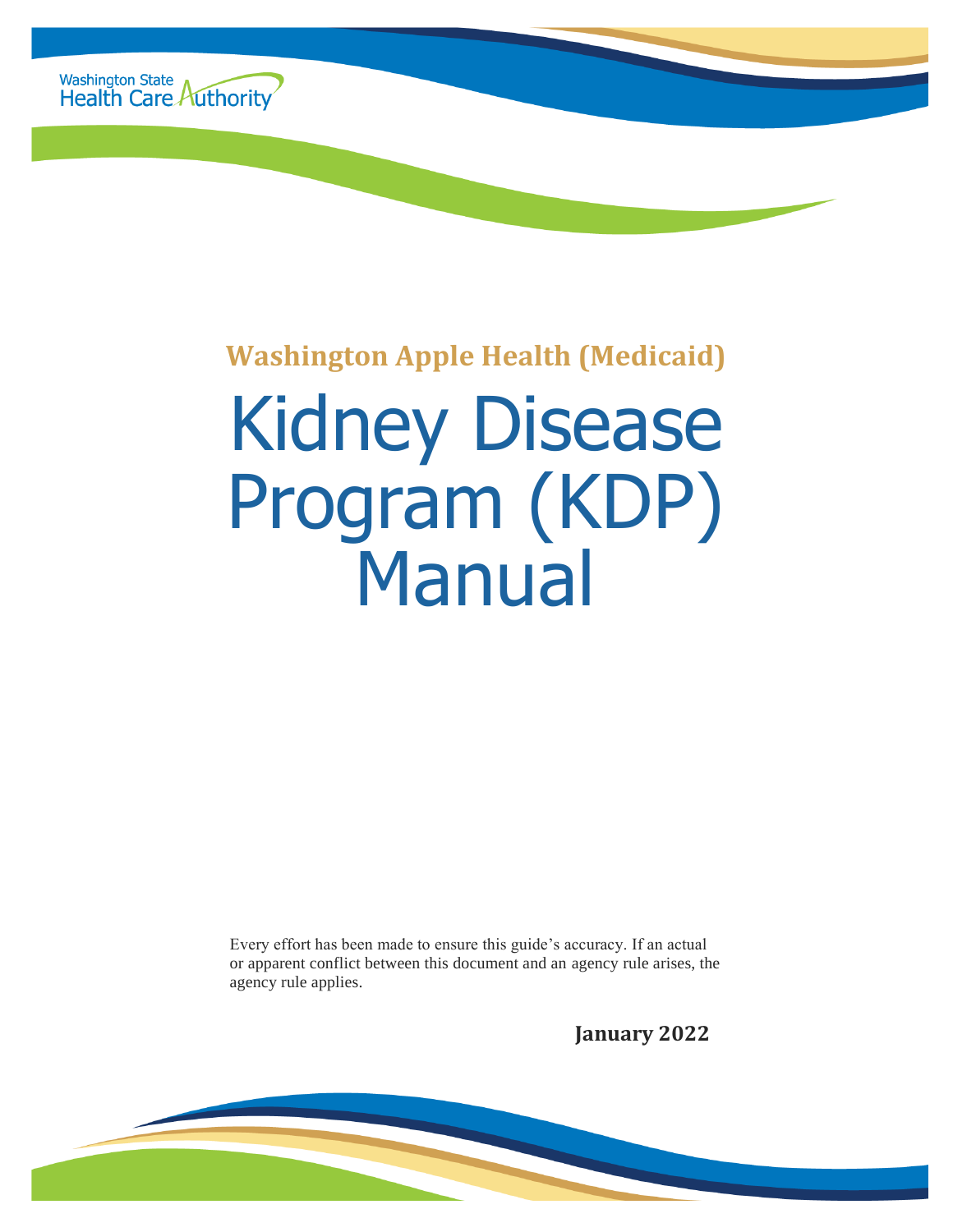Washington State Health Care Authority

## Washington Apple Health (Medicaid)

# Kidney Disease Program (KDP) Manual

Every effort has been made to ensure this guide's accuracy. If an actual or apparent conflict between this document and an agency rule arises, the agency rule applies.

**January 2022**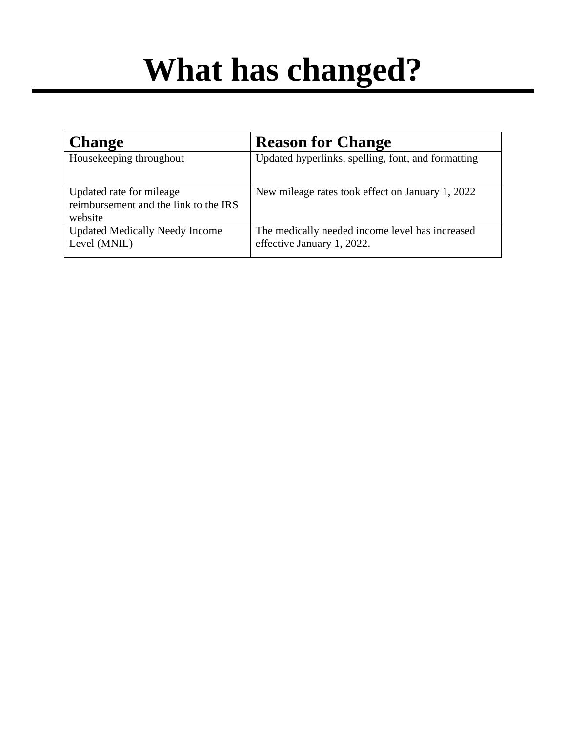# What has changed?

| Change | Reason for Change |
| --- | --- |
| Housekeeping throughout | Updated hyperlinks, spelling, font, and formatting |
| Updated rate for mileage reimbursement and the link to the IRS website | New mileage rates took effect on January 1, 2022 |
| Updated Medically Needy Income Level (MNIL) | The medically needed income level has increased effective January 1, 2022. |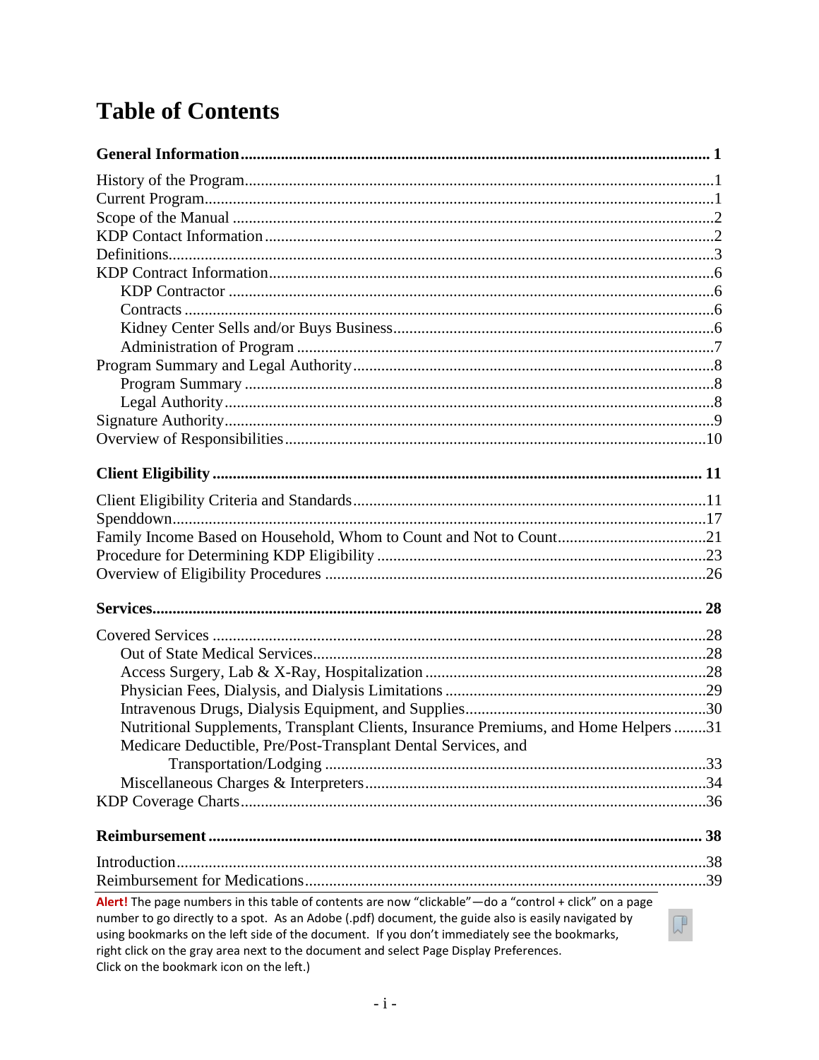# Table of Contents

**General Information** .......... **1**

History of the Program .......... 1
Current Program .......... 1
Scope of the Manual .......... 2
KDP Contact Information .......... 2
Definitions .......... 3
KDP Contract Information .......... 6
- KDP Contractor .......... 6
- Contracts .......... 6
- Kidney Center Sells and/or Buys Business .......... 6
- Administration of Program .......... 7

Program Summary and Legal Authority .......... 8
- Program Summary .......... 8
- Legal Authority .......... 8

Signature Authority .......... 9
Overview of Responsibilities .......... 10

**Client Eligibility** .......... **11**

Client Eligibility Criteria and Standards .......... 11
Spenddown .......... 17
Family Income Based on Household, Whom to Count and Not to Count .......... 21
Procedure for Determining KDP Eligibility .......... 23
Overview of Eligibility Procedures .......... 26

**Services** .......... **28**

Covered Services .......... 28
- Out of State Medical Services .......... 28
- Access Surgery, Lab & X-Ray, Hospitalization .......... 28
- Physician Fees, Dialysis, and Dialysis Limitations .......... 29
- Intravenous Drugs, Dialysis Equipment, and Supplies .......... 30
- Nutritional Supplements, Transplant Clients, Insurance Premiums, and Home Helpers .......... 31
- Medicare Deductible, Pre/Post-Transplant Dental Services, and Transportation/Lodging .......... 33
- Miscellaneous Charges & Interpreters .......... 34

KDP Coverage Charts .......... 36

**Reimbursement** .......... **38**

Introduction .......... 38
Reimbursement for Medications .......... 39

**Alert!** The page numbers in this table of contents are now "clickable"—do a "control + click" on a page number to go directly to a spot. As an Adobe (.pdf) document, the guide also is easily navigated by using bookmarks on the left side of the document. If you don't immediately see the bookmarks, right click on the gray area next to the document and select Page Display Preferences. Click on the bookmark icon on the left.)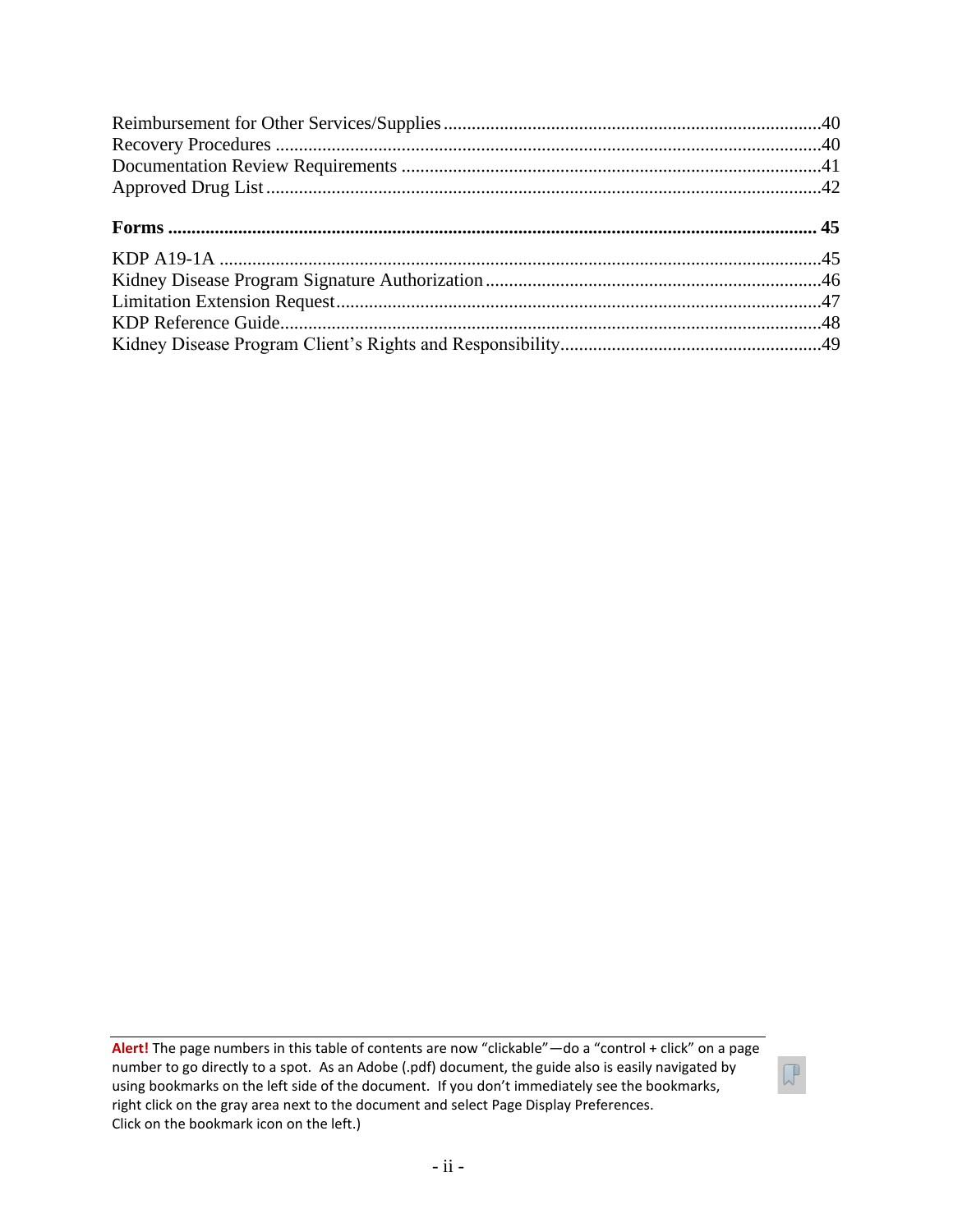Reimbursement for Other Services/Supplies ....................................................................................40
Recovery Procedures ........................................................................................................................40
Documentation Review Requirements .............................................................................................41
Approved Drug List ..........................................................................................................................42

**Forms ......................................................................................................................................... 45**

KDP A19-1A ....................................................................................................................................45
Kidney Disease Program Signature Authorization ...........................................................................46
Limitation Extension Request ..........................................................................................................47
KDP Reference Guide .......................................................................................................................48
Kidney Disease Program Client's Rights and Responsibility ...........................................................49

**Alert!** The page numbers in this table of contents are now "clickable"—do a "control + click" on a page number to go directly to a spot. As an Adobe (.pdf) document, the guide also is easily navigated by using bookmarks on the left side of the document. If you don't immediately see the bookmarks, right click on the gray area next to the document and select Page Display Preferences. Click on the bookmark icon on the left.)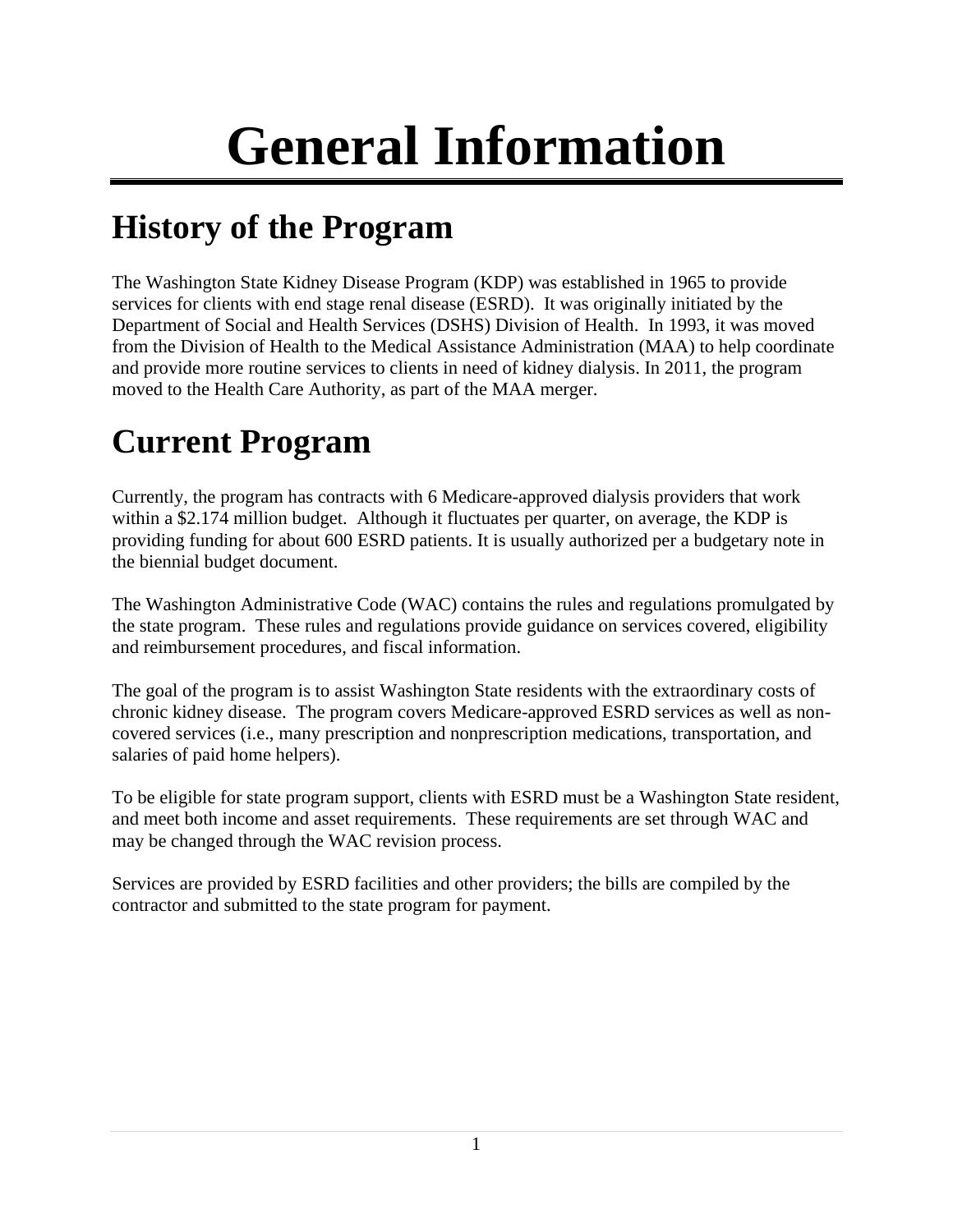# General Information

## History of the Program

The Washington State Kidney Disease Program (KDP) was established in 1965 to provide services for clients with end stage renal disease (ESRD). It was originally initiated by the Department of Social and Health Services (DSHS) Division of Health. In 1993, it was moved from the Division of Health to the Medical Assistance Administration (MAA) to help coordinate and provide more routine services to clients in need of kidney dialysis. In 2011, the program moved to the Health Care Authority, as part of the MAA merger.

## Current Program

Currently, the program has contracts with 6 Medicare-approved dialysis providers that work within a $2.174 million budget. Although it fluctuates per quarter, on average, the KDP is providing funding for about 600 ESRD patients. It is usually authorized per a budgetary note in the biennial budget document.

The Washington Administrative Code (WAC) contains the rules and regulations promulgated by the state program. These rules and regulations provide guidance on services covered, eligibility and reimbursement procedures, and fiscal information.

The goal of the program is to assist Washington State residents with the extraordinary costs of chronic kidney disease. The program covers Medicare-approved ESRD services as well as non-covered services (i.e., many prescription and nonprescription medications, transportation, and salaries of paid home helpers).

To be eligible for state program support, clients with ESRD must be a Washington State resident, and meet both income and asset requirements. These requirements are set through WAC and may be changed through the WAC revision process.

Services are provided by ESRD facilities and other providers; the bills are compiled by the contractor and submitted to the state program for payment.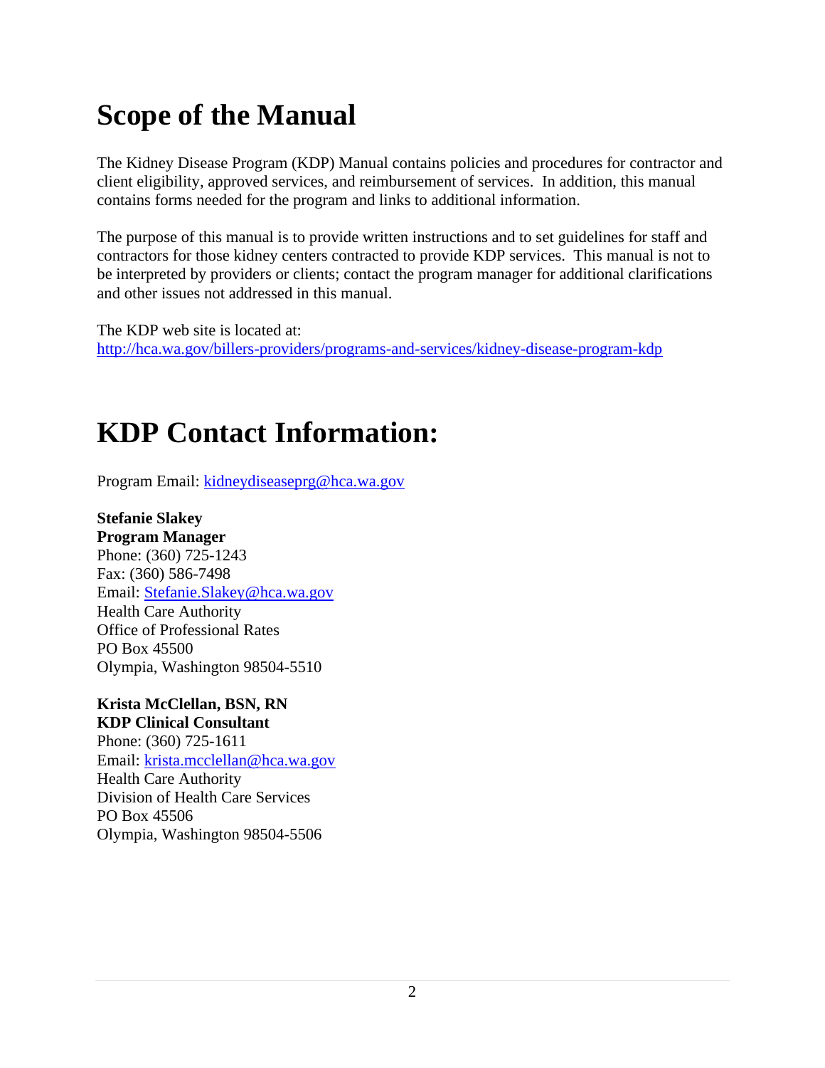# Scope of the Manual

The Kidney Disease Program (KDP) Manual contains policies and procedures for contractor and client eligibility, approved services, and reimbursement of services. In addition, this manual contains forms needed for the program and links to additional information.

The purpose of this manual is to provide written instructions and to set guidelines for staff and contractors for those kidney centers contracted to provide KDP services. This manual is not to be interpreted by providers or clients; contact the program manager for additional clarifications and other issues not addressed in this manual.

The KDP web site is located at:
http://hca.wa.gov/billers-providers/programs-and-services/kidney-disease-program-kdp

# KDP Contact Information:

Program Email: kidneydiseaseprg@hca.wa.gov

**Stefanie Slakey**
**Program Manager**
Phone: (360) 725-1243
Fax: (360) 586-7498
Email: Stefanie.Slakey@hca.wa.gov
Health Care Authority
Office of Professional Rates
PO Box 45500
Olympia, Washington 98504-5510

**Krista McClellan, BSN, RN**
**KDP Clinical Consultant**
Phone: (360) 725-1611
Email: krista.mcclellan@hca.wa.gov
Health Care Authority
Division of Health Care Services
PO Box 45506
Olympia, Washington 98504-5506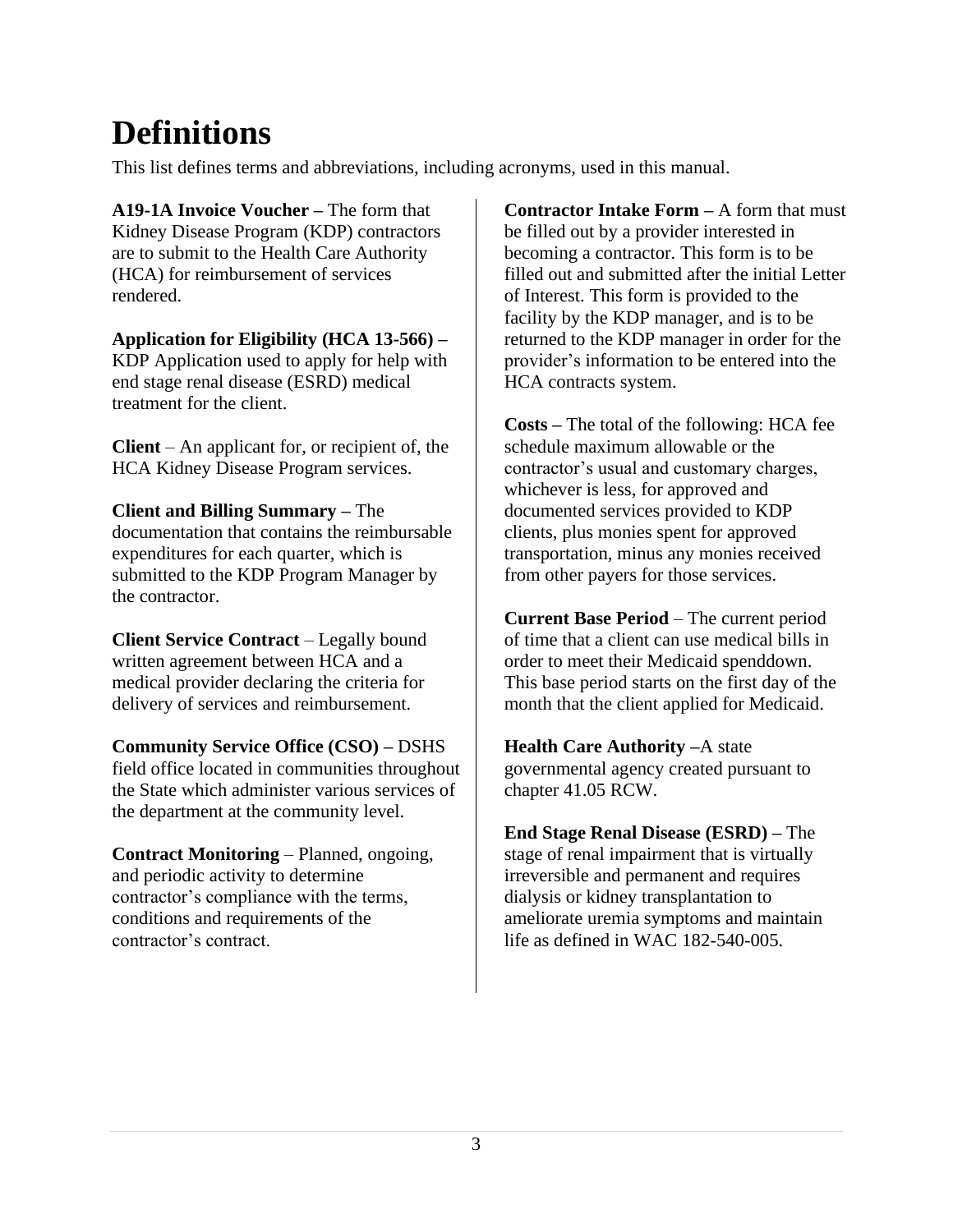# Definitions

This list defines terms and abbreviations, including acronyms, used in this manual.

**A19-1A Invoice Voucher –** The form that Kidney Disease Program (KDP) contractors are to submit to the Health Care Authority (HCA) for reimbursement of services rendered.

**Application for Eligibility (HCA 13-566) –** KDP Application used to apply for help with end stage renal disease (ESRD) medical treatment for the client.

**Client** – An applicant for, or recipient of, the HCA Kidney Disease Program services.

**Client and Billing Summary –** The documentation that contains the reimbursable expenditures for each quarter, which is submitted to the KDP Program Manager by the contractor.

**Client Service Contract** – Legally bound written agreement between HCA and a medical provider declaring the criteria for delivery of services and reimbursement.

**Community Service Office (CSO) –** DSHS field office located in communities throughout the State which administer various services of the department at the community level.

**Contract Monitoring** – Planned, ongoing, and periodic activity to determine contractor's compliance with the terms, conditions and requirements of the contractor's contract.

**Contractor Intake Form –** A form that must be filled out by a provider interested in becoming a contractor. This form is to be filled out and submitted after the initial Letter of Interest. This form is provided to the facility by the KDP manager, and is to be returned to the KDP manager in order for the provider's information to be entered into the HCA contracts system.

**Costs –** The total of the following: HCA fee schedule maximum allowable or the contractor's usual and customary charges, whichever is less, for approved and documented services provided to KDP clients, plus monies spent for approved transportation, minus any monies received from other payers for those services.

**Current Base Period** – The current period of time that a client can use medical bills in order to meet their Medicaid spenddown. This base period starts on the first day of the month that the client applied for Medicaid.

**Health Care Authority –**A state governmental agency created pursuant to chapter 41.05 RCW.

**End Stage Renal Disease (ESRD) –** The stage of renal impairment that is virtually irreversible and permanent and requires dialysis or kidney transplantation to ameliorate uremia symptoms and maintain life as defined in WAC 182-540-005.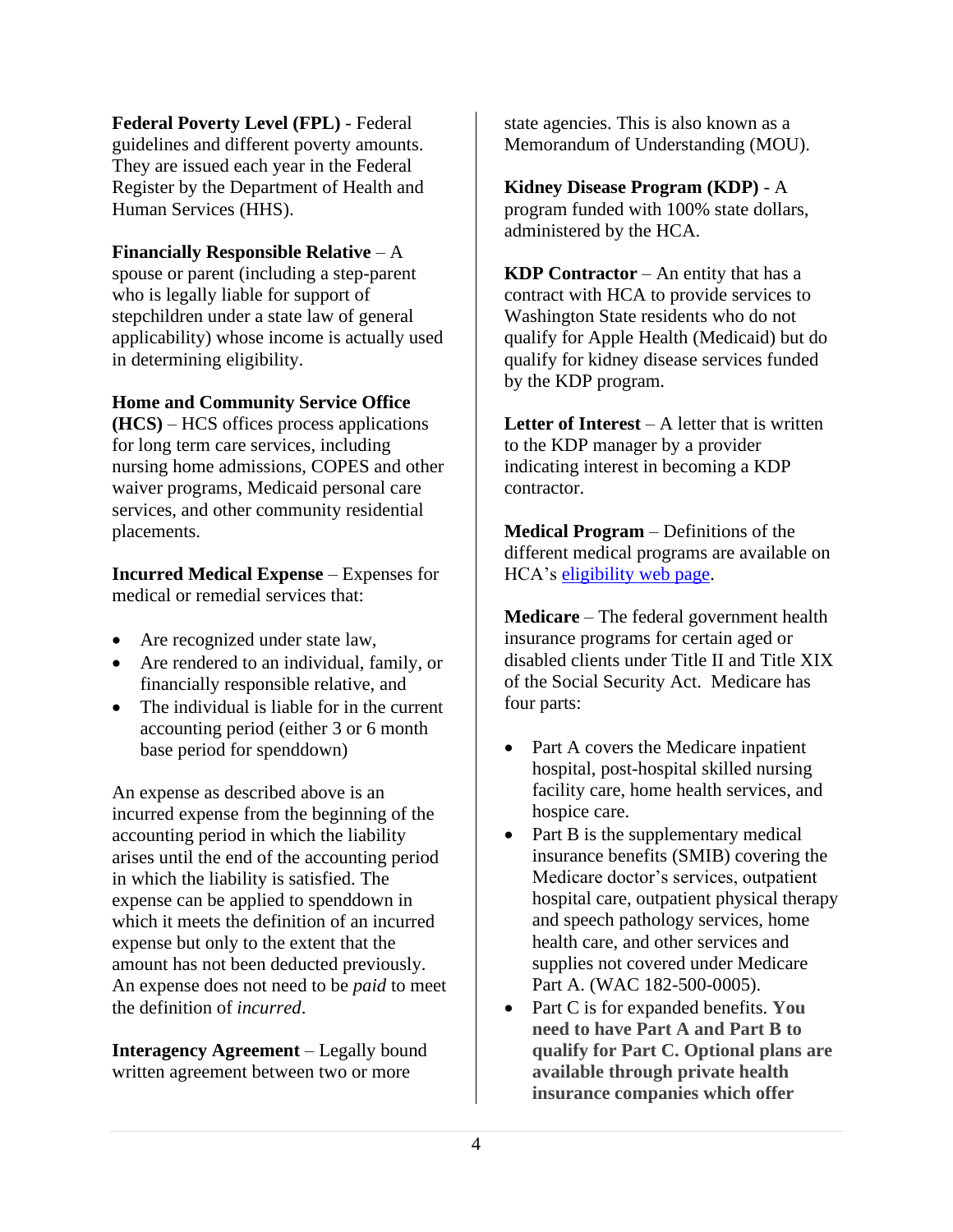**Federal Poverty Level (FPL)** - Federal guidelines and different poverty amounts. They are issued each year in the Federal Register by the Department of Health and Human Services (HHS).

**Financially Responsible Relative** – A spouse or parent (including a step-parent who is legally liable for support of stepchildren under a state law of general applicability) whose income is actually used in determining eligibility.

**Home and Community Service Office (HCS)** – HCS offices process applications for long term care services, including nursing home admissions, COPES and other waiver programs, Medicaid personal care services, and other community residential placements.

**Incurred Medical Expense** – Expenses for medical or remedial services that:

- Are recognized under state law,
- Are rendered to an individual, family, or financially responsible relative, and
- The individual is liable for in the current accounting period (either 3 or 6 month base period for spenddown)

An expense as described above is an incurred expense from the beginning of the accounting period in which the liability arises until the end of the accounting period in which the liability is satisfied. The expense can be applied to spenddown in which it meets the definition of an incurred expense but only to the extent that the amount has not been deducted previously. An expense does not need to be *paid* to meet the definition of *incurred*.

**Interagency Agreement** – Legally bound written agreement between two or more state agencies. This is also known as a Memorandum of Understanding (MOU).

**Kidney Disease Program (KDP)** - A program funded with 100% state dollars, administered by the HCA.

**KDP Contractor** – An entity that has a contract with HCA to provide services to Washington State residents who do not qualify for Apple Health (Medicaid) but do qualify for kidney disease services funded by the KDP program.

**Letter of Interest** – A letter that is written to the KDP manager by a provider indicating interest in becoming a KDP contractor.

**Medical Program** – Definitions of the different medical programs are available on HCA's [eligibility web page](eligibility web page).

**Medicare** – The federal government health insurance programs for certain aged or disabled clients under Title II and Title XIX of the Social Security Act. Medicare has four parts:

- Part A covers the Medicare inpatient hospital, post-hospital skilled nursing facility care, home health services, and hospice care.
- Part B is the supplementary medical insurance benefits (SMIB) covering the Medicare doctor's services, outpatient hospital care, outpatient physical therapy and speech pathology services, home health care, and other services and supplies not covered under Medicare Part A. (WAC 182-500-0005).
- Part C is for expanded benefits. **You need to have Part A and Part B to qualify for Part C. Optional plans are available through private health insurance companies which offer**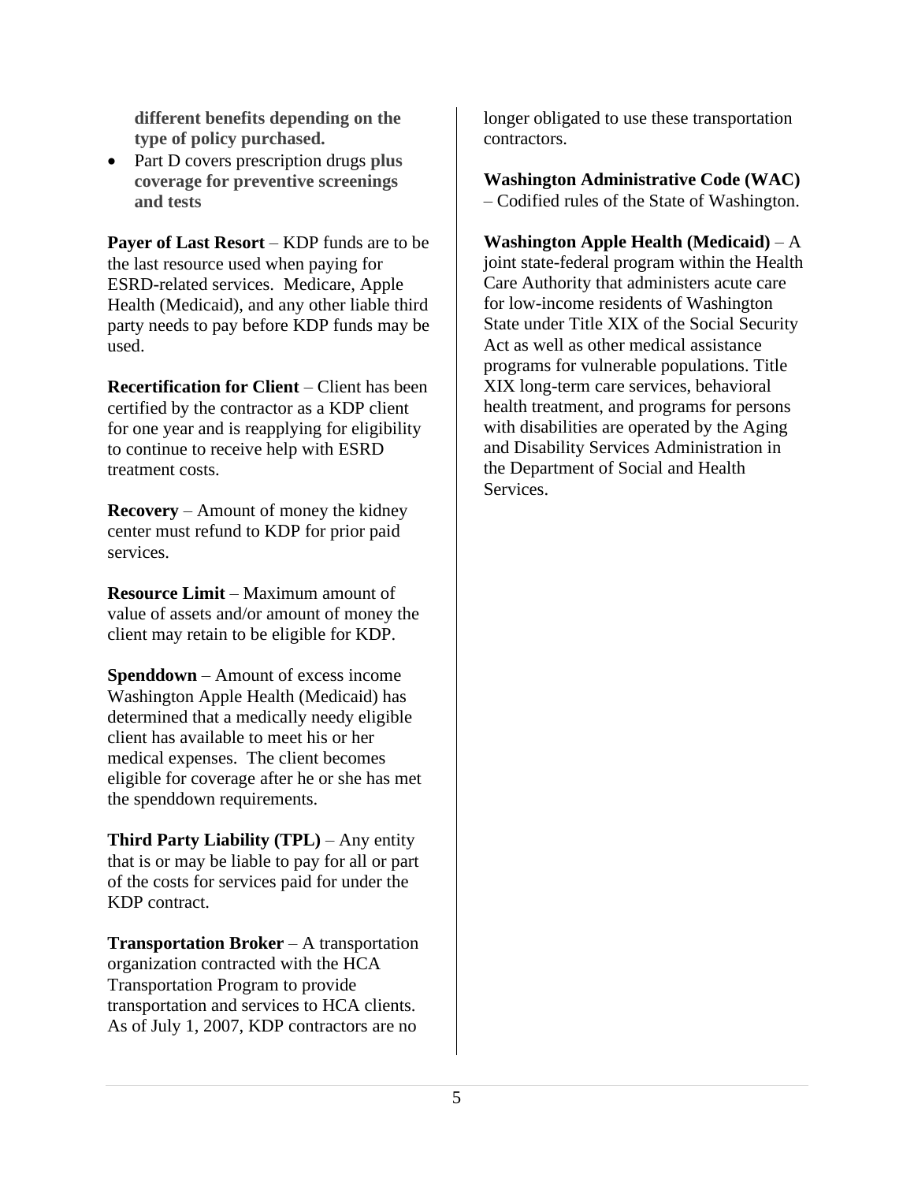**different benefits depending on the type of policy purchased.**

- Part D covers prescription drugs **plus coverage for preventive screenings and tests**

**Payer of Last Resort** – KDP funds are to be the last resource used when paying for ESRD-related services. Medicare, Apple Health (Medicaid), and any other liable third party needs to pay before KDP funds may be used.

**Recertification for Client** – Client has been certified by the contractor as a KDP client for one year and is reapplying for eligibility to continue to receive help with ESRD treatment costs.

**Recovery** – Amount of money the kidney center must refund to KDP for prior paid services.

**Resource Limit** – Maximum amount of value of assets and/or amount of money the client may retain to be eligible for KDP.

**Spenddown** – Amount of excess income Washington Apple Health (Medicaid) has determined that a medically needy eligible client has available to meet his or her medical expenses. The client becomes eligible for coverage after he or she has met the spenddown requirements.

**Third Party Liability (TPL)** – Any entity that is or may be liable to pay for all or part of the costs for services paid for under the KDP contract.

**Transportation Broker** – A transportation organization contracted with the HCA Transportation Program to provide transportation and services to HCA clients. As of July 1, 2007, KDP contractors are no longer obligated to use these transportation contractors.

**Washington Administrative Code (WAC)** – Codified rules of the State of Washington.

**Washington Apple Health (Medicaid)** – A joint state-federal program within the Health Care Authority that administers acute care for low-income residents of Washington State under Title XIX of the Social Security Act as well as other medical assistance programs for vulnerable populations. Title XIX long-term care services, behavioral health treatment, and programs for persons with disabilities are operated by the Aging and Disability Services Administration in the Department of Social and Health Services.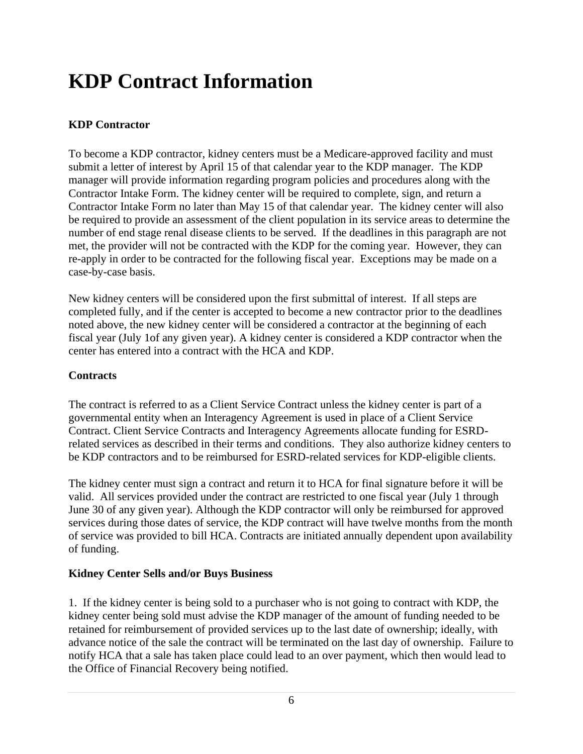# KDP Contract Information

### KDP Contractor

To become a KDP contractor, kidney centers must be a Medicare-approved facility and must submit a letter of interest by April 15 of that calendar year to the KDP manager. The KDP manager will provide information regarding program policies and procedures along with the Contractor Intake Form. The kidney center will be required to complete, sign, and return a Contractor Intake Form no later than May 15 of that calendar year. The kidney center will also be required to provide an assessment of the client population in its service areas to determine the number of end stage renal disease clients to be served. If the deadlines in this paragraph are not met, the provider will not be contracted with the KDP for the coming year. However, they can re-apply in order to be contracted for the following fiscal year. Exceptions may be made on a case-by-case basis.

New kidney centers will be considered upon the first submittal of interest. If all steps are completed fully, and if the center is accepted to become a new contractor prior to the deadlines noted above, the new kidney center will be considered a contractor at the beginning of each fiscal year (July 1of any given year). A kidney center is considered a KDP contractor when the center has entered into a contract with the HCA and KDP.

### Contracts

The contract is referred to as a Client Service Contract unless the kidney center is part of a governmental entity when an Interagency Agreement is used in place of a Client Service Contract. Client Service Contracts and Interagency Agreements allocate funding for ESRD-related services as described in their terms and conditions. They also authorize kidney centers to be KDP contractors and to be reimbursed for ESRD-related services for KDP-eligible clients.

The kidney center must sign a contract and return it to HCA for final signature before it will be valid. All services provided under the contract are restricted to one fiscal year (July 1 through June 30 of any given year). Although the KDP contractor will only be reimbursed for approved services during those dates of service, the KDP contract will have twelve months from the month of service was provided to bill HCA. Contracts are initiated annually dependent upon availability of funding.

### Kidney Center Sells and/or Buys Business

1. If the kidney center is being sold to a purchaser who is not going to contract with KDP, the kidney center being sold must advise the KDP manager of the amount of funding needed to be retained for reimbursement of provided services up to the last date of ownership; ideally, with advance notice of the sale the contract will be terminated on the last day of ownership. Failure to notify HCA that a sale has taken place could lead to an over payment, which then would lead to the Office of Financial Recovery being notified.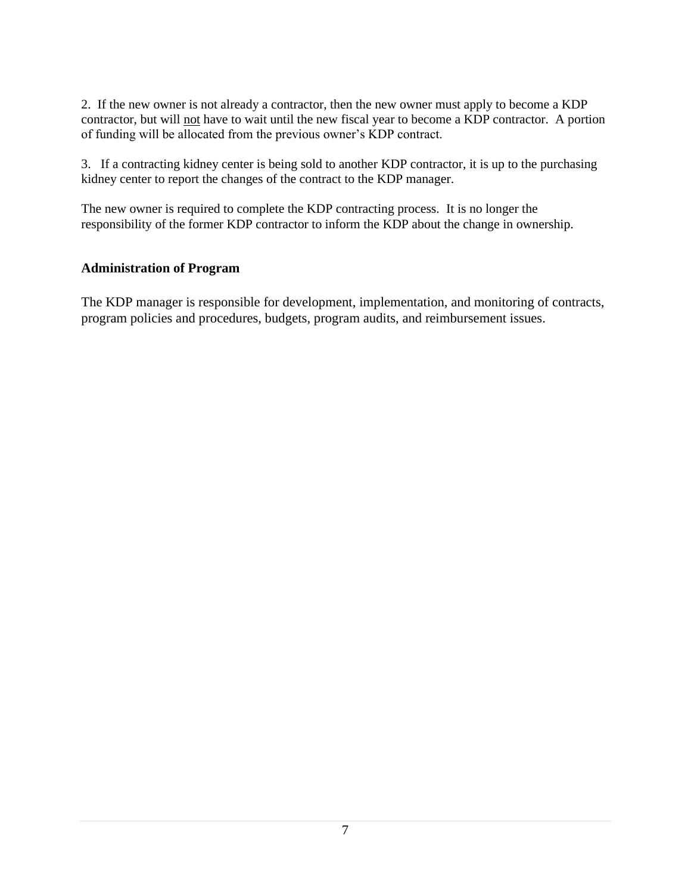2. If the new owner is not already a contractor, then the new owner must apply to become a KDP contractor, but will not have to wait until the new fiscal year to become a KDP contractor. A portion of funding will be allocated from the previous owner's KDP contract.

3. If a contracting kidney center is being sold to another KDP contractor, it is up to the purchasing kidney center to report the changes of the contract to the KDP manager.

The new owner is required to complete the KDP contracting process. It is no longer the responsibility of the former KDP contractor to inform the KDP about the change in ownership.

**Administration of Program**

The KDP manager is responsible for development, implementation, and monitoring of contracts, program policies and procedures, budgets, program audits, and reimbursement issues.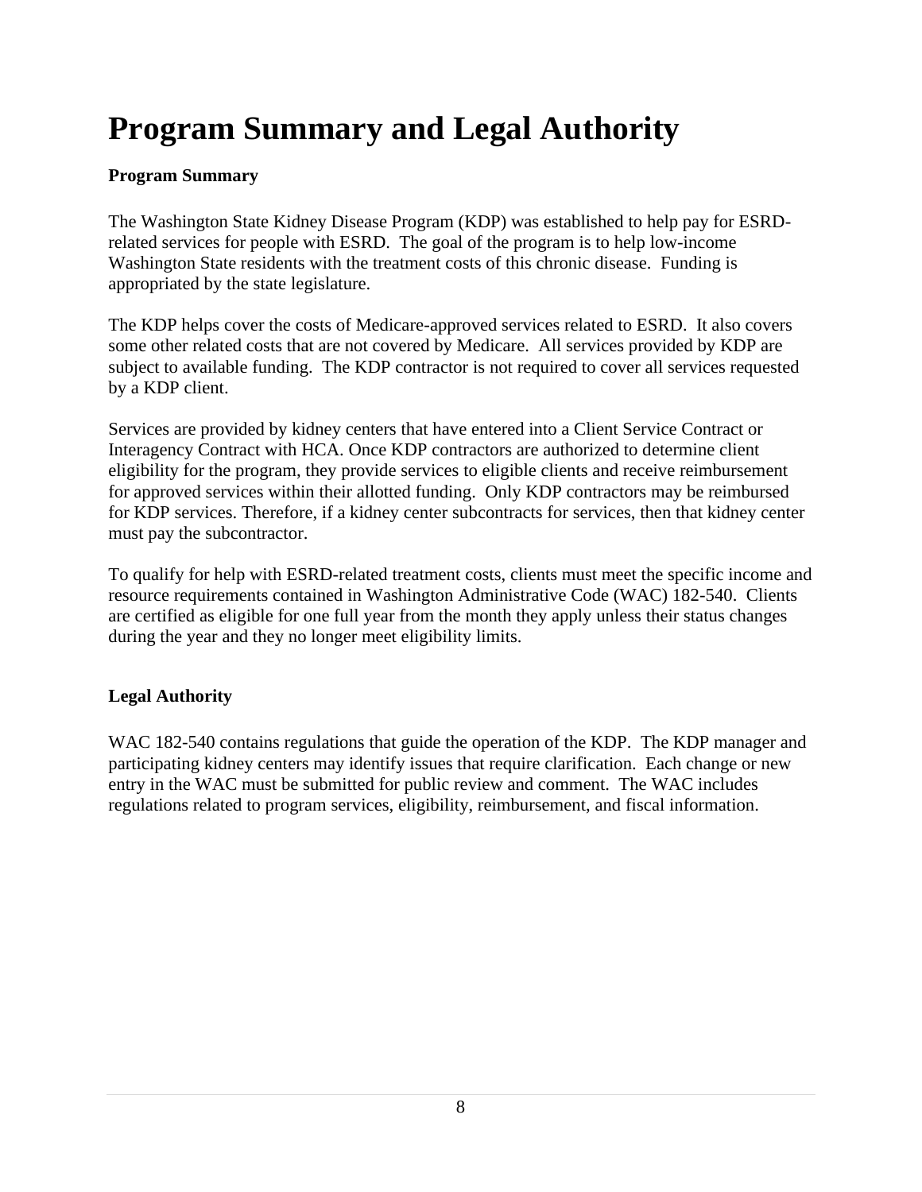# Program Summary and Legal Authority

**Program Summary**

The Washington State Kidney Disease Program (KDP) was established to help pay for ESRD-related services for people with ESRD. The goal of the program is to help low-income Washington State residents with the treatment costs of this chronic disease. Funding is appropriated by the state legislature.

The KDP helps cover the costs of Medicare-approved services related to ESRD. It also covers some other related costs that are not covered by Medicare. All services provided by KDP are subject to available funding. The KDP contractor is not required to cover all services requested by a KDP client.

Services are provided by kidney centers that have entered into a Client Service Contract or Interagency Contract with HCA. Once KDP contractors are authorized to determine client eligibility for the program, they provide services to eligible clients and receive reimbursement for approved services within their allotted funding. Only KDP contractors may be reimbursed for KDP services. Therefore, if a kidney center subcontracts for services, then that kidney center must pay the subcontractor.

To qualify for help with ESRD-related treatment costs, clients must meet the specific income and resource requirements contained in Washington Administrative Code (WAC) 182-540. Clients are certified as eligible for one full year from the month they apply unless their status changes during the year and they no longer meet eligibility limits.

**Legal Authority**

WAC 182-540 contains regulations that guide the operation of the KDP. The KDP manager and participating kidney centers may identify issues that require clarification. Each change or new entry in the WAC must be submitted for public review and comment. The WAC includes regulations related to program services, eligibility, reimbursement, and fiscal information.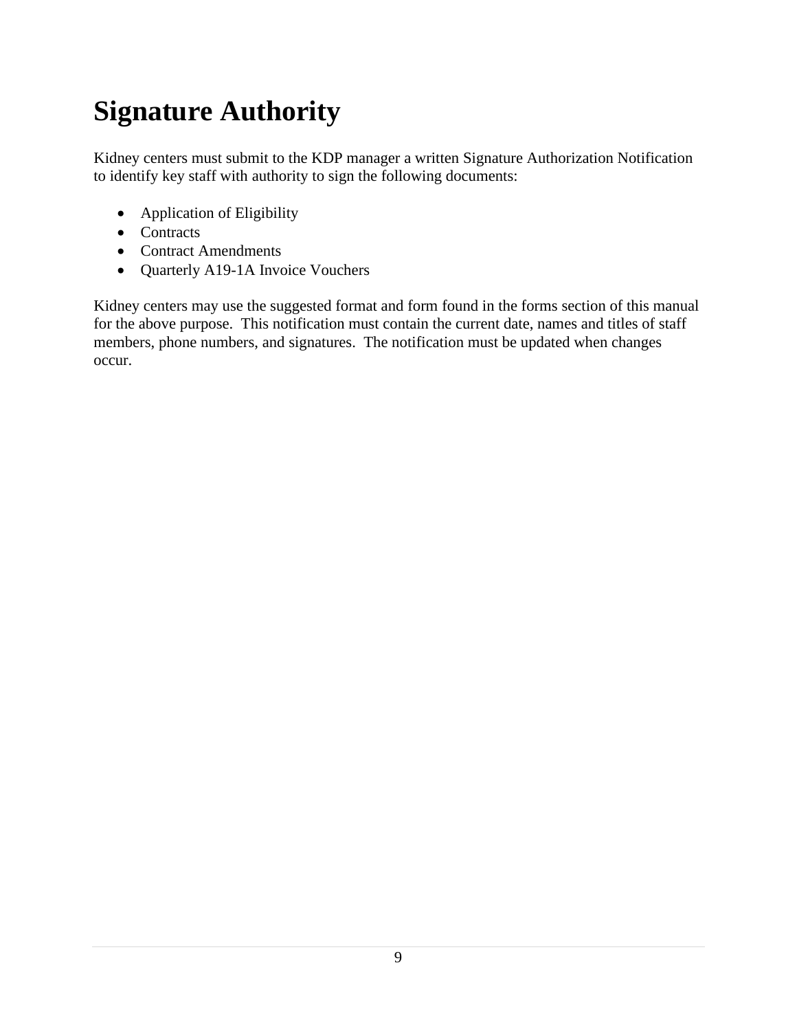# Signature Authority

Kidney centers must submit to the KDP manager a written Signature Authorization Notification to identify key staff with authority to sign the following documents:

- Application of Eligibility
- Contracts
- Contract Amendments
- Quarterly A19-1A Invoice Vouchers

Kidney centers may use the suggested format and form found in the forms section of this manual for the above purpose. This notification must contain the current date, names and titles of staff members, phone numbers, and signatures. The notification must be updated when changes occur.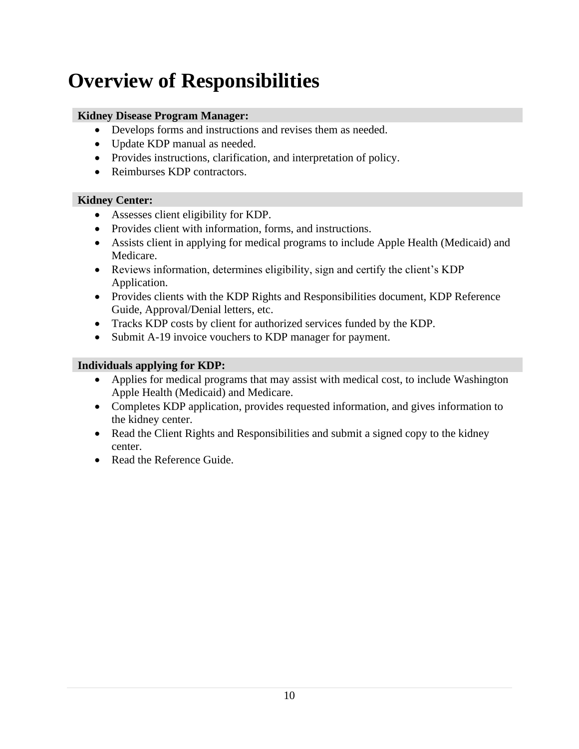# Overview of Responsibilities

**Kidney Disease Program Manager:**

- Develops forms and instructions and revises them as needed.
- Update KDP manual as needed.
- Provides instructions, clarification, and interpretation of policy.
- Reimburses KDP contractors.

**Kidney Center:**

- Assesses client eligibility for KDP.
- Provides client with information, forms, and instructions.
- Assists client in applying for medical programs to include Apple Health (Medicaid) and Medicare.
- Reviews information, determines eligibility, sign and certify the client's KDP Application.
- Provides clients with the KDP Rights and Responsibilities document, KDP Reference Guide, Approval/Denial letters, etc.
- Tracks KDP costs by client for authorized services funded by the KDP.
- Submit A-19 invoice vouchers to KDP manager for payment.

**Individuals applying for KDP:**

- Applies for medical programs that may assist with medical cost, to include Washington Apple Health (Medicaid) and Medicare.
- Completes KDP application, provides requested information, and gives information to the kidney center.
- Read the Client Rights and Responsibilities and submit a signed copy to the kidney center.
- Read the Reference Guide.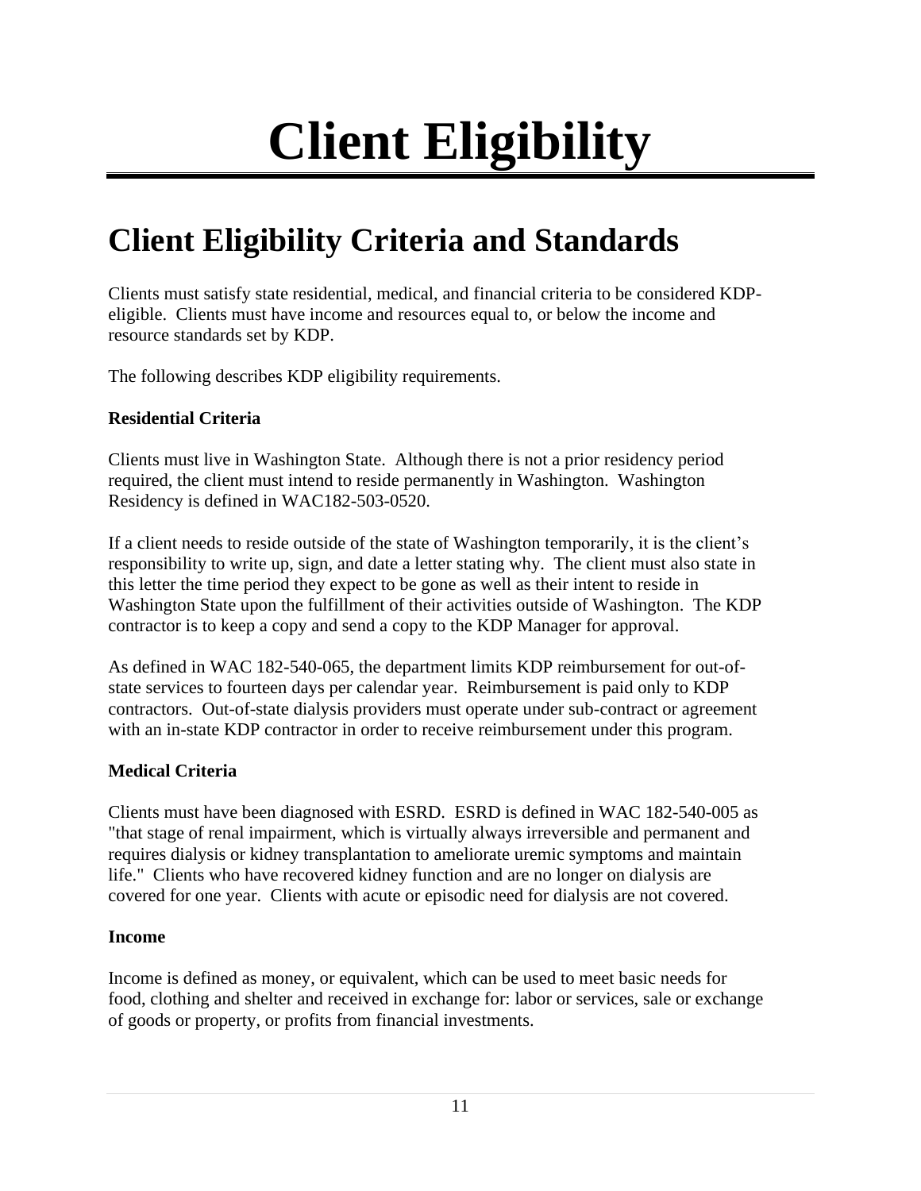# Client Eligibility

## Client Eligibility Criteria and Standards

Clients must satisfy state residential, medical, and financial criteria to be considered KDP-eligible. Clients must have income and resources equal to, or below the income and resource standards set by KDP.

The following describes KDP eligibility requirements.

**Residential Criteria**

Clients must live in Washington State. Although there is not a prior residency period required, the client must intend to reside permanently in Washington. Washington Residency is defined in WAC182-503-0520.

If a client needs to reside outside of the state of Washington temporarily, it is the client's responsibility to write up, sign, and date a letter stating why. The client must also state in this letter the time period they expect to be gone as well as their intent to reside in Washington State upon the fulfillment of their activities outside of Washington. The KDP contractor is to keep a copy and send a copy to the KDP Manager for approval.

As defined in WAC 182-540-065, the department limits KDP reimbursement for out-of-state services to fourteen days per calendar year. Reimbursement is paid only to KDP contractors. Out-of-state dialysis providers must operate under sub-contract or agreement with an in-state KDP contractor in order to receive reimbursement under this program.

**Medical Criteria**

Clients must have been diagnosed with ESRD. ESRD is defined in WAC 182-540-005 as "that stage of renal impairment, which is virtually always irreversible and permanent and requires dialysis or kidney transplantation to ameliorate uremic symptoms and maintain life." Clients who have recovered kidney function and are no longer on dialysis are covered for one year. Clients with acute or episodic need for dialysis are not covered.

**Income**

Income is defined as money, or equivalent, which can be used to meet basic needs for food, clothing and shelter and received in exchange for: labor or services, sale or exchange of goods or property, or profits from financial investments.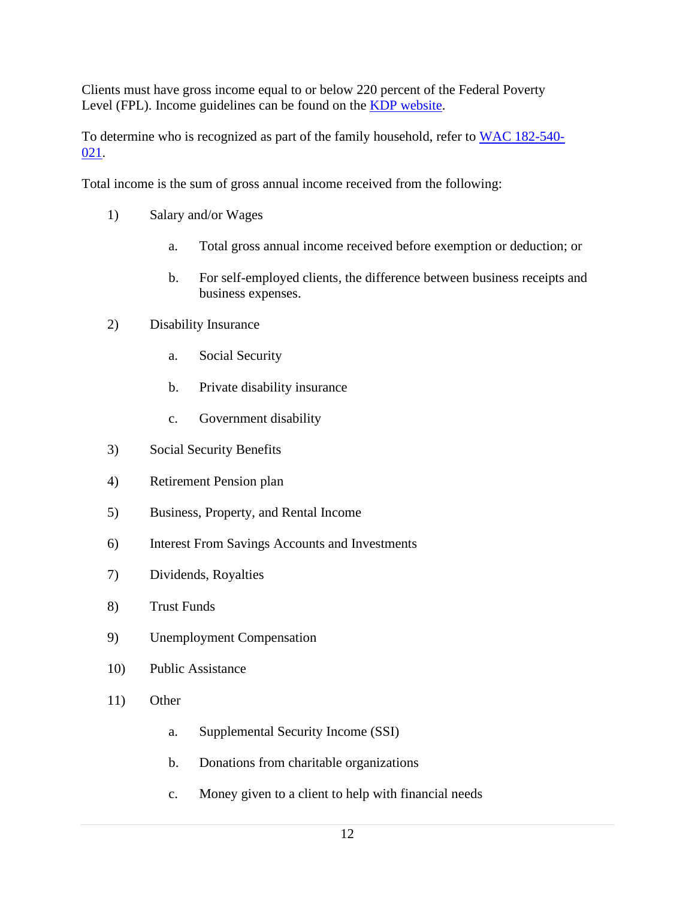Clients must have gross income equal to or below 220 percent of the Federal Poverty Level (FPL). Income guidelines can be found on the KDP website.

To determine who is recognized as part of the family household, refer to WAC 182-540-021.

Total income is the sum of gross annual income received from the following:

1) Salary and/or Wages

   a. Total gross annual income received before exemption or deduction; or

   b. For self-employed clients, the difference between business receipts and business expenses.

2) Disability Insurance

   a. Social Security

   b. Private disability insurance

   c. Government disability

3) Social Security Benefits

4) Retirement Pension plan

5) Business, Property, and Rental Income

6) Interest From Savings Accounts and Investments

7) Dividends, Royalties

8) Trust Funds

9) Unemployment Compensation

10) Public Assistance

11) Other

   a. Supplemental Security Income (SSI)

   b. Donations from charitable organizations

   c. Money given to a client to help with financial needs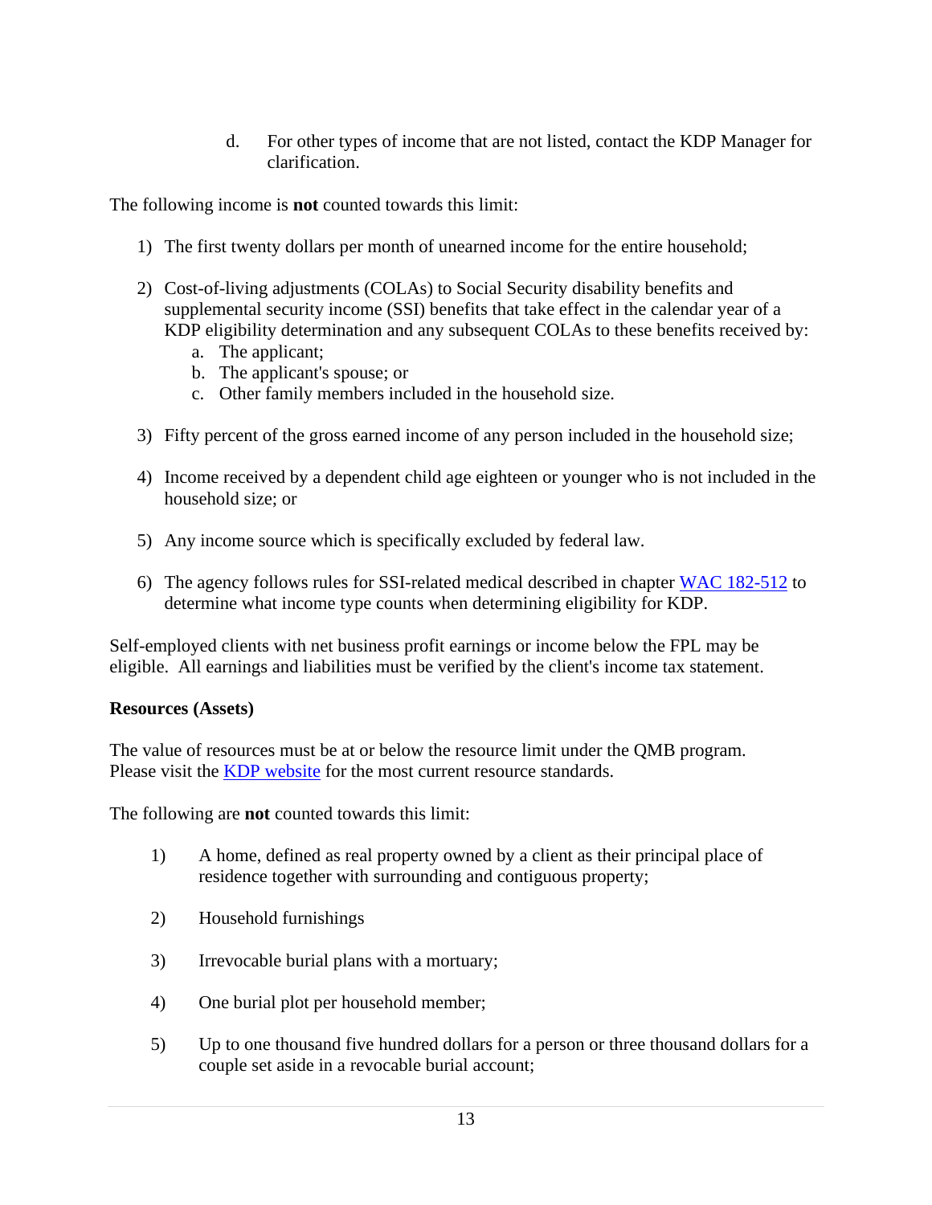d. For other types of income that are not listed, contact the KDP Manager for clarification.

The following income is **not** counted towards this limit:

1) The first twenty dollars per month of unearned income for the entire household;

2) Cost-of-living adjustments (COLAs) to Social Security disability benefits and supplemental security income (SSI) benefits that take effect in the calendar year of a KDP eligibility determination and any subsequent COLAs to these benefits received by:
   a. The applicant;
   b. The applicant's spouse; or
   c. Other family members included in the household size.

3) Fifty percent of the gross earned income of any person included in the household size;

4) Income received by a dependent child age eighteen or younger who is not included in the household size; or

5) Any income source which is specifically excluded by federal law.

6) The agency follows rules for SSI-related medical described in chapter [WAC 182-512] to determine what income type counts when determining eligibility for KDP.

Self-employed clients with net business profit earnings or income below the FPL may be eligible. All earnings and liabilities must be verified by the client's income tax statement.

**Resources (Assets)**

The value of resources must be at or below the resource limit under the QMB program. Please visit the [KDP website] for the most current resource standards.

The following are **not** counted towards this limit:

1) A home, defined as real property owned by a client as their principal place of residence together with surrounding and contiguous property;

2) Household furnishings

3) Irrevocable burial plans with a mortuary;

4) One burial plot per household member;

5) Up to one thousand five hundred dollars for a person or three thousand dollars for a couple set aside in a revocable burial account;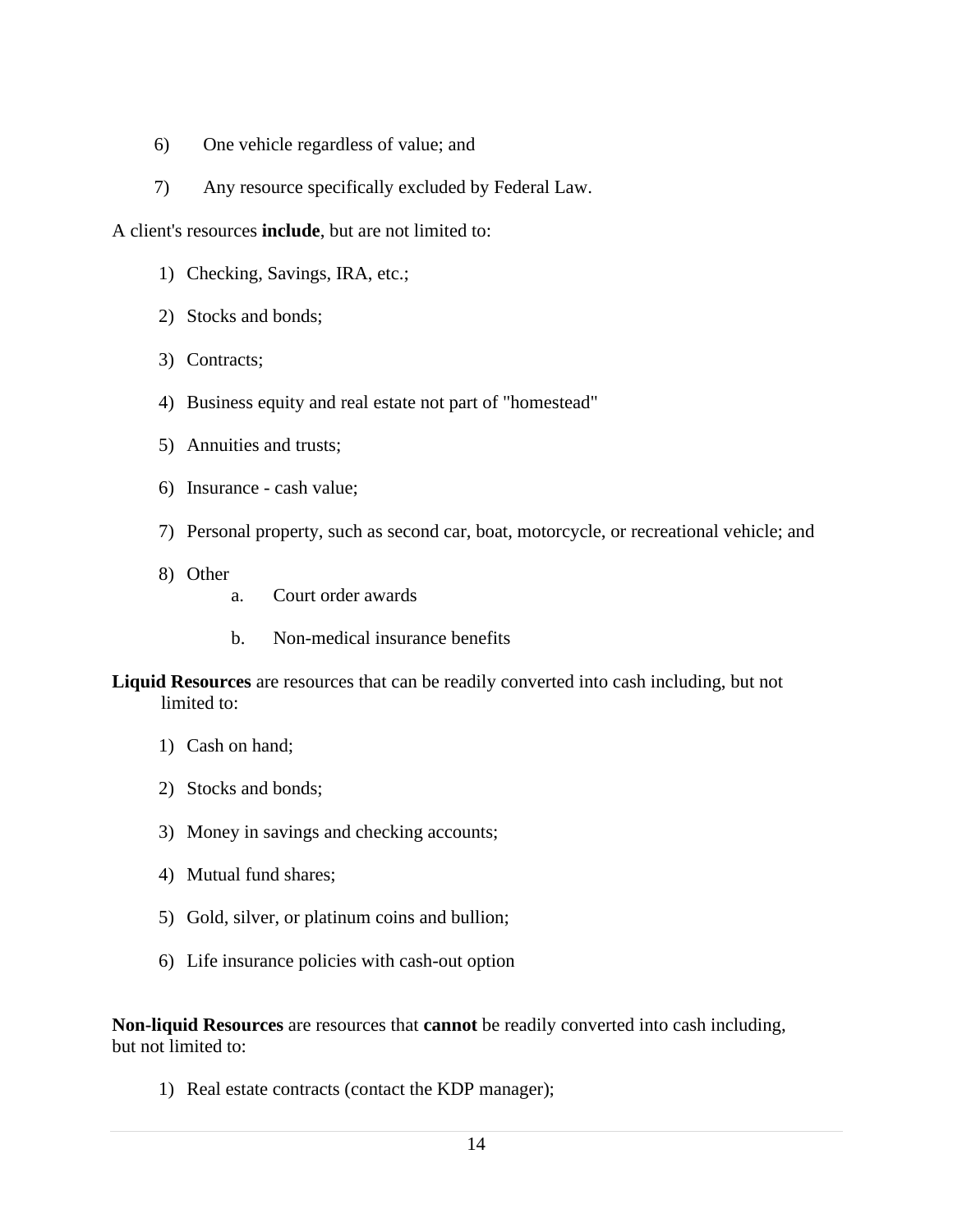6) One vehicle regardless of value; and

7) Any resource specifically excluded by Federal Law.

A client's resources **include**, but are not limited to:

1) Checking, Savings, IRA, etc.;

2) Stocks and bonds;

3) Contracts;

4) Business equity and real estate not part of "homestead"

5) Annuities and trusts;

6) Insurance - cash value;

7) Personal property, such as second car, boat, motorcycle, or recreational vehicle; and

8) Other
   a. Court order awards
   b. Non-medical insurance benefits

**Liquid Resources** are resources that can be readily converted into cash including, but not limited to:

1) Cash on hand;

2) Stocks and bonds;

3) Money in savings and checking accounts;

4) Mutual fund shares;

5) Gold, silver, or platinum coins and bullion;

6) Life insurance policies with cash-out option

**Non-liquid Resources** are resources that **cannot** be readily converted into cash including, but not limited to:

1) Real estate contracts (contact the KDP manager);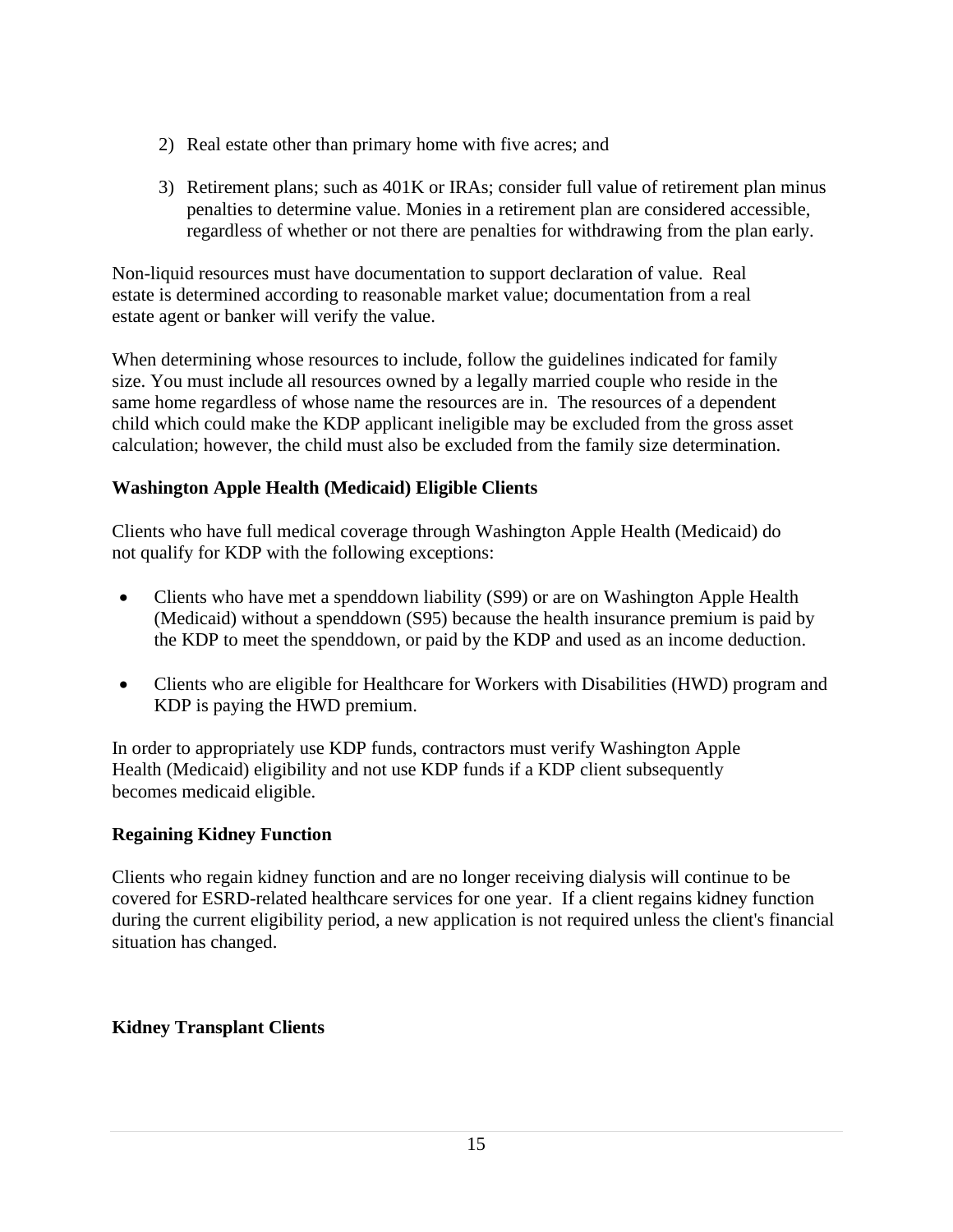2) Real estate other than primary home with five acres; and

3) Retirement plans; such as 401K or IRAs; consider full value of retirement plan minus penalties to determine value. Monies in a retirement plan are considered accessible, regardless of whether or not there are penalties for withdrawing from the plan early.

Non-liquid resources must have documentation to support declaration of value. Real estate is determined according to reasonable market value; documentation from a real estate agent or banker will verify the value.

When determining whose resources to include, follow the guidelines indicated for family size. You must include all resources owned by a legally married couple who reside in the same home regardless of whose name the resources are in. The resources of a dependent child which could make the KDP applicant ineligible may be excluded from the gross asset calculation; however, the child must also be excluded from the family size determination.

**Washington Apple Health (Medicaid) Eligible Clients**

Clients who have full medical coverage through Washington Apple Health (Medicaid) do not qualify for KDP with the following exceptions:

- Clients who have met a spenddown liability (S99) or are on Washington Apple Health (Medicaid) without a spenddown (S95) because the health insurance premium is paid by the KDP to meet the spenddown, or paid by the KDP and used as an income deduction.
- Clients who are eligible for Healthcare for Workers with Disabilities (HWD) program and KDP is paying the HWD premium.

In order to appropriately use KDP funds, contractors must verify Washington Apple Health (Medicaid) eligibility and not use KDP funds if a KDP client subsequently becomes medicaid eligible.

**Regaining Kidney Function**

Clients who regain kidney function and are no longer receiving dialysis will continue to be covered for ESRD-related healthcare services for one year. If a client regains kidney function during the current eligibility period, a new application is not required unless the client's financial situation has changed.

**Kidney Transplant Clients**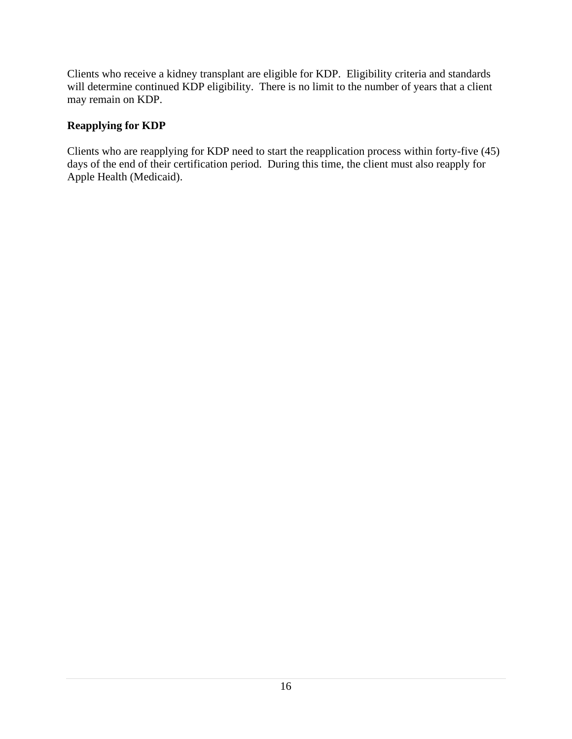Clients who receive a kidney transplant are eligible for KDP. Eligibility criteria and standards will determine continued KDP eligibility. There is no limit to the number of years that a client may remain on KDP.

**Reapplying for KDP**

Clients who are reapplying for KDP need to start the reapplication process within forty-five (45) days of the end of their certification period. During this time, the client must also reapply for Apple Health (Medicaid).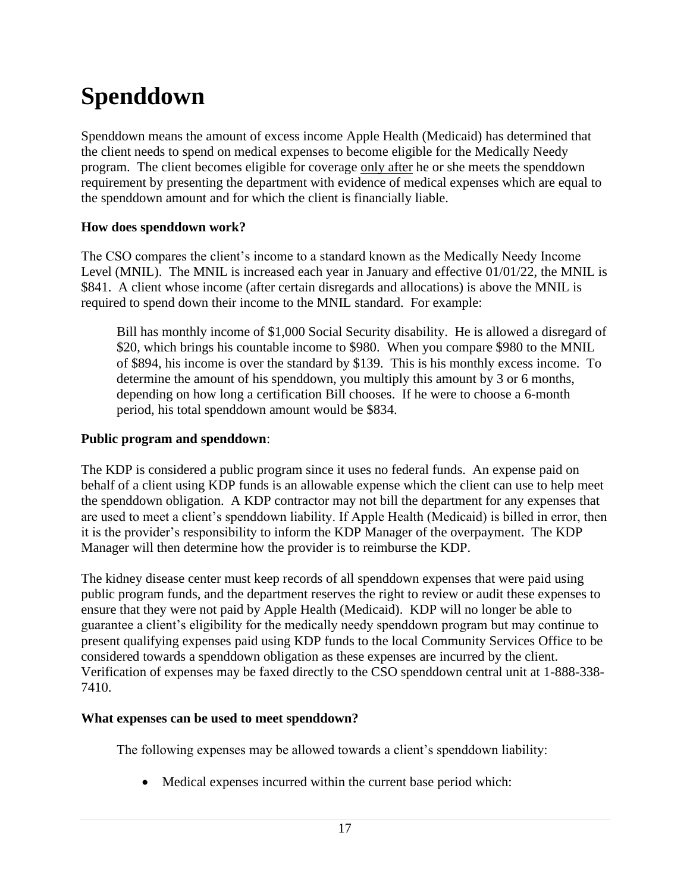# Spenddown

Spenddown means the amount of excess income Apple Health (Medicaid) has determined that the client needs to spend on medical expenses to become eligible for the Medically Needy program. The client becomes eligible for coverage <u>only after</u> he or she meets the spenddown requirement by presenting the department with evidence of medical expenses which are equal to the spenddown amount and for which the client is financially liable.

**How does spenddown work?**

The CSO compares the client's income to a standard known as the Medically Needy Income Level (MNIL). The MNIL is increased each year in January and effective 01/01/22, the MNIL is $841. A client whose income (after certain disregards and allocations) is above the MNIL is required to spend down their income to the MNIL standard. For example:

> Bill has monthly income of $1,000 Social Security disability. He is allowed a disregard of $20, which brings his countable income to $980. When you compare $980 to the MNIL of $894, his income is over the standard by $139. This is his monthly excess income. To determine the amount of his spenddown, you multiply this amount by 3 or 6 months, depending on how long a certification Bill chooses. If he were to choose a 6-month period, his total spenddown amount would be $834.

**Public program and spenddown**:

The KDP is considered a public program since it uses no federal funds. An expense paid on behalf of a client using KDP funds is an allowable expense which the client can use to help meet the spenddown obligation. A KDP contractor may not bill the department for any expenses that are used to meet a client's spenddown liability. If Apple Health (Medicaid) is billed in error, then it is the provider's responsibility to inform the KDP Manager of the overpayment. The KDP Manager will then determine how the provider is to reimburse the KDP.

The kidney disease center must keep records of all spenddown expenses that were paid using public program funds, and the department reserves the right to review or audit these expenses to ensure that they were not paid by Apple Health (Medicaid). KDP will no longer be able to guarantee a client's eligibility for the medically needy spenddown program but may continue to present qualifying expenses paid using KDP funds to the local Community Services Office to be considered towards a spenddown obligation as these expenses are incurred by the client. Verification of expenses may be faxed directly to the CSO spenddown central unit at 1-888-338-7410.

**What expenses can be used to meet spenddown?**

The following expenses may be allowed towards a client's spenddown liability:

- Medical expenses incurred within the current base period which: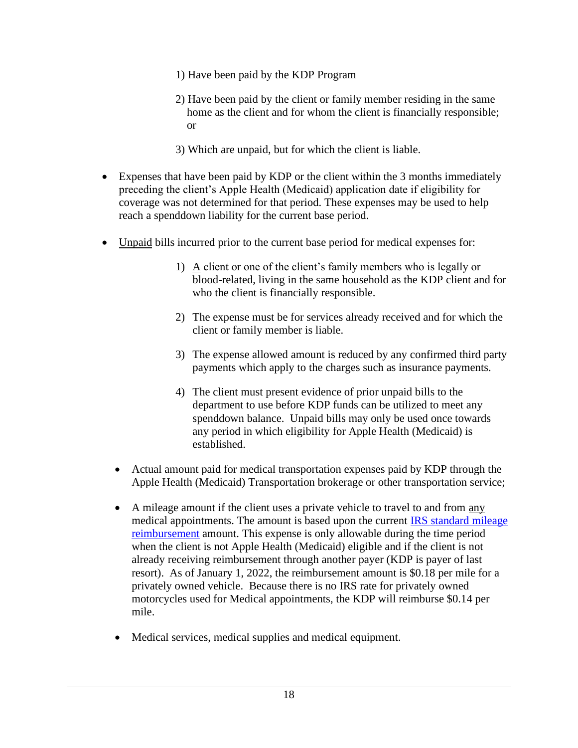1) Have been paid by the KDP Program

2) Have been paid by the client or family member residing in the same home as the client and for whom the client is financially responsible; or

3) Which are unpaid, but for which the client is liable.

- Expenses that have been paid by KDP or the client within the 3 months immediately preceding the client's Apple Health (Medicaid) application date if eligibility for coverage was not determined for that period. These expenses may be used to help reach a spenddown liability for the current base period.

- Unpaid bills incurred prior to the current base period for medical expenses for:

  1) A client or one of the client's family members who is legally or blood-related, living in the same household as the KDP client and for who the client is financially responsible.

  2) The expense must be for services already received and for which the client or family member is liable.

  3) The expense allowed amount is reduced by any confirmed third party payments which apply to the charges such as insurance payments.

  4) The client must present evidence of prior unpaid bills to the department to use before KDP funds can be utilized to meet any spenddown balance. Unpaid bills may only be used once towards any period in which eligibility for Apple Health (Medicaid) is established.

- Actual amount paid for medical transportation expenses paid by KDP through the Apple Health (Medicaid) Transportation brokerage or other transportation service;

- A mileage amount if the client uses a private vehicle to travel to and from any medical appointments. The amount is based upon the current IRS standard mileage reimbursement amount. This expense is only allowable during the time period when the client is not Apple Health (Medicaid) eligible and if the client is not already receiving reimbursement through another payer (KDP is payer of last resort). As of January 1, 2022, the reimbursement amount is $0.18 per mile for a privately owned vehicle. Because there is no IRS rate for privately owned motorcycles used for Medical appointments, the KDP will reimburse $0.14 per mile.

- Medical services, medical supplies and medical equipment.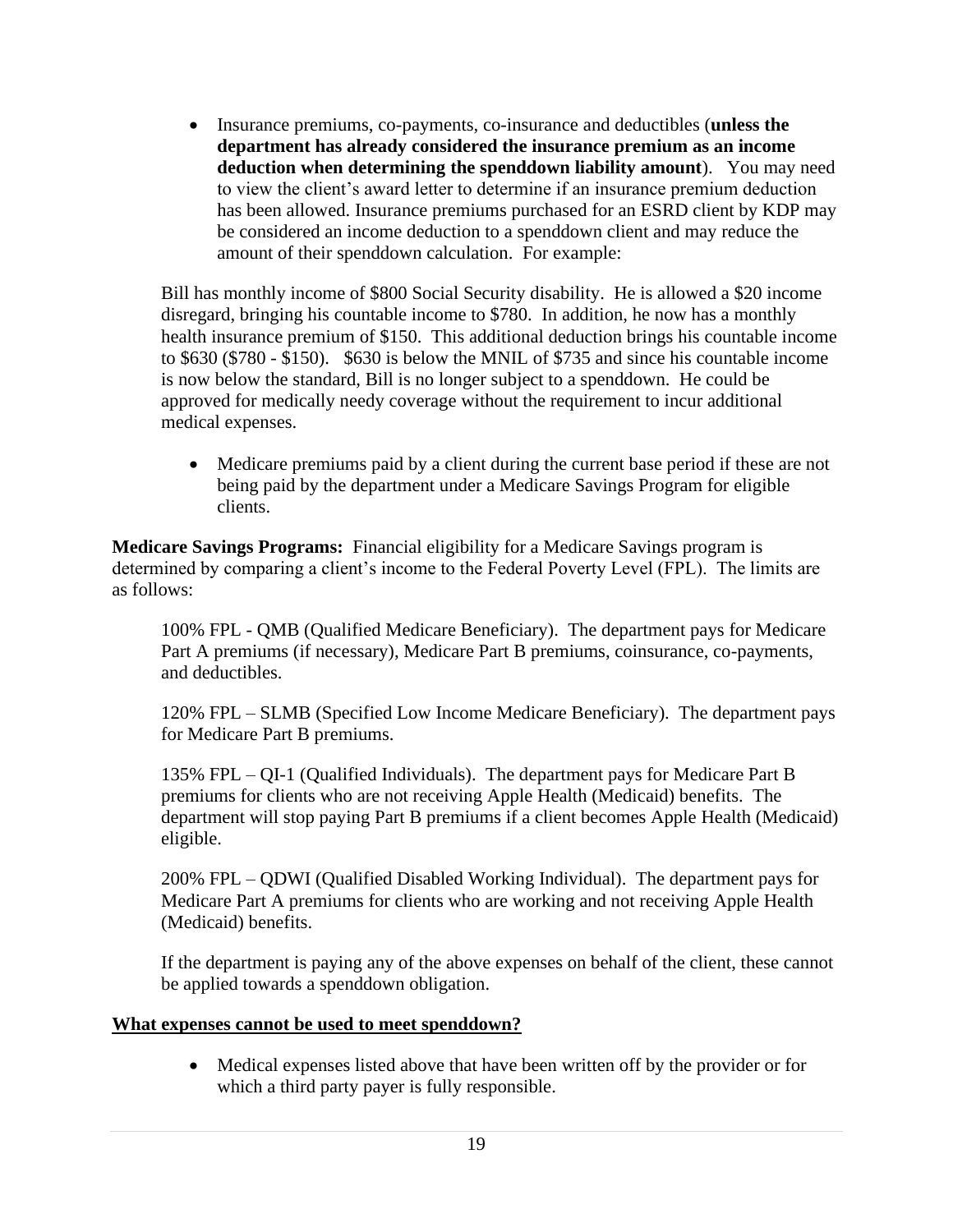- Insurance premiums, co-payments, co-insurance and deductibles (**unless the department has already considered the insurance premium as an income deduction when determining the spenddown liability amount**). You may need to view the client's award letter to determine if an insurance premium deduction has been allowed. Insurance premiums purchased for an ESRD client by KDP may be considered an income deduction to a spenddown client and may reduce the amount of their spenddown calculation. For example:

Bill has monthly income of $800 Social Security disability. He is allowed a $20 income disregard, bringing his countable income to $780. In addition, he now has a monthly health insurance premium of $150. This additional deduction brings his countable income to $630 ($780 - $150). $630 is below the MNIL of $735 and since his countable income is now below the standard, Bill is no longer subject to a spenddown. He could be approved for medically needy coverage without the requirement to incur additional medical expenses.

- Medicare premiums paid by a client during the current base period if these are not being paid by the department under a Medicare Savings Program for eligible clients.

**Medicare Savings Programs:** Financial eligibility for a Medicare Savings program is determined by comparing a client's income to the Federal Poverty Level (FPL). The limits are as follows:

100% FPL - QMB (Qualified Medicare Beneficiary). The department pays for Medicare Part A premiums (if necessary), Medicare Part B premiums, coinsurance, co-payments, and deductibles.

120% FPL – SLMB (Specified Low Income Medicare Beneficiary). The department pays for Medicare Part B premiums.

135% FPL – QI-1 (Qualified Individuals). The department pays for Medicare Part B premiums for clients who are not receiving Apple Health (Medicaid) benefits. The department will stop paying Part B premiums if a client becomes Apple Health (Medicaid) eligible.

200% FPL – QDWI (Qualified Disabled Working Individual). The department pays for Medicare Part A premiums for clients who are working and not receiving Apple Health (Medicaid) benefits.

If the department is paying any of the above expenses on behalf of the client, these cannot be applied towards a spenddown obligation.

**<u>What expenses cannot be used to meet spenddown?</u>**

- Medical expenses listed above that have been written off by the provider or for which a third party payer is fully responsible.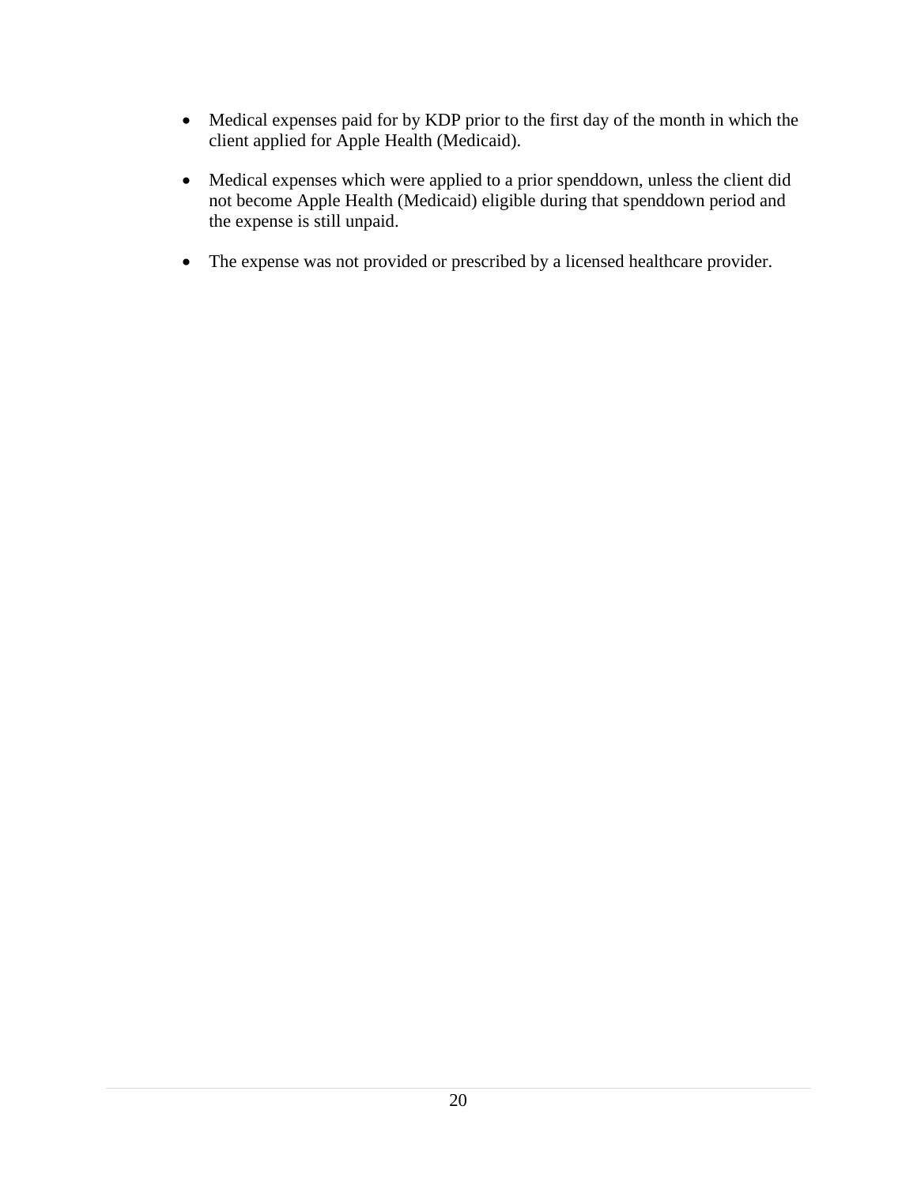- Medical expenses paid for by KDP prior to the first day of the month in which the client applied for Apple Health (Medicaid).
- Medical expenses which were applied to a prior spenddown, unless the client did not become Apple Health (Medicaid) eligible during that spenddown period and the expense is still unpaid.
- The expense was not provided or prescribed by a licensed healthcare provider.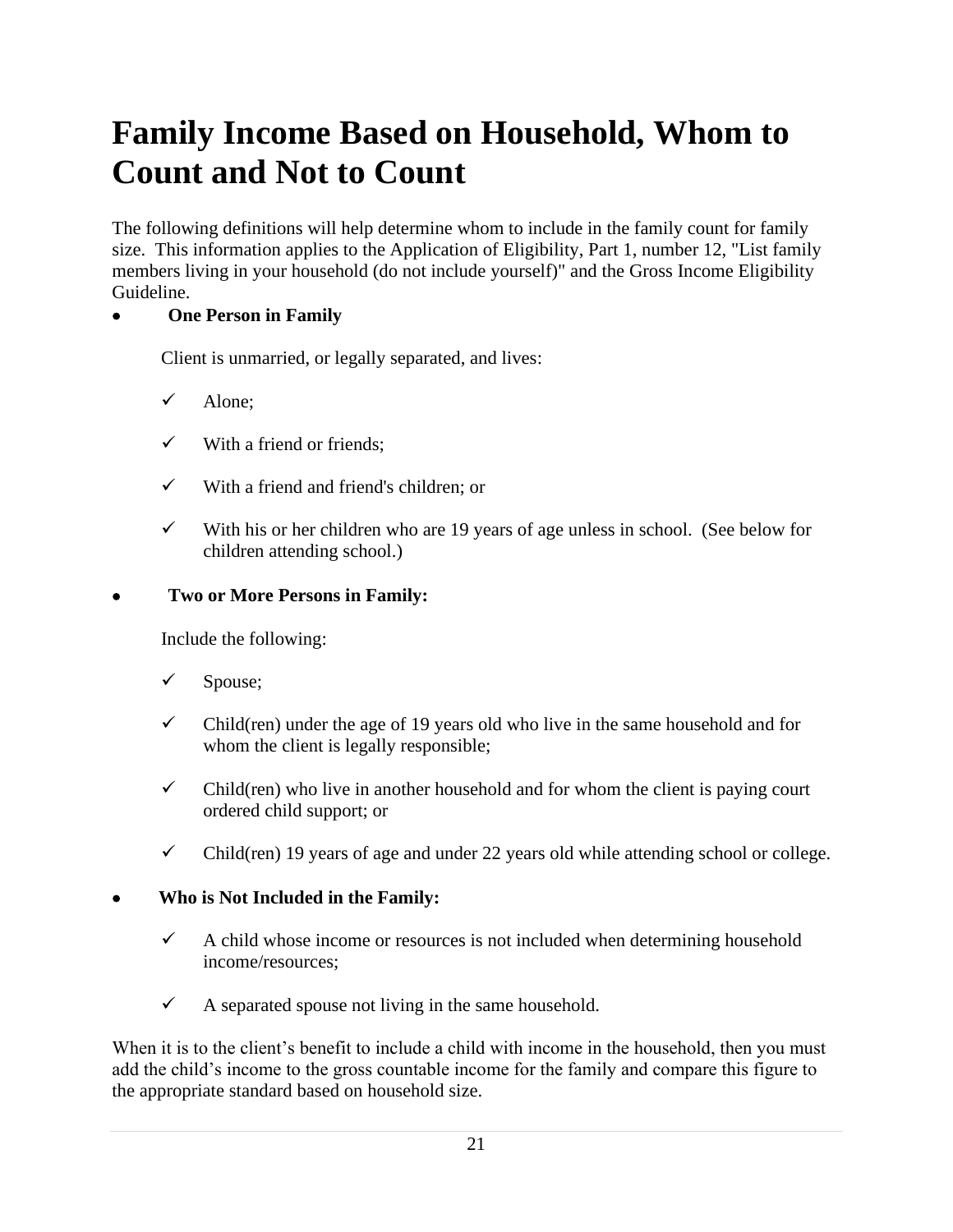# Family Income Based on Household, Whom to Count and Not to Count

The following definitions will help determine whom to include in the family count for family size. This information applies to the Application of Eligibility, Part 1, number 12, "List family members living in your household (do not include yourself)" and the Gross Income Eligibility Guideline.

- **One Person in Family**

  Client is unmarried, or legally separated, and lives:

  - ✓ Alone;
  - ✓ With a friend or friends;
  - ✓ With a friend and friend's children; or
  - ✓ With his or her children who are 19 years of age unless in school. (See below for children attending school.)

- **Two or More Persons in Family:**

  Include the following:

  - ✓ Spouse;
  - ✓ Child(ren) under the age of 19 years old who live in the same household and for whom the client is legally responsible;
  - ✓ Child(ren) who live in another household and for whom the client is paying court ordered child support; or
  - ✓ Child(ren) 19 years of age and under 22 years old while attending school or college.

- **Who is Not Included in the Family:**

  - ✓ A child whose income or resources is not included when determining household income/resources;
  - ✓ A separated spouse not living in the same household.

When it is to the client's benefit to include a child with income in the household, then you must add the child's income to the gross countable income for the family and compare this figure to the appropriate standard based on household size.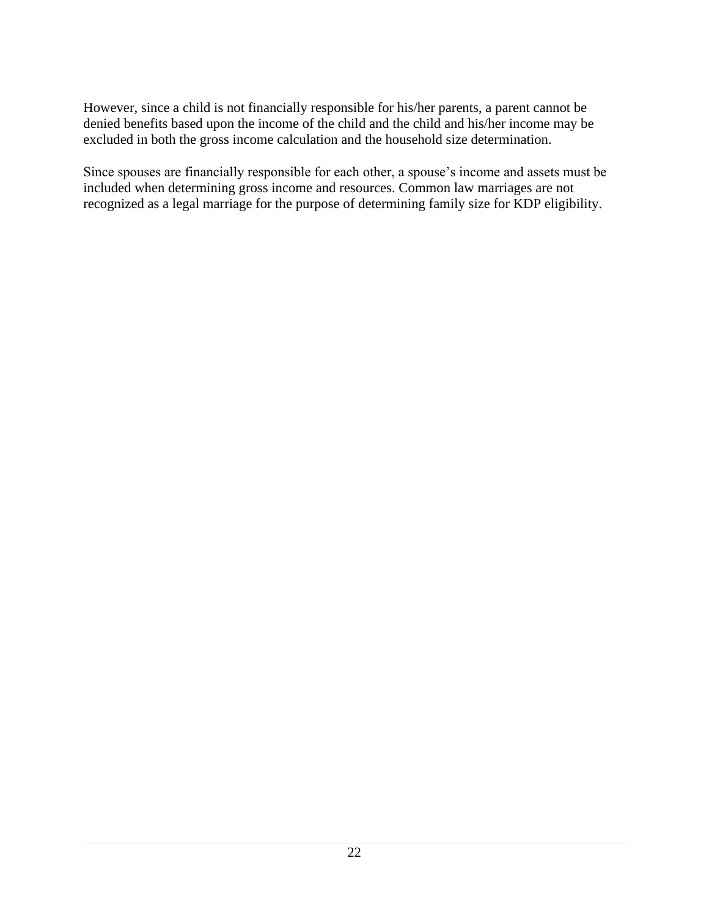However, since a child is not financially responsible for his/her parents, a parent cannot be denied benefits based upon the income of the child and the child and his/her income may be excluded in both the gross income calculation and the household size determination.

Since spouses are financially responsible for each other, a spouse's income and assets must be included when determining gross income and resources. Common law marriages are not recognized as a legal marriage for the purpose of determining family size for KDP eligibility.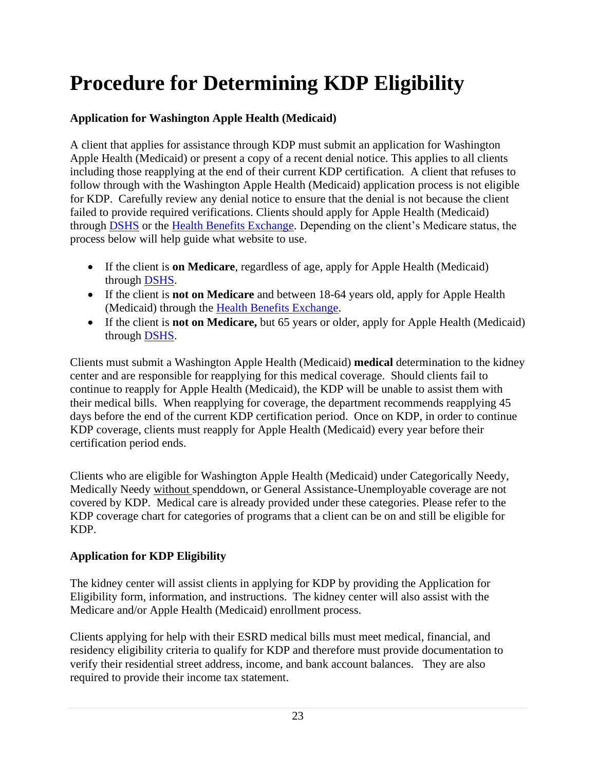# Procedure for Determining KDP Eligibility

**Application for Washington Apple Health (Medicaid)**

A client that applies for assistance through KDP must submit an application for Washington Apple Health (Medicaid) or present a copy of a recent denial notice. This applies to all clients including those reapplying at the end of their current KDP certification. A client that refuses to follow through with the Washington Apple Health (Medicaid) application process is not eligible for KDP. Carefully review any denial notice to ensure that the denial is not because the client failed to provide required verifications. Clients should apply for Apple Health (Medicaid) through DSHS or the Health Benefits Exchange. Depending on the client's Medicare status, the process below will help guide what website to use.

- If the client is **on Medicare**, regardless of age, apply for Apple Health (Medicaid) through DSHS.
- If the client is **not on Medicare** and between 18-64 years old, apply for Apple Health (Medicaid) through the Health Benefits Exchange.
- If the client is **not on Medicare,** but 65 years or older, apply for Apple Health (Medicaid) through DSHS.

Clients must submit a Washington Apple Health (Medicaid) **medical** determination to the kidney center and are responsible for reapplying for this medical coverage. Should clients fail to continue to reapply for Apple Health (Medicaid), the KDP will be unable to assist them with their medical bills. When reapplying for coverage, the department recommends reapplying 45 days before the end of the current KDP certification period. Once on KDP, in order to continue KDP coverage, clients must reapply for Apple Health (Medicaid) every year before their certification period ends.

Clients who are eligible for Washington Apple Health (Medicaid) under Categorically Needy, Medically Needy without spenddown, or General Assistance-Unemployable coverage are not covered by KDP. Medical care is already provided under these categories. Please refer to the KDP coverage chart for categories of programs that a client can be on and still be eligible for KDP.

**Application for KDP Eligibility**

The kidney center will assist clients in applying for KDP by providing the Application for Eligibility form, information, and instructions. The kidney center will also assist with the Medicare and/or Apple Health (Medicaid) enrollment process.

Clients applying for help with their ESRD medical bills must meet medical, financial, and residency eligibility criteria to qualify for KDP and therefore must provide documentation to verify their residential street address, income, and bank account balances. They are also required to provide their income tax statement.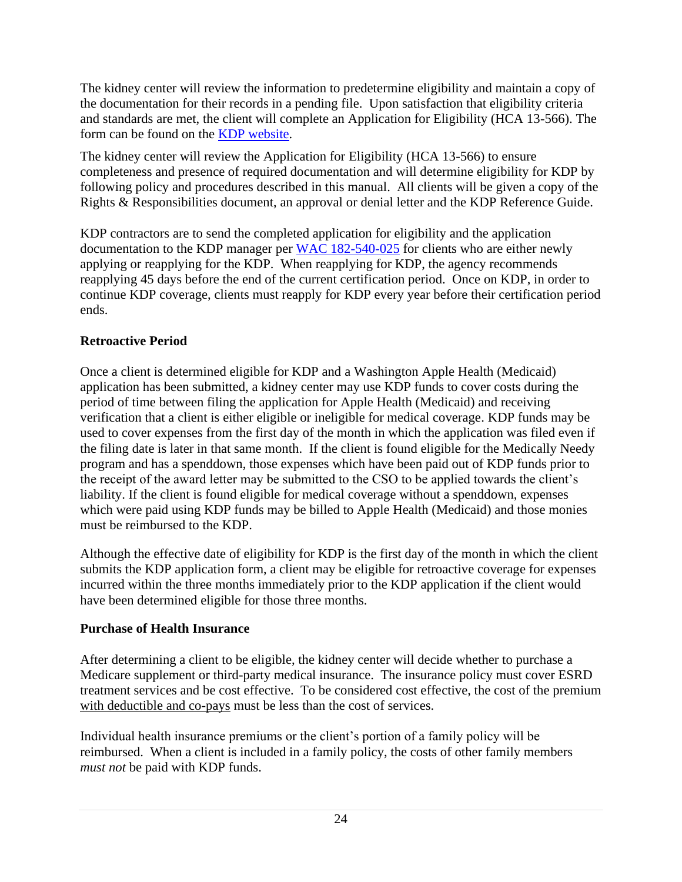The kidney center will review the information to predetermine eligibility and maintain a copy of the documentation for their records in a pending file. Upon satisfaction that eligibility criteria and standards are met, the client will complete an Application for Eligibility (HCA 13-566). The form can be found on the [KDP website](#).

The kidney center will review the Application for Eligibility (HCA 13-566) to ensure completeness and presence of required documentation and will determine eligibility for KDP by following policy and procedures described in this manual. All clients will be given a copy of the Rights & Responsibilities document, an approval or denial letter and the KDP Reference Guide.

KDP contractors are to send the completed application for eligibility and the application documentation to the KDP manager per [WAC 182-540-025](#) for clients who are either newly applying or reapplying for the KDP. When reapplying for KDP, the agency recommends reapplying 45 days before the end of the current certification period. Once on KDP, in order to continue KDP coverage, clients must reapply for KDP every year before their certification period ends.

### Retroactive Period

Once a client is determined eligible for KDP and a Washington Apple Health (Medicaid) application has been submitted, a kidney center may use KDP funds to cover costs during the period of time between filing the application for Apple Health (Medicaid) and receiving verification that a client is either eligible or ineligible for medical coverage. KDP funds may be used to cover expenses from the first day of the month in which the application was filed even if the filing date is later in that same month. If the client is found eligible for the Medically Needy program and has a spenddown, those expenses which have been paid out of KDP funds prior to the receipt of the award letter may be submitted to the CSO to be applied towards the client's liability. If the client is found eligible for medical coverage without a spenddown, expenses which were paid using KDP funds may be billed to Apple Health (Medicaid) and those monies must be reimbursed to the KDP.

Although the effective date of eligibility for KDP is the first day of the month in which the client submits the KDP application form, a client may be eligible for retroactive coverage for expenses incurred within the three months immediately prior to the KDP application if the client would have been determined eligible for those three months.

### Purchase of Health Insurance

After determining a client to be eligible, the kidney center will decide whether to purchase a Medicare supplement or third-party medical insurance. The insurance policy must cover ESRD treatment services and be cost effective. To be considered cost effective, the cost of the premium with deductible and co-pays must be less than the cost of services.

Individual health insurance premiums or the client's portion of a family policy will be reimbursed. When a client is included in a family policy, the costs of other family members *must not* be paid with KDP funds.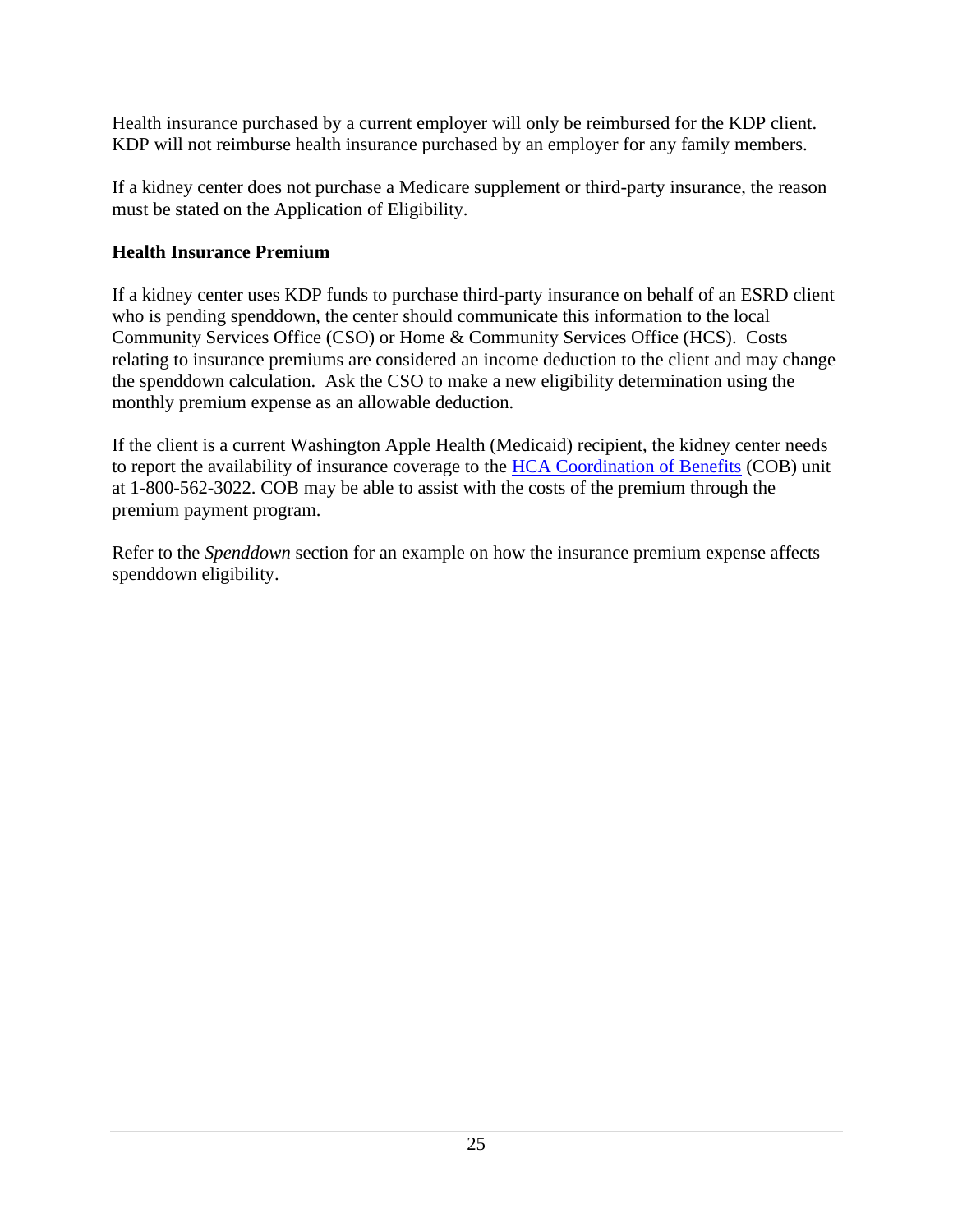Health insurance purchased by a current employer will only be reimbursed for the KDP client. KDP will not reimburse health insurance purchased by an employer for any family members.

If a kidney center does not purchase a Medicare supplement or third-party insurance, the reason must be stated on the Application of Eligibility.

**Health Insurance Premium**

If a kidney center uses KDP funds to purchase third-party insurance on behalf of an ESRD client who is pending spenddown, the center should communicate this information to the local Community Services Office (CSO) or Home & Community Services Office (HCS). Costs relating to insurance premiums are considered an income deduction to the client and may change the spenddown calculation. Ask the CSO to make a new eligibility determination using the monthly premium expense as an allowable deduction.

If the client is a current Washington Apple Health (Medicaid) recipient, the kidney center needs to report the availability of insurance coverage to the HCA Coordination of Benefits (COB) unit at 1-800-562-3022. COB may be able to assist with the costs of the premium through the premium payment program.

Refer to the *Spenddown* section for an example on how the insurance premium expense affects spenddown eligibility.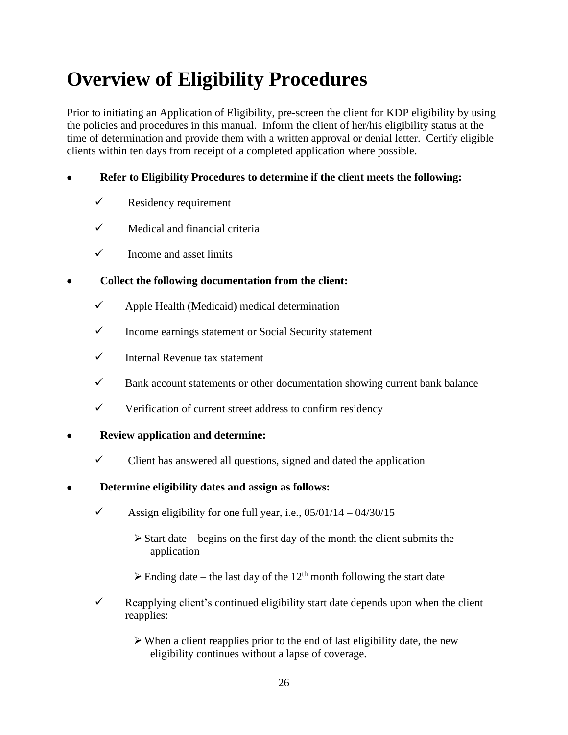# Overview of Eligibility Procedures

Prior to initiating an Application of Eligibility, pre-screen the client for KDP eligibility by using the policies and procedures in this manual. Inform the client of her/his eligibility status at the time of determination and provide them with a written approval or denial letter. Certify eligible clients within ten days from receipt of a completed application where possible.

- **Refer to Eligibility Procedures to determine if the client meets the following:**
  - ✓ Residency requirement
  - ✓ Medical and financial criteria
  - ✓ Income and asset limits
- **Collect the following documentation from the client:**
  - ✓ Apple Health (Medicaid) medical determination
  - ✓ Income earnings statement or Social Security statement
  - ✓ Internal Revenue tax statement
  - ✓ Bank account statements or other documentation showing current bank balance
  - ✓ Verification of current street address to confirm residency
- **Review application and determine:**
  - ✓ Client has answered all questions, signed and dated the application
- **Determine eligibility dates and assign as follows:**
  - ✓ Assign eligibility for one full year, i.e., 05/01/14 – 04/30/15
    - ➢ Start date – begins on the first day of the month the client submits the application
    - ➢ Ending date – the last day of the 12th month following the start date
  - ✓ Reapplying client's continued eligibility start date depends upon when the client reapplies:
    - ➢ When a client reapplies prior to the end of last eligibility date, the new eligibility continues without a lapse of coverage.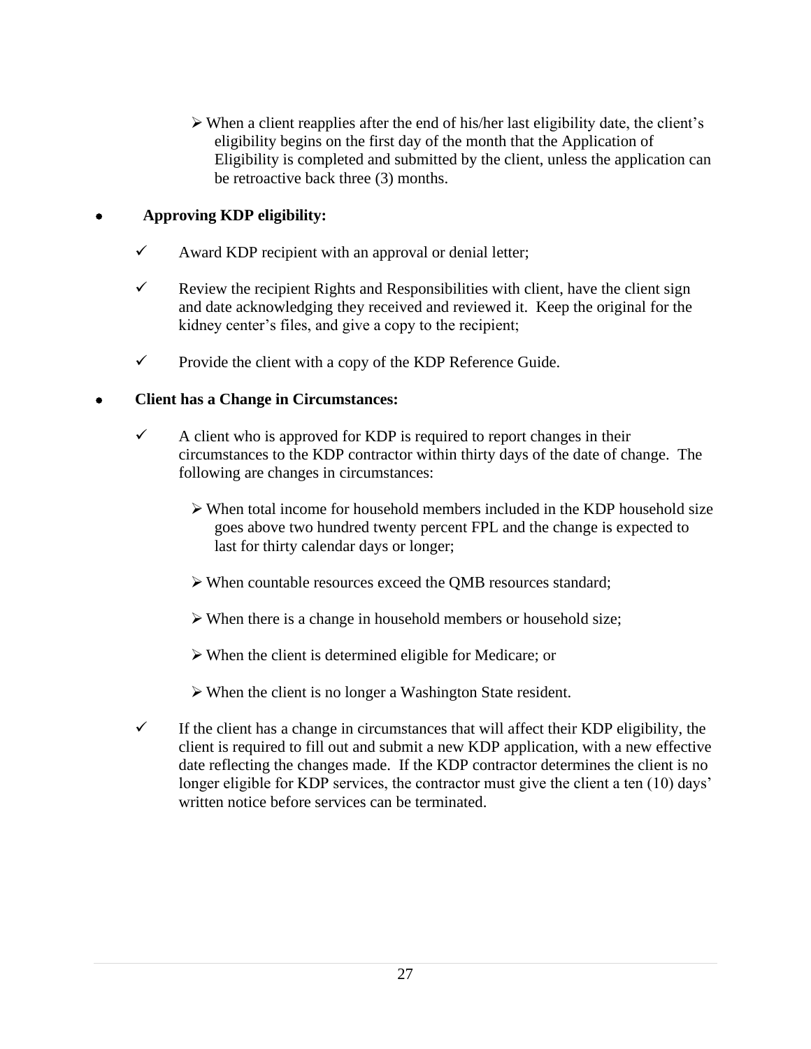- When a client reapplies after the end of his/her last eligibility date, the client's eligibility begins on the first day of the month that the Application of Eligibility is completed and submitted by the client, unless the application can be retroactive back three (3) months.

- **Approving KDP eligibility:**

  - ✓ Award KDP recipient with an approval or denial letter;
  - ✓ Review the recipient Rights and Responsibilities with client, have the client sign and date acknowledging they received and reviewed it. Keep the original for the kidney center's files, and give a copy to the recipient;
  - ✓ Provide the client with a copy of the KDP Reference Guide.

- **Client has a Change in Circumstances:**

  - ✓ A client who is approved for KDP is required to report changes in their circumstances to the KDP contractor within thirty days of the date of change. The following are changes in circumstances:
    - When total income for household members included in the KDP household size goes above two hundred twenty percent FPL and the change is expected to last for thirty calendar days or longer;
    - When countable resources exceed the QMB resources standard;
    - When there is a change in household members or household size;
    - When the client is determined eligible for Medicare; or
    - When the client is no longer a Washington State resident.
  - ✓ If the client has a change in circumstances that will affect their KDP eligibility, the client is required to fill out and submit a new KDP application, with a new effective date reflecting the changes made. If the KDP contractor determines the client is no longer eligible for KDP services, the contractor must give the client a ten (10) days' written notice before services can be terminated.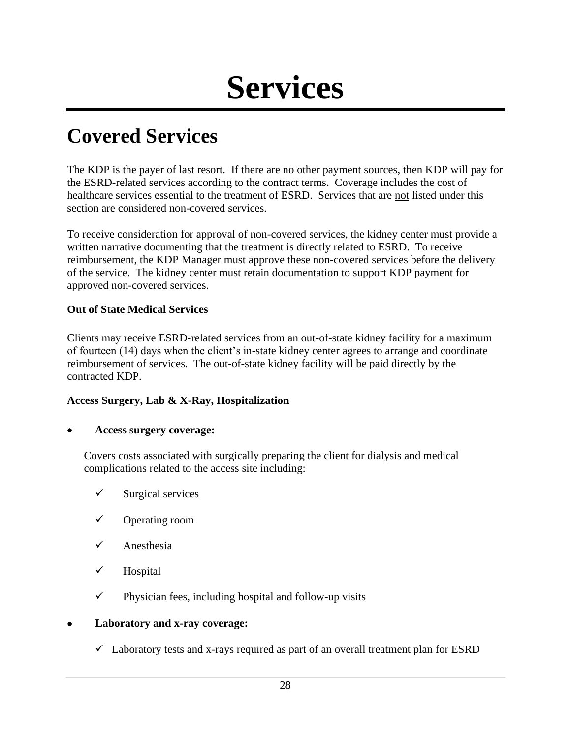# Services

## Covered Services

The KDP is the payer of last resort. If there are no other payment sources, then KDP will pay for the ESRD-related services according to the contract terms. Coverage includes the cost of healthcare services essential to the treatment of ESRD. Services that are <u>not</u> listed under this section are considered non-covered services.

To receive consideration for approval of non-covered services, the kidney center must provide a written narrative documenting that the treatment is directly related to ESRD. To receive reimbursement, the KDP Manager must approve these non-covered services before the delivery of the service. The kidney center must retain documentation to support KDP payment for approved non-covered services.

**Out of State Medical Services**

Clients may receive ESRD-related services from an out-of-state kidney facility for a maximum of fourteen (14) days when the client's in-state kidney center agrees to arrange and coordinate reimbursement of services. The out-of-state kidney facility will be paid directly by the contracted KDP.

**Access Surgery, Lab & X-Ray, Hospitalization**

- **Access surgery coverage:**

  Covers costs associated with surgically preparing the client for dialysis and medical complications related to the access site including:

  - ✓ Surgical services
  - ✓ Operating room
  - ✓ Anesthesia
  - ✓ Hospital
  - ✓ Physician fees, including hospital and follow-up visits

- **Laboratory and x-ray coverage:**

  - ✓ Laboratory tests and x-rays required as part of an overall treatment plan for ESRD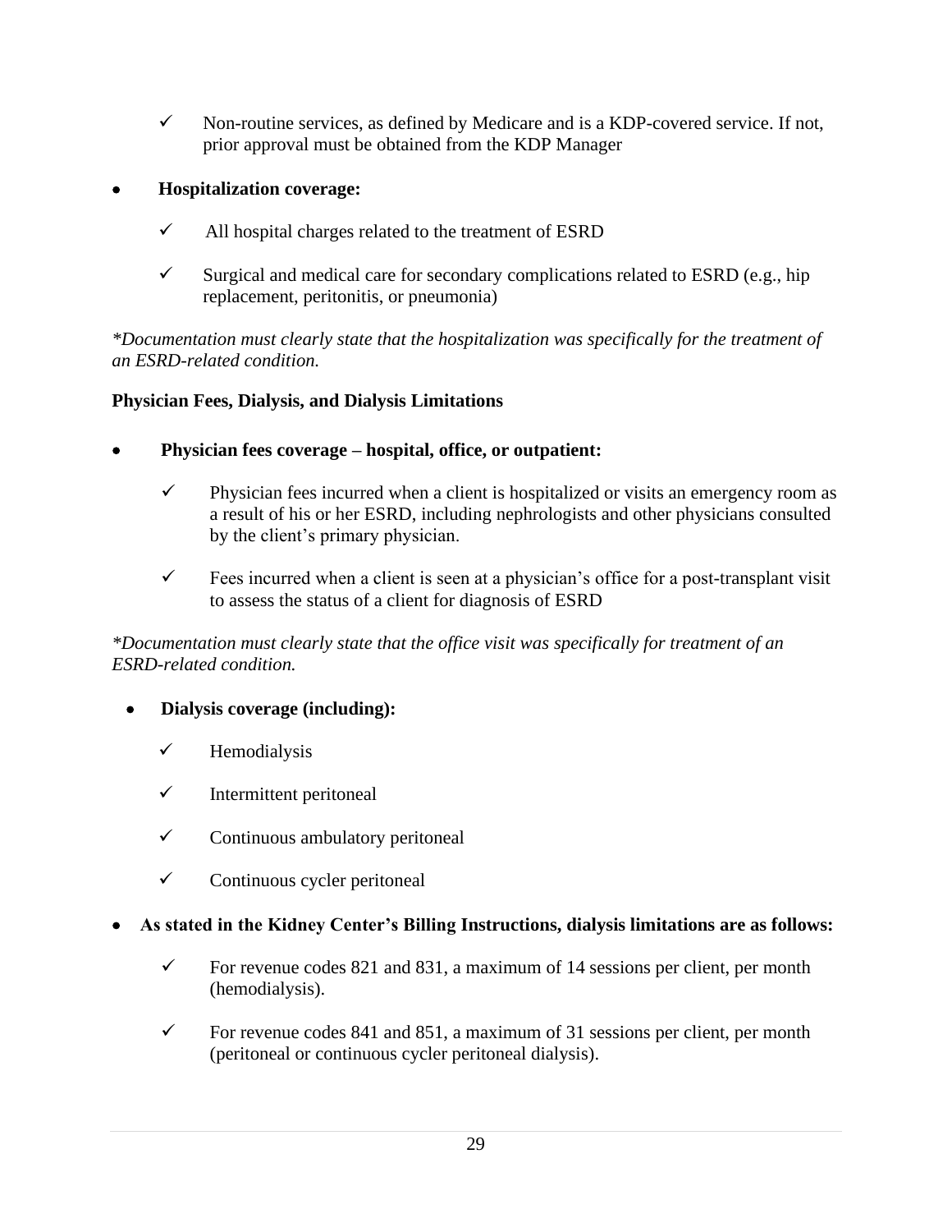- ✓ Non-routine services, as defined by Medicare and is a KDP-covered service. If not, prior approval must be obtained from the KDP Manager

- **Hospitalization coverage:**
  - ✓ All hospital charges related to the treatment of ESRD
  - ✓ Surgical and medical care for secondary complications related to ESRD (e.g., hip replacement, peritonitis, or pneumonia)

*\*Documentation must clearly state that the hospitalization was specifically for the treatment of an ESRD-related condition.*

**Physician Fees, Dialysis, and Dialysis Limitations**

- **Physician fees coverage – hospital, office, or outpatient:**
  - ✓ Physician fees incurred when a client is hospitalized or visits an emergency room as a result of his or her ESRD, including nephrologists and other physicians consulted by the client's primary physician.
  - ✓ Fees incurred when a client is seen at a physician's office for a post-transplant visit to assess the status of a client for diagnosis of ESRD

*\*Documentation must clearly state that the office visit was specifically for treatment of an ESRD-related condition.*

- **Dialysis coverage (including):**
  - ✓ Hemodialysis
  - ✓ Intermittent peritoneal
  - ✓ Continuous ambulatory peritoneal
  - ✓ Continuous cycler peritoneal

- **As stated in the Kidney Center's Billing Instructions, dialysis limitations are as follows:**
  - ✓ For revenue codes 821 and 831, a maximum of 14 sessions per client, per month (hemodialysis).
  - ✓ For revenue codes 841 and 851, a maximum of 31 sessions per client, per month (peritoneal or continuous cycler peritoneal dialysis).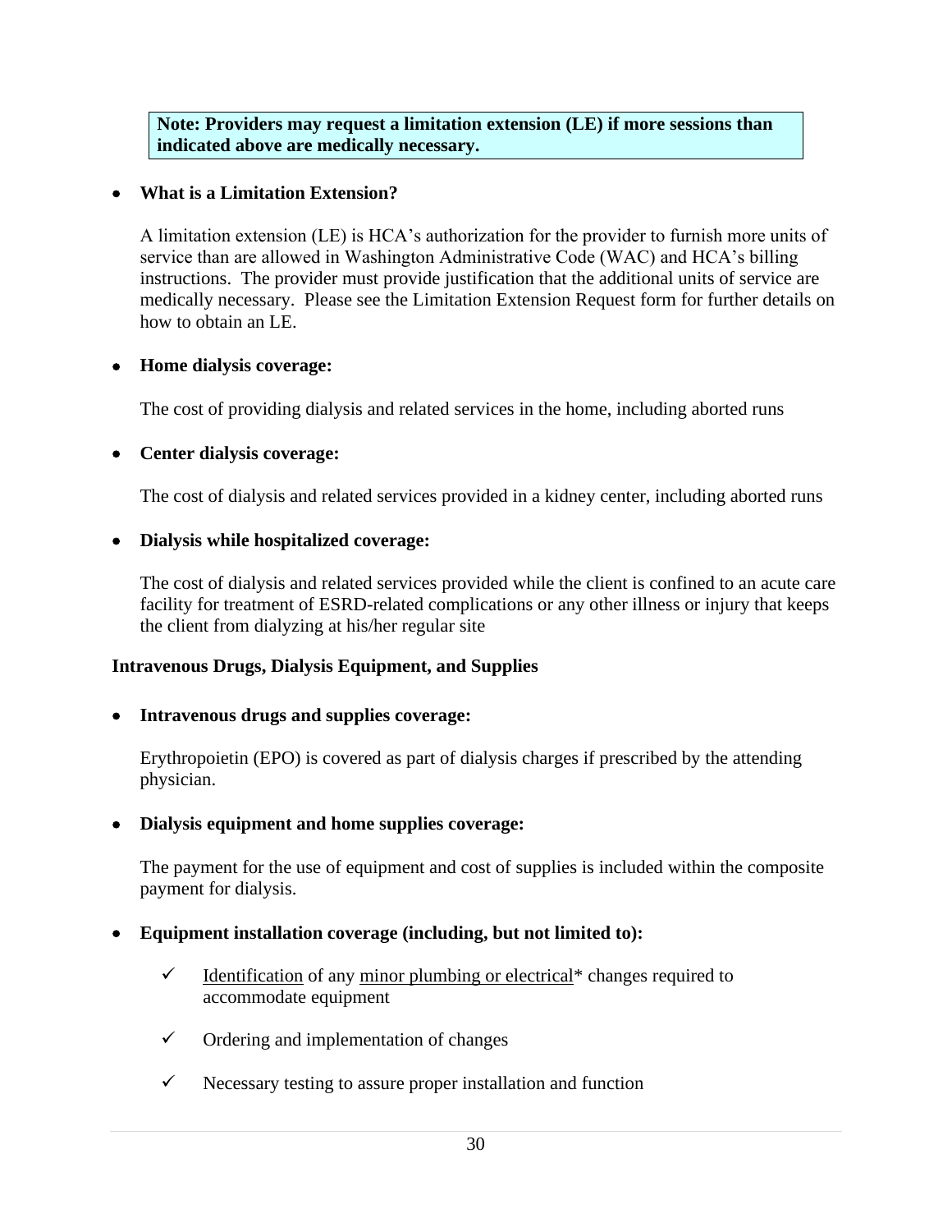**Note: Providers may request a limitation extension (LE) if more sessions than indicated above are medically necessary.**

- **What is a Limitation Extension?**

  A limitation extension (LE) is HCA's authorization for the provider to furnish more units of service than are allowed in Washington Administrative Code (WAC) and HCA's billing instructions. The provider must provide justification that the additional units of service are medically necessary. Please see the Limitation Extension Request form for further details on how to obtain an LE.

- **Home dialysis coverage:**

  The cost of providing dialysis and related services in the home, including aborted runs

- **Center dialysis coverage:**

  The cost of dialysis and related services provided in a kidney center, including aborted runs

- **Dialysis while hospitalized coverage:**

  The cost of dialysis and related services provided while the client is confined to an acute care facility for treatment of ESRD-related complications or any other illness or injury that keeps the client from dialyzing at his/her regular site

**Intravenous Drugs, Dialysis Equipment, and Supplies**

- **Intravenous drugs and supplies coverage:**

  Erythropoietin (EPO) is covered as part of dialysis charges if prescribed by the attending physician.

- **Dialysis equipment and home supplies coverage:**

  The payment for the use of equipment and cost of supplies is included within the composite payment for dialysis.

- **Equipment installation coverage (including, but not limited to):**

  - ✓ <u>Identification</u> of any <u>minor plumbing or electrical</u>* changes required to accommodate equipment
  - ✓ Ordering and implementation of changes
  - ✓ Necessary testing to assure proper installation and function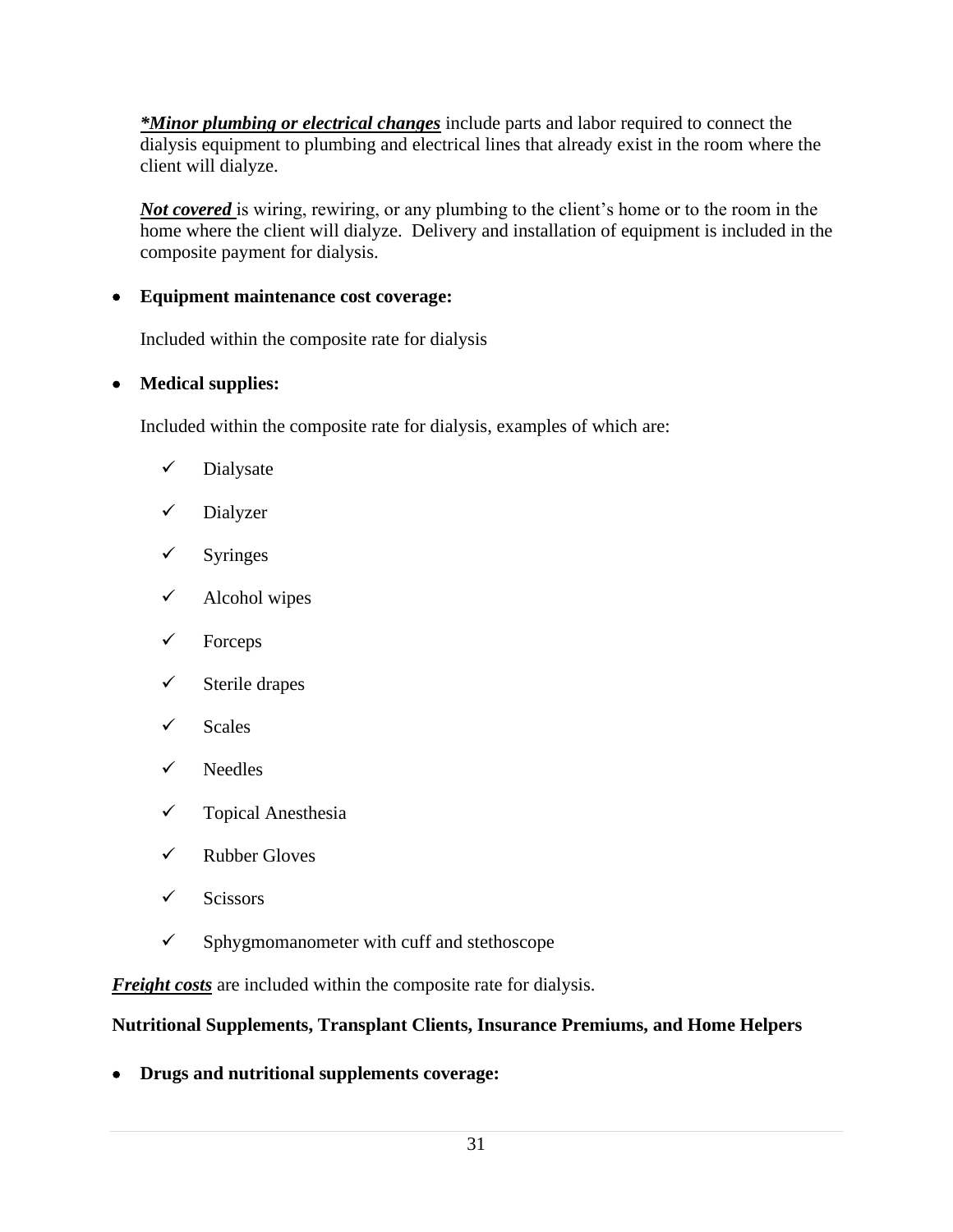***\*Minor plumbing or electrical changes*** include parts and labor required to connect the dialysis equipment to plumbing and electrical lines that already exist in the room where the client will dialyze.

***Not covered*** is wiring, rewiring, or any plumbing to the client's home or to the room in the home where the client will dialyze. Delivery and installation of equipment is included in the composite payment for dialysis.

- **Equipment maintenance cost coverage:**

  Included within the composite rate for dialysis

- **Medical supplies:**

  Included within the composite rate for dialysis, examples of which are:

  - ✓ Dialysate
  - ✓ Dialyzer
  - ✓ Syringes
  - ✓ Alcohol wipes
  - ✓ Forceps
  - ✓ Sterile drapes
  - ✓ Scales
  - ✓ Needles
  - ✓ Topical Anesthesia
  - ✓ Rubber Gloves
  - ✓ Scissors
  - ✓ Sphygmomanometer with cuff and stethoscope

***Freight costs*** are included within the composite rate for dialysis.

**Nutritional Supplements, Transplant Clients, Insurance Premiums, and Home Helpers**

- **Drugs and nutritional supplements coverage:**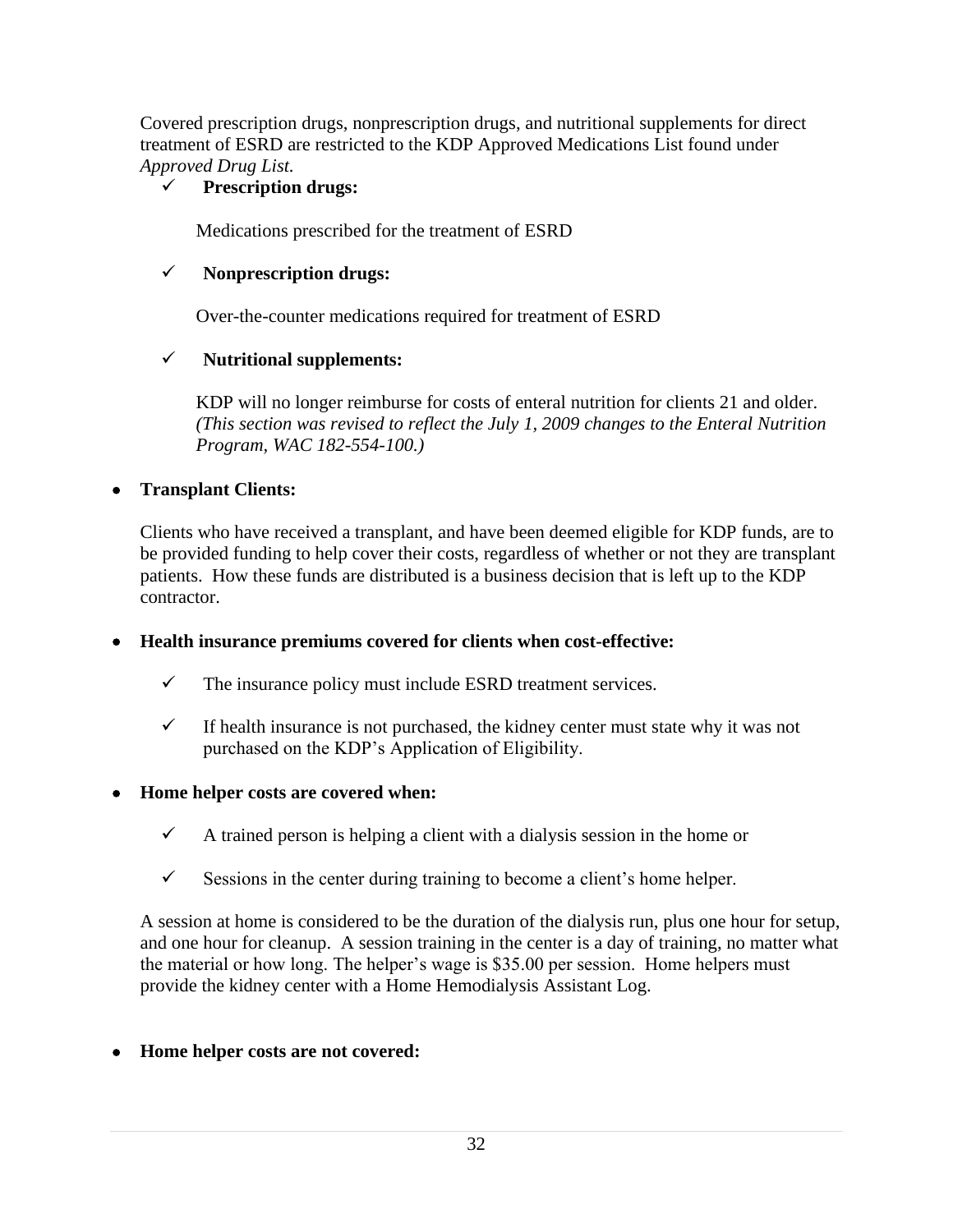Covered prescription drugs, nonprescription drugs, and nutritional supplements for direct treatment of ESRD are restricted to the KDP Approved Medications List found under *Approved Drug List.*

- ✓ **Prescription drugs:**

  Medications prescribed for the treatment of ESRD

- ✓ **Nonprescription drugs:**

  Over-the-counter medications required for treatment of ESRD

- ✓ **Nutritional supplements:**

  KDP will no longer reimburse for costs of enteral nutrition for clients 21 and older. *(This section was revised to reflect the July 1, 2009 changes to the Enteral Nutrition Program, WAC 182-554-100.)*

- **Transplant Clients:**

  Clients who have received a transplant, and have been deemed eligible for KDP funds, are to be provided funding to help cover their costs, regardless of whether or not they are transplant patients. How these funds are distributed is a business decision that is left up to the KDP contractor.

- **Health insurance premiums covered for clients when cost-effective:**

  - ✓ The insurance policy must include ESRD treatment services.
  - ✓ If health insurance is not purchased, the kidney center must state why it was not purchased on the KDP's Application of Eligibility.

- **Home helper costs are covered when:**

  - ✓ A trained person is helping a client with a dialysis session in the home or
  - ✓ Sessions in the center during training to become a client's home helper.

  A session at home is considered to be the duration of the dialysis run, plus one hour for setup, and one hour for cleanup. A session training in the center is a day of training, no matter what the material or how long. The helper's wage is $35.00 per session. Home helpers must provide the kidney center with a Home Hemodialysis Assistant Log.

- **Home helper costs are not covered:**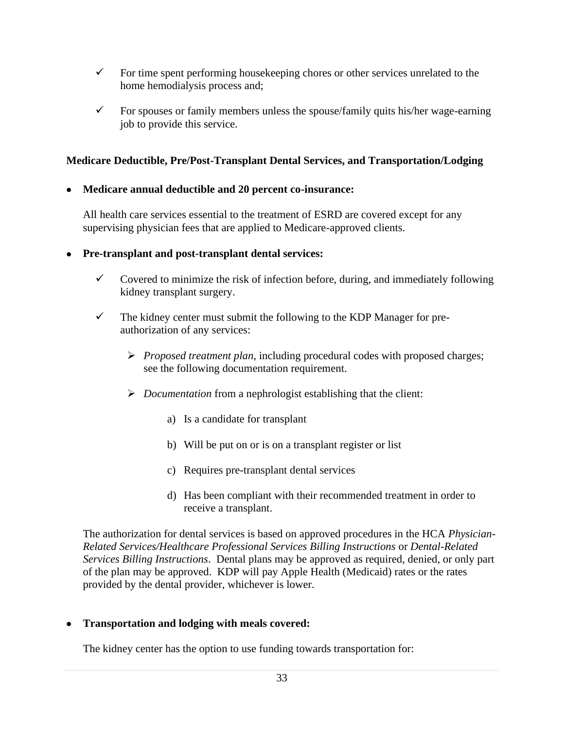- ✓ For time spent performing housekeeping chores or other services unrelated to the home hemodialysis process and;
- ✓ For spouses or family members unless the spouse/family quits his/her wage-earning job to provide this service.

**Medicare Deductible, Pre/Post-Transplant Dental Services, and Transportation/Lodging**

- **Medicare annual deductible and 20 percent co-insurance:**

  All health care services essential to the treatment of ESRD are covered except for any supervising physician fees that are applied to Medicare-approved clients.

- **Pre-transplant and post-transplant dental services:**

  - ✓ Covered to minimize the risk of infection before, during, and immediately following kidney transplant surgery.
  - ✓ The kidney center must submit the following to the KDP Manager for pre-authorization of any services:
    - ➢ *Proposed treatment plan*, including procedural codes with proposed charges; see the following documentation requirement.
    - ➢ *Documentation* from a nephrologist establishing that the client:
      - a) Is a candidate for transplant
      - b) Will be put on or is on a transplant register or list
      - c) Requires pre-transplant dental services
      - d) Has been compliant with their recommended treatment in order to receive a transplant.

  The authorization for dental services is based on approved procedures in the HCA *Physician-Related Services/Healthcare Professional Services Billing Instructions* or *Dental-Related Services Billing Instructions*. Dental plans may be approved as required, denied, or only part of the plan may be approved. KDP will pay Apple Health (Medicaid) rates or the rates provided by the dental provider, whichever is lower.

- **Transportation and lodging with meals covered:**

  The kidney center has the option to use funding towards transportation for: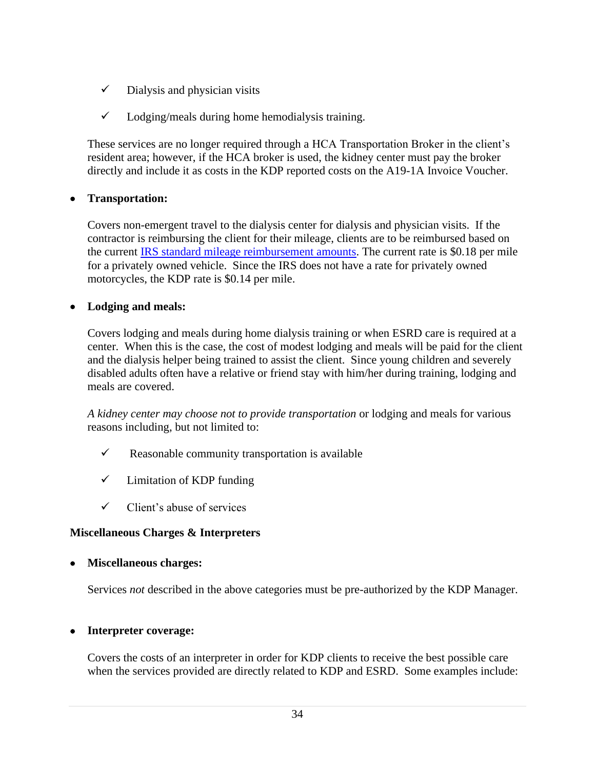- ✓ Dialysis and physician visits
- ✓ Lodging/meals during home hemodialysis training.

These services are no longer required through a HCA Transportation Broker in the client's resident area; however, if the HCA broker is used, the kidney center must pay the broker directly and include it as costs in the KDP reported costs on the A19-1A Invoice Voucher.

- **Transportation:**

  Covers non-emergent travel to the dialysis center for dialysis and physician visits. If the contractor is reimbursing the client for their mileage, clients are to be reimbursed based on the current [IRS standard mileage reimbursement amounts](). The current rate is $0.18 per mile for a privately owned vehicle. Since the IRS does not have a rate for privately owned motorcycles, the KDP rate is $0.14 per mile.

- **Lodging and meals:**

  Covers lodging and meals during home dialysis training or when ESRD care is required at a center. When this is the case, the cost of modest lodging and meals will be paid for the client and the dialysis helper being trained to assist the client. Since young children and severely disabled adults often have a relative or friend stay with him/her during training, lodging and meals are covered.

  *A kidney center may choose not to provide transportation* or lodging and meals for various reasons including, but not limited to:

  - ✓ Reasonable community transportation is available
  - ✓ Limitation of KDP funding
  - ✓ Client's abuse of services

**Miscellaneous Charges & Interpreters**

- **Miscellaneous charges:**

  Services *not* described in the above categories must be pre-authorized by the KDP Manager.

- **Interpreter coverage:**

  Covers the costs of an interpreter in order for KDP clients to receive the best possible care when the services provided are directly related to KDP and ESRD. Some examples include: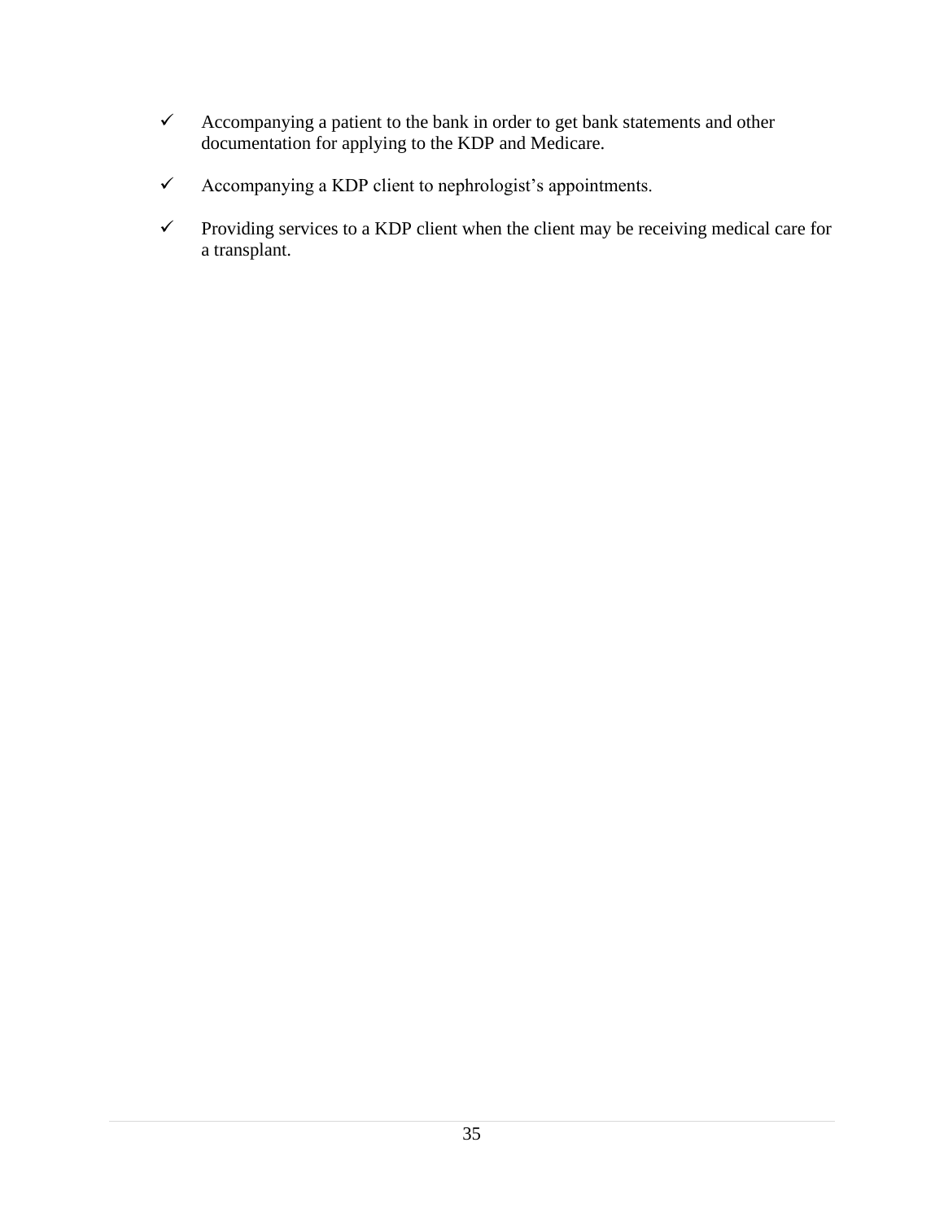- ✓ Accompanying a patient to the bank in order to get bank statements and other documentation for applying to the KDP and Medicare.

- ✓ Accompanying a KDP client to nephrologist's appointments.

- ✓ Providing services to a KDP client when the client may be receiving medical care for a transplant.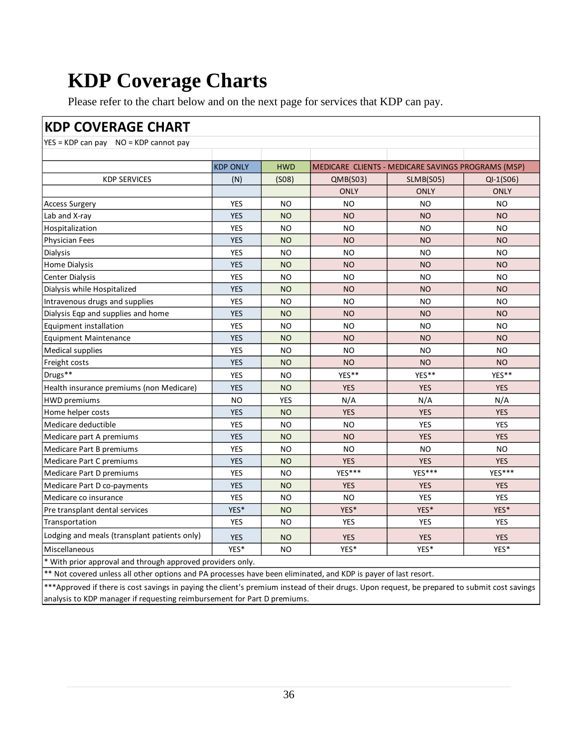# KDP Coverage Charts

Please refer to the chart below and on the next page for services that KDP can pay.

**KDP COVERAGE CHART**

YES = KDP can pay    NO = KDP cannot pay

| | KDP ONLY | HWD | MEDICARE CLIENTS - MEDICARE SAVINGS PROGRAMS (MSP) | | |
|---|---|---|---|---|---|
| KDP SERVICES | (N) | (S08) | QMB(S03) | SLMB(S05) | QI-1(S06) |
| | | | ONLY | ONLY | ONLY |
| Access Surgery | YES | NO | NO | NO | NO |
| Lab and X-ray | YES | NO | NO | NO | NO |
| Hospitalization | YES | NO | NO | NO | NO |
| Physician Fees | YES | NO | NO | NO | NO |
| Dialysis | YES | NO | NO | NO | NO |
| Home Dialysis | YES | NO | NO | NO | NO |
| Center Dialysis | YES | NO | NO | NO | NO |
| Dialysis while Hospitalized | YES | NO | NO | NO | NO |
| Intravenous drugs and supplies | YES | NO | NO | NO | NO |
| Dialysis Eqp and supplies and home | YES | NO | NO | NO | NO |
| Equipment installation | YES | NO | NO | NO | NO |
| Equipment Maintenance | YES | NO | NO | NO | NO |
| Medical supplies | YES | NO | NO | NO | NO |
| Freight costs | YES | NO | NO | NO | NO |
| Drugs** | YES | NO | YES** | YES** | YES** |
| Health insurance premiums (non Medicare) | YES | NO | YES | YES | YES |
| HWD premiums | NO | YES | N/A | N/A | N/A |
| Home helper costs | YES | NO | YES | YES | YES |
| Medicare deductible | YES | NO | NO | YES | YES |
| Medicare part A premiums | YES | NO | NO | YES | YES |
| Medicare Part B premiums | YES | NO | NO | NO | NO |
| Medicare Part C premiums | YES | NO | YES | YES | YES |
| Medicare Part D premiums | YES | NO | YES*** | YES*** | YES*** |
| Medicare Part D co-payments | YES | NO | YES | YES | YES |
| Medicare co insurance | YES | NO | NO | YES | YES |
| Pre transplant dental services | YES* | NO | YES* | YES* | YES* |
| Transportation | YES | NO | YES | YES | YES |
| Lodging and meals (transplant patients only) | YES | NO | YES | YES | YES |
| Miscellaneous | YES* | NO | YES* | YES* | YES* |

* With prior approval and through approved providers only.

** Not covered unless all other options and PA processes have been eliminated, and KDP is payer of last resort.

***Approved if there is cost savings in paying the client's premium instead of their drugs. Upon request, be prepared to submit cost savings analysis to KDP manager if requesting reimbursement for Part D premiums.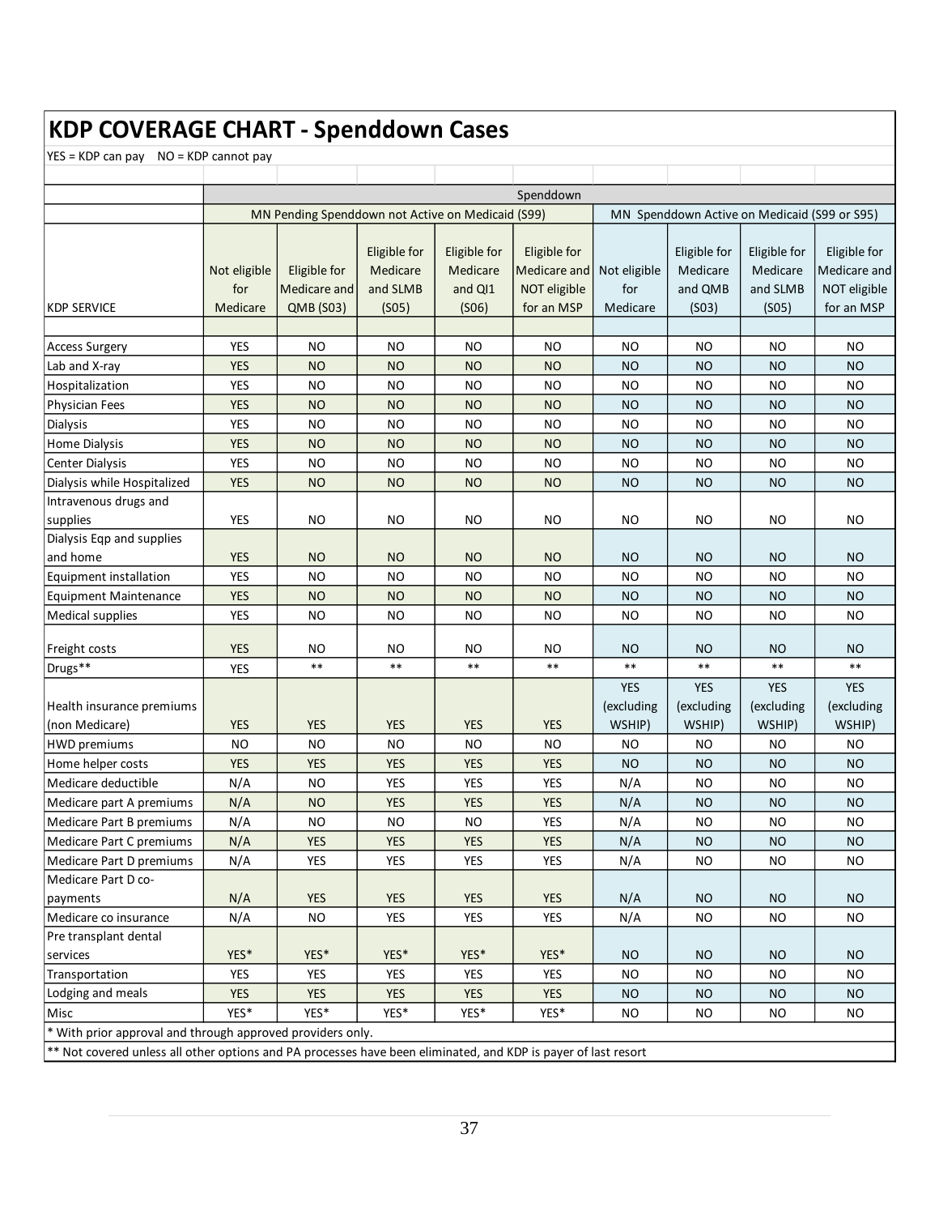# KDP COVERAGE CHART - Spenddown Cases

YES = KDP can pay NO = KDP cannot pay

| | Spenddown | | | | | | | | |
|---|---|---|---|---|---|---|---|---|---|
| | MN Pending Spenddown not Active on Medicaid (S99) | | | | | MN Spenddown Active on Medicaid (S99 or S95) | | | |
| KDP SERVICE | Not eligible for Medicare | Eligible for Medicare and QMB (S03) | Eligible for Medicare and SLMB (S05) | Eligible for Medicare and QI1 (S06) | Eligible for Medicare and NOT eligible for an MSP | Not eligible for Medicare | Eligible for Medicare and QMB (S03) | Eligible for Medicare and SLMB (S05) | Eligible for Medicare and NOT eligible for an MSP |
| Access Surgery | YES | NO | NO | NO | NO | NO | NO | NO | NO |
| Lab and X-ray | YES | NO | NO | NO | NO | NO | NO | NO | NO |
| Hospitalization | YES | NO | NO | NO | NO | NO | NO | NO | NO |
| Physician Fees | YES | NO | NO | NO | NO | NO | NO | NO | NO |
| Dialysis | YES | NO | NO | NO | NO | NO | NO | NO | NO |
| Home Dialysis | YES | NO | NO | NO | NO | NO | NO | NO | NO |
| Center Dialysis | YES | NO | NO | NO | NO | NO | NO | NO | NO |
| Dialysis while Hospitalized | YES | NO | NO | NO | NO | NO | NO | NO | NO |
| Intravenous drugs and supplies | YES | NO | NO | NO | NO | NO | NO | NO | NO |
| Dialysis Eqp and supplies and home | YES | NO | NO | NO | NO | NO | NO | NO | NO |
| Equipment installation | YES | NO | NO | NO | NO | NO | NO | NO | NO |
| Equipment Maintenance | YES | NO | NO | NO | NO | NO | NO | NO | NO |
| Medical supplies | YES | NO | NO | NO | NO | NO | NO | NO | NO |
| Freight costs | YES | NO | NO | NO | NO | NO | NO | NO | NO |
| Drugs** | YES | ** | ** | ** | ** | ** | ** | ** | ** |
| Health insurance premiums (non Medicare) | YES | YES | YES | YES | YES | YES (excluding WSHIP) | YES (excluding WSHIP) | YES (excluding WSHIP) | YES (excluding WSHIP) |
| HWD premiums | NO | NO | NO | NO | NO | NO | NO | NO | NO |
| Home helper costs | YES | YES | YES | YES | YES | NO | NO | NO | NO |
| Medicare deductible | N/A | NO | YES | YES | YES | N/A | NO | NO | NO |
| Medicare part A premiums | N/A | NO | YES | YES | YES | N/A | NO | NO | NO |
| Medicare Part B premiums | N/A | NO | NO | NO | YES | N/A | NO | NO | NO |
| Medicare Part C premiums | N/A | YES | YES | YES | YES | N/A | NO | NO | NO |
| Medicare Part D premiums | N/A | YES | YES | YES | YES | N/A | NO | NO | NO |
| Medicare Part D co-payments | N/A | YES | YES | YES | YES | N/A | NO | NO | NO |
| Medicare co insurance | N/A | NO | YES | YES | YES | N/A | NO | NO | NO |
| Pre transplant dental services | YES* | YES* | YES* | YES* | YES* | NO | NO | NO | NO |
| Transportation | YES | YES | YES | YES | YES | NO | NO | NO | NO |
| Lodging and meals | YES | YES | YES | YES | YES | NO | NO | NO | NO |
| Misc | YES* | YES* | YES* | YES* | YES* | NO | NO | NO | NO |

* With prior approval and through approved providers only.

** Not covered unless all other options and PA processes have been eliminated, and KDP is payer of last resort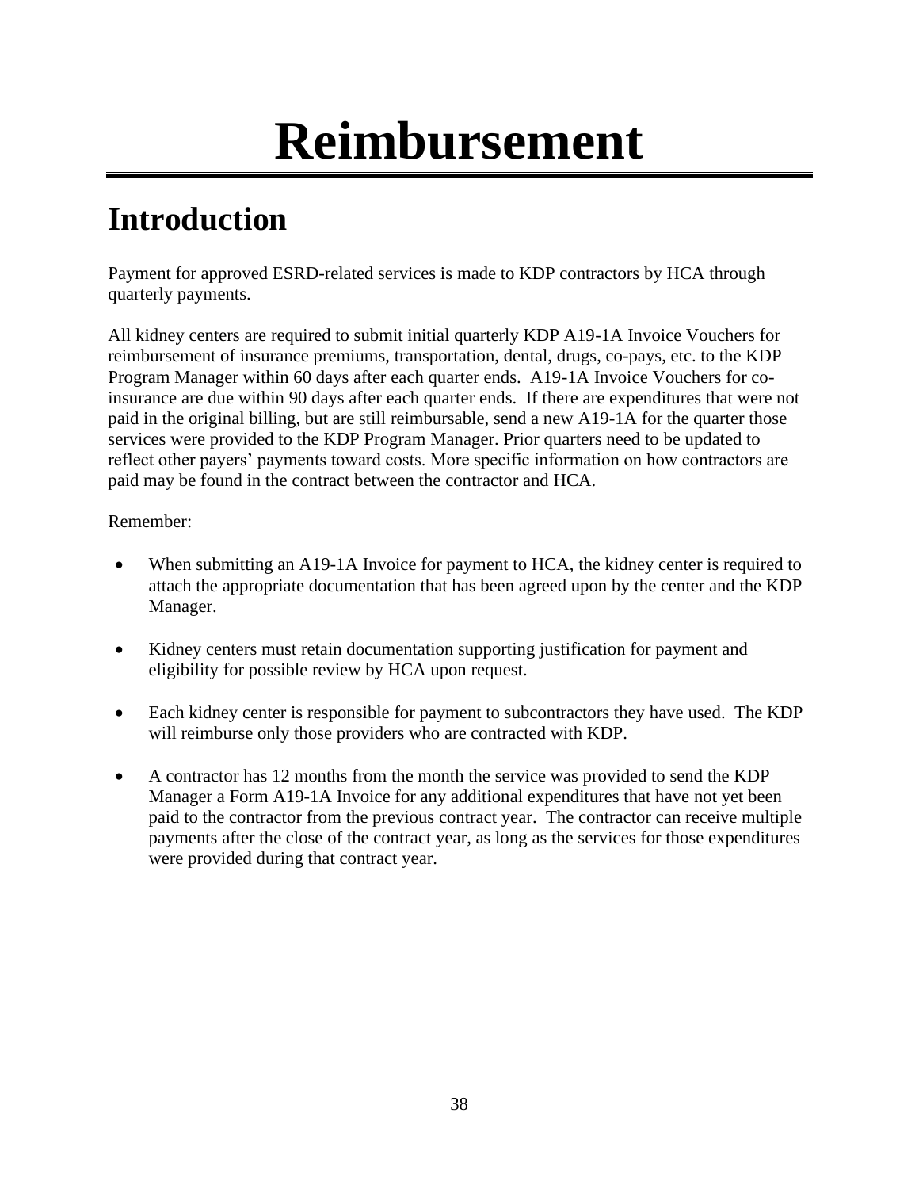# Reimbursement

## Introduction

Payment for approved ESRD-related services is made to KDP contractors by HCA through quarterly payments.

All kidney centers are required to submit initial quarterly KDP A19-1A Invoice Vouchers for reimbursement of insurance premiums, transportation, dental, drugs, co-pays, etc. to the KDP Program Manager within 60 days after each quarter ends. A19-1A Invoice Vouchers for co-insurance are due within 90 days after each quarter ends. If there are expenditures that were not paid in the original billing, but are still reimbursable, send a new A19-1A for the quarter those services were provided to the KDP Program Manager. Prior quarters need to be updated to reflect other payers' payments toward costs. More specific information on how contractors are paid may be found in the contract between the contractor and HCA.

Remember:

- When submitting an A19-1A Invoice for payment to HCA, the kidney center is required to attach the appropriate documentation that has been agreed upon by the center and the KDP Manager.
- Kidney centers must retain documentation supporting justification for payment and eligibility for possible review by HCA upon request.
- Each kidney center is responsible for payment to subcontractors they have used. The KDP will reimburse only those providers who are contracted with KDP.
- A contractor has 12 months from the month the service was provided to send the KDP Manager a Form A19-1A Invoice for any additional expenditures that have not yet been paid to the contractor from the previous contract year. The contractor can receive multiple payments after the close of the contract year, as long as the services for those expenditures were provided during that contract year.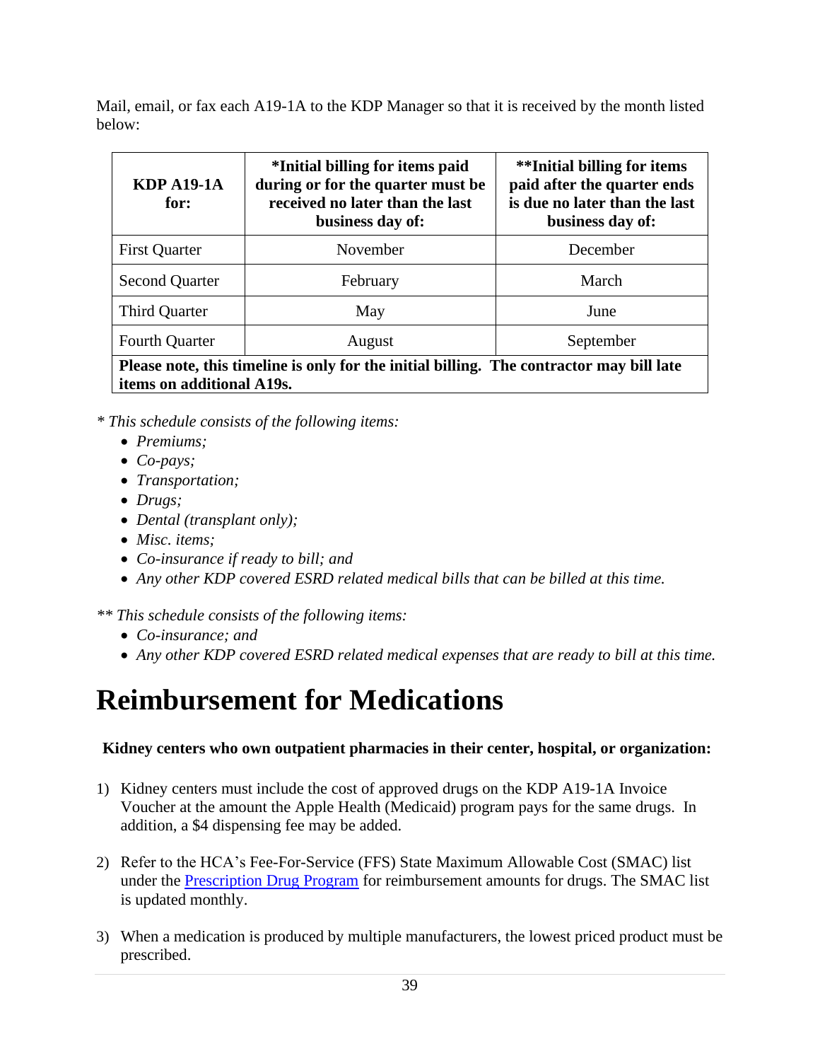Mail, email, or fax each A19-1A to the KDP Manager so that it is received by the month listed below:

| KDP A19-1A for: | *Initial billing for items paid during or for the quarter must be received no later than the last business day of: | **Initial billing for items paid after the quarter ends is due no later than the last business day of: |
|---|---|---|
| First Quarter | November | December |
| Second Quarter | February | March |
| Third Quarter | May | June |
| Fourth Quarter | August | September |
| **Please note, this timeline is only for the initial billing. The contractor may bill late items on additional A19s.** | | |

*\* This schedule consists of the following items:*

- *Premiums;*
- *Co-pays;*
- *Transportation;*
- *Drugs;*
- *Dental (transplant only);*
- *Misc. items;*
- *Co-insurance if ready to bill; and*
- *Any other KDP covered ESRD related medical bills that can be billed at this time.*

*\*\* This schedule consists of the following items:*

- *Co-insurance; and*
- *Any other KDP covered ESRD related medical expenses that are ready to bill at this time.*

# Reimbursement for Medications

**Kidney centers who own outpatient pharmacies in their center, hospital, or organization:**

1) Kidney centers must include the cost of approved drugs on the KDP A19-1A Invoice Voucher at the amount the Apple Health (Medicaid) program pays for the same drugs. In addition, a $4 dispensing fee may be added.

2) Refer to the HCA's Fee-For-Service (FFS) State Maximum Allowable Cost (SMAC) list under the Prescription Drug Program for reimbursement amounts for drugs. The SMAC list is updated monthly.

3) When a medication is produced by multiple manufacturers, the lowest priced product must be prescribed.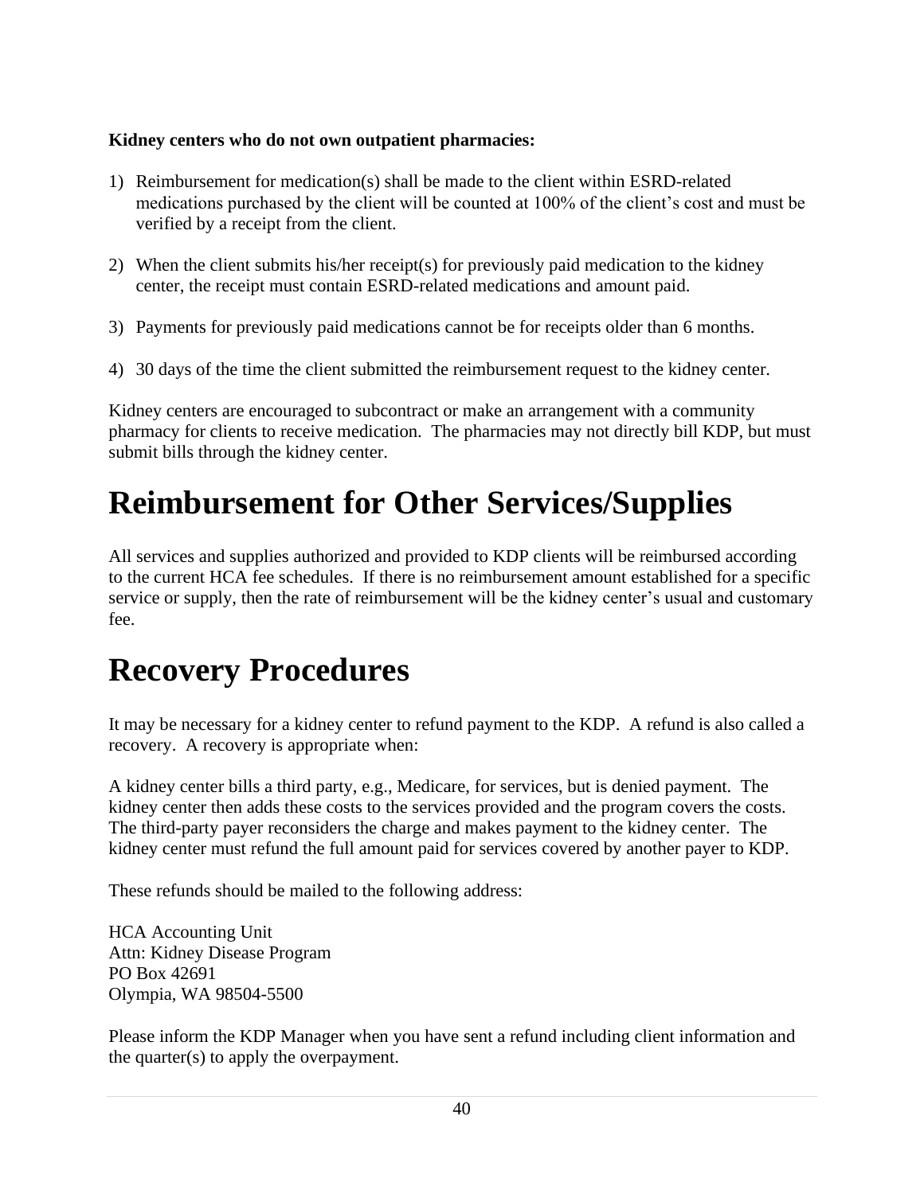**Kidney centers who do not own outpatient pharmacies:**

1) Reimbursement for medication(s) shall be made to the client within ESRD-related medications purchased by the client will be counted at 100% of the client's cost and must be verified by a receipt from the client.

2) When the client submits his/her receipt(s) for previously paid medication to the kidney center, the receipt must contain ESRD-related medications and amount paid.

3) Payments for previously paid medications cannot be for receipts older than 6 months.

4) 30 days of the time the client submitted the reimbursement request to the kidney center.

Kidney centers are encouraged to subcontract or make an arrangement with a community pharmacy for clients to receive medication. The pharmacies may not directly bill KDP, but must submit bills through the kidney center.

# Reimbursement for Other Services/Supplies

All services and supplies authorized and provided to KDP clients will be reimbursed according to the current HCA fee schedules. If there is no reimbursement amount established for a specific service or supply, then the rate of reimbursement will be the kidney center's usual and customary fee.

# Recovery Procedures

It may be necessary for a kidney center to refund payment to the KDP. A refund is also called a recovery. A recovery is appropriate when:

A kidney center bills a third party, e.g., Medicare, for services, but is denied payment. The kidney center then adds these costs to the services provided and the program covers the costs. The third-party payer reconsiders the charge and makes payment to the kidney center. The kidney center must refund the full amount paid for services covered by another payer to KDP.

These refunds should be mailed to the following address:

HCA Accounting Unit
Attn: Kidney Disease Program
PO Box 42691
Olympia, WA 98504-5500

Please inform the KDP Manager when you have sent a refund including client information and the quarter(s) to apply the overpayment.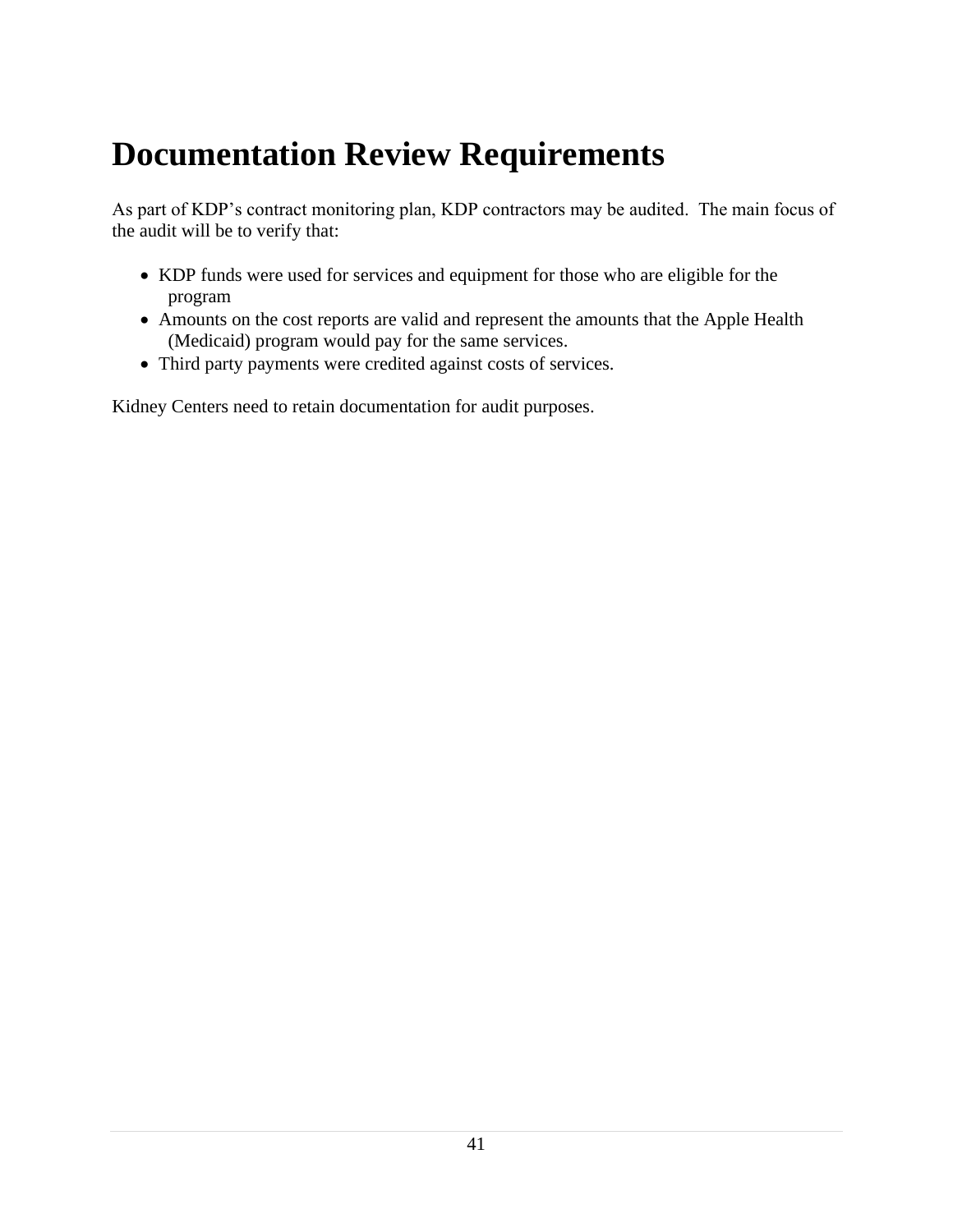# Documentation Review Requirements

As part of KDP's contract monitoring plan, KDP contractors may be audited. The main focus of the audit will be to verify that:

- KDP funds were used for services and equipment for those who are eligible for the program
- Amounts on the cost reports are valid and represent the amounts that the Apple Health (Medicaid) program would pay for the same services.
- Third party payments were credited against costs of services.

Kidney Centers need to retain documentation for audit purposes.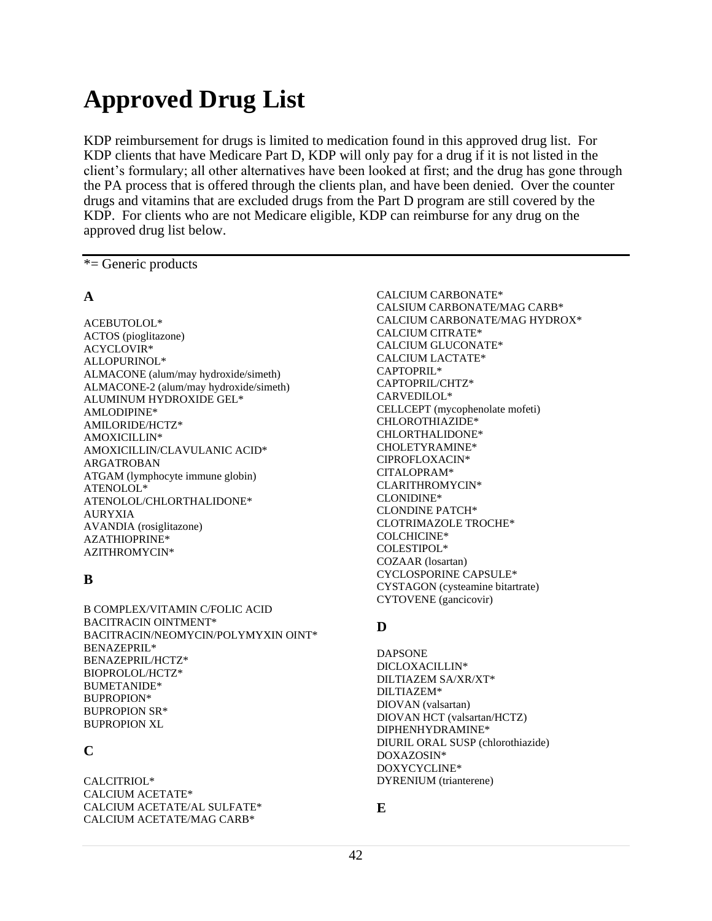# Approved Drug List

KDP reimbursement for drugs is limited to medication found in this approved drug list. For KDP clients that have Medicare Part D, KDP will only pay for a drug if it is not listed in the client's formulary; all other alternatives have been looked at first; and the drug has gone through the PA process that is offered through the clients plan, and have been denied. Over the counter drugs and vitamins that are excluded drugs from the Part D program are still covered by the KDP. For clients who are not Medicare eligible, KDP can reimburse for any drug on the approved drug list below.

*= Generic products

### A

ACEBUTOLOL*
ACTOS (pioglitazone)
ACYCLOVIR*
ALLOPURINOL*
ALMACONE (alum/may hydroxide/simeth)
ALMACONE-2 (alum/may hydroxide/simeth)
ALUMINUM HYDROXIDE GEL*
AMLODIPINE*
AMILORIDE/HCTZ*
AMOXICILLIN*
AMOXICILLIN/CLAVULANIC ACID*
ARGATROBAN
ATGAM (lymphocyte immune globin)
ATENOLOL*
ATENOLOL/CHLORTHALIDONE*
AURYXIA
AVANDIA (rosiglitazone)
AZATHIOPRINE*
AZITHROMYCIN*

### B

B COMPLEX/VITAMIN C/FOLIC ACID
BACITRACIN OINTMENT*
BACITRACIN/NEOMYCIN/POLYMYXIN OINT*
BENAZEPRIL*
BENAZEPRIL/HCTZ*
BIOPROLOL/HCTZ*
BUMETANIDE*
BUPROPION*
BUPROPION SR*
BUPROPION XL

### C

CALCITRIOL*
CALCIUM ACETATE*
CALCIUM ACETATE/AL SULFATE*
CALCIUM ACETATE/MAG CARB*
CALCIUM CARBONATE*
CALSIUM CARBONATE/MAG CARB*
CALCIUM CARBONATE/MAG HYDROX*
CALCIUM CITRATE*
CALCIUM GLUCONATE*
CALCIUM LACTATE*
CAPTOPRIL*
CAPTOPRIL/CHTZ*
CARVEDILOL*
CELLCEPT (mycophenolate mofeti)
CHLOROTHIAZIDE*
CHLORTHALIDONE*
CHOLETYRAMINE*
CIPROFLOXACIN*
CITALOPRAM*
CLARITHROMYCIN*
CLONIDINE*
CLONDINE PATCH*
CLOTRIMAZOLE TROCHE*
COLCHICINE*
COLESTIPOL*
COZAAR (losartan)
CYCLOSPORINE CAPSULE*
CYSTAGON (cysteamine bitartrate)
CYTOVENE (gancicovir)

### D

DAPSONE
DICLOXACILLIN*
DILTIAZEM SA/XR/XT*
DILTIAZEM*
DIOVAN (valsartan)
DIOVAN HCT (valsartan/HCTZ)
DIPHENHYDRAMINE*
DIURIL ORAL SUSP (chlorothiazide)
DOXAZOSIN*
DOXYCYCLINE*
DYRENIUM (trianterene)

### E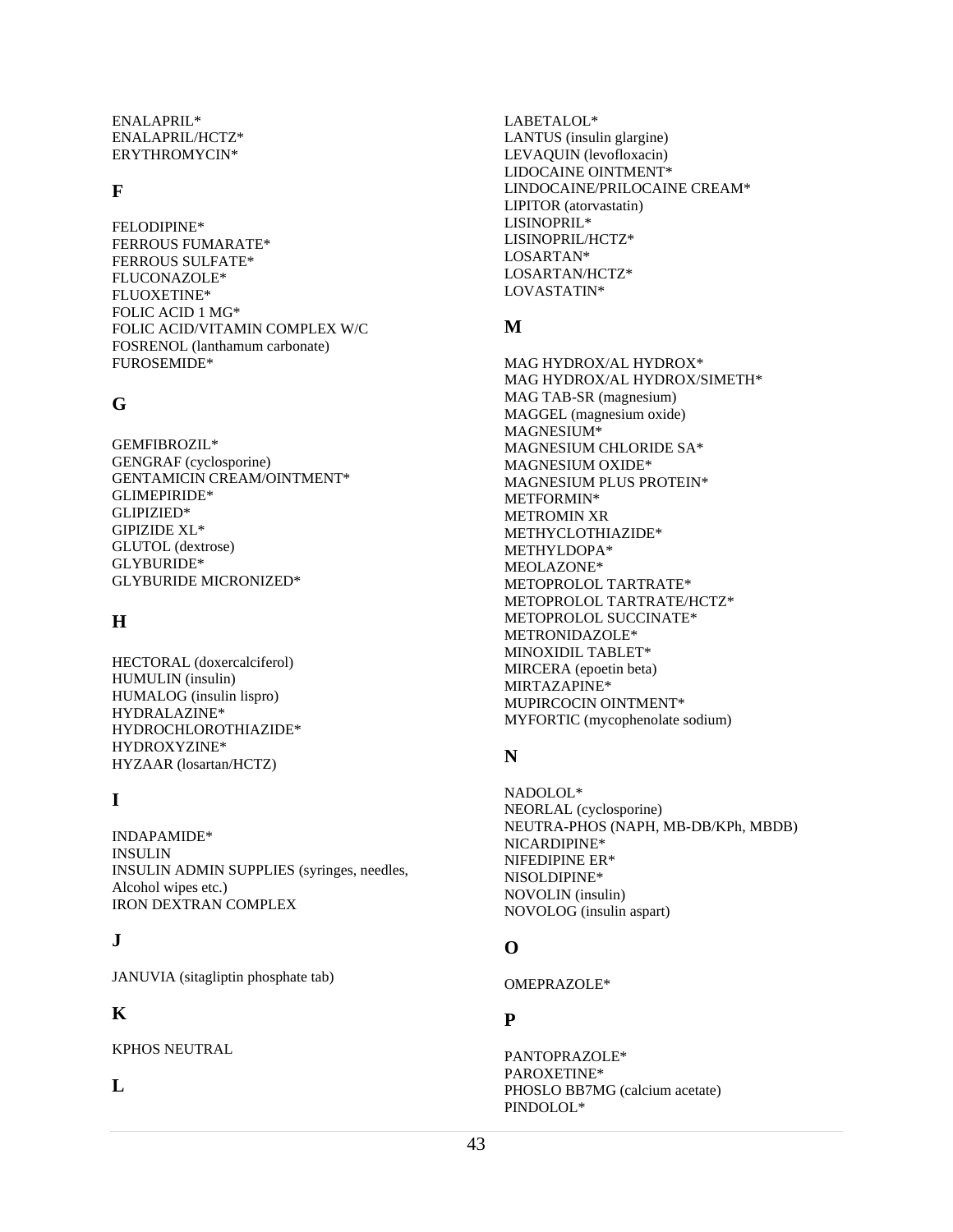ENALAPRIL*
ENALAPRIL/HCTZ*
ERYTHROMYCIN*

## F

FELODIPINE*
FERROUS FUMARATE*
FERROUS SULFATE*
FLUCONAZOLE*
FLUOXETINE*
FOLIC ACID 1 MG*
FOLIC ACID/VITAMIN COMPLEX W/C
FOSRENOL (lanthamum carbonate)
FUROSEMIDE*

## G

GEMFIBROZIL*
GENGRAF (cyclosporine)
GENTAMICIN CREAM/OINTMENT*
GLIMEPIRIDE*
GLIPIZIED*
GIPIZIDE XL*
GLUTOL (dextrose)
GLYBURIDE*
GLYBURIDE MICRONIZED*

## H

HECTORAL (doxercalciferol)
HUMULIN (insulin)
HUMALOG (insulin lispro)
HYDRALAZINE*
HYDROCHLOROTHIAZIDE*
HYDROXYZINE*
HYZAAR (losartan/HCTZ)

## I

INDAPAMIDE*
INSULIN
INSULIN ADMIN SUPPLIES (syringes, needles, Alcohol wipes etc.)
IRON DEXTRAN COMPLEX

## J

JANUVIA (sitagliptin phosphate tab)

## K

KPHOS NEUTRAL

## L

LABETALOL*
LANTUS (insulin glargine)
LEVAQUIN (levofloxacin)
LIDOCAINE OINTMENT*
LINDOCAINE/PRILOCAINE CREAM*
LIPITOR (atorvastatin)
LISINOPRIL*
LISINOPRIL/HCTZ*
LOSARTAN*
LOSARTAN/HCTZ*
LOVASTATIN*

## M

MAG HYDROX/AL HYDROX*
MAG HYDROX/AL HYDROX/SIMETH*
MAG TAB-SR (magnesium)
MAGGEL (magnesium oxide)
MAGNESIUM*
MAGNESIUM CHLORIDE SA*
MAGNESIUM OXIDE*
MAGNESIUM PLUS PROTEIN*
METFORMIN*
METROMIN XR
METHYCLOTHIAZIDE*
METHYLDOPA*
MEOLAZONE*
METOPROLOL TARTRATE*
METOPROLOL TARTRATE/HCTZ*
METOPROLOL SUCCINATE*
METRONIDAZOLE*
MINOXIDIL TABLET*
MIRCERA (epoetin beta)
MIRTAZAPINE*
MUPIRCOCIN OINTMENT*
MYFORTIC (mycophenolate sodium)

## N

NADOLOL*
NEORLAL (cyclosporine)
NEUTRA-PHOS (NAPH, MB-DB/KPh, MBDB)
NICARDIPINE*
NIFEDIPINE ER*
NISOLDIPINE*
NOVOLIN (insulin)
NOVOLOG (insulin aspart)

## O

OMEPRAZOLE*

## P

PANTOPRAZOLE*
PAROXETINE*
PHOSLO BB7MG (calcium acetate)
PINDOLOL*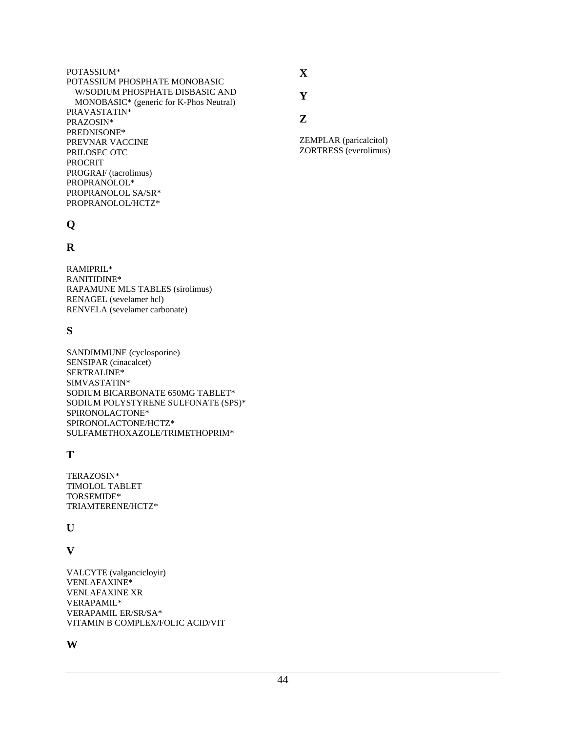POTASSIUM*
POTASSIUM PHOSPHATE MONOBASIC W/SODIUM PHOSPHATE DISBASIC AND MONOBASIC* (generic for K-Phos Neutral)
PRAVASTATIN*
PRAZOSIN*
PREDNISONE*
PREVNAR VACCINE
PRILOSEC OTC
PROCRIT
PROGRAF (tacrolimus)
PROPRANOLOL*
PROPRANOLOL SA/SR*
PROPRANOLOL/HCTZ*

## Q

## R

RAMIPRIL*
RANITIDINE*
RAPAMUNE MLS TABLES (sirolimus)
RENAGEL (sevelamer hcl)
RENVELA (sevelamer carbonate)

## S

SANDIMMUNE (cyclosporine)
SENSIPAR (cinacalcet)
SERTRALINE*
SIMVASTATIN*
SODIUM BICARBONATE 650MG TABLET*
SODIUM POLYSTYRENE SULFONATE (SPS)*
SPIRONOLACTONE*
SPIRONOLACTONE/HCTZ*
SULFAMETHOXAZOLE/TRIMETHOPRIM*

## T

TERAZOSIN*
TIMOLOL TABLET
TORSEMIDE*
TRIAMTERENE/HCTZ*

## U

## V

VALCYTE (valgancicloyir)
VENLAFAXINE*
VENLAFAXINE XR
VERAPAMIL*
VERAPAMIL ER/SR/SA*
VITAMIN B COMPLEX/FOLIC ACID/VIT

## W

## X

## Y

## Z

ZEMPLAR (paricalcitol)
ZORTRESS (everolimus)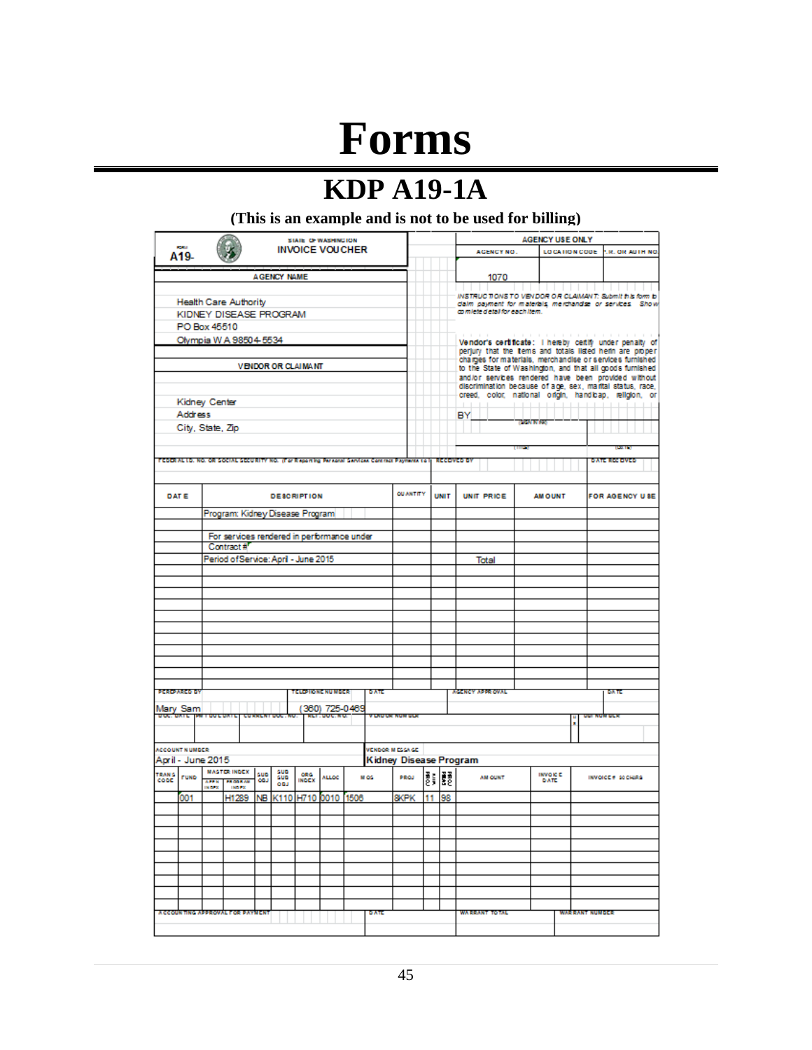# Forms

## KDP A19-1A

**(This is an example and is not to be used for billing)**

FORM A19-

STATE OF WASHINGTON
INVOICE VOUCHER

AGENCY USE ONLY

| AGENCY NO. | LOCATION CODE | P.R. OR AUTH NO. |
|---|---|---|
| 1070 | | |

AGENCY NAME

Health Care Authority
KIDNEY DISEASE PROGRAM
PO Box 45510
Olympia WA 98504-5534

INSTRUCTIONS TO VENDOR OR CLAIMANT: Submit this form to claim payment for materials, merchandise or services. Show complete detail for each item.

VENDOR OR CLAIMANT

Kidney Center
Address
City, State, Zip

Vendor's certificate: I hereby certify under penalty of perjury that the items and totals listed herein are proper charges for materials, merchandise or services furnished to the State of Washington, and that all goods furnished and/or services rendered have been provided without discrimination because of age, sex, marital status, race, creed, color, national origin, handicap, religion, or

BY (SIGN IN INK)

(TITLE) (DATE)

FEDERAL I.D. NO. OR SOCIAL SECURITY NO. (For Reporting Personal Services Contract Payments to I | RECEIVED BY | DATE RECEIVED

| DATE | DESCRIPTION | QUANTITY | UNIT | UNIT PRICE | AMOUNT | FOR AGENCY USE |
|---|---|---|---|---|---|---|
| | Program: Kidney Disease Program | | | | | |
| | For services rendered in performance under Contract # | | | | | |
| | Period of Service: April - June 2015 | | | Total | | |

| PREPARED BY | TELEPHONE NUMBER | DATE | AGENCY APPROVAL | DATE |
|---|---|---|---|---|
| Mary Sam | (360) 725-0469 | | | |

DOC. DATE | PMT DUE DATE | CURRENT DOC. NO. | REF. DOC. NO. | VENDOR NUMBER | U B I | DOT NUMBER

ACCOUNT NUMBER: April - June 2015
VENDOR MESSAGE: Kidney Disease Program

| TRANS CODE | FUND | APPN INDEX | PROGRAM INDEX | SUB OBJ | SUB SUB OBJ | ORG INDEX | ALLOC | MOS | PROJ | SUB PROJ | PROJ PHASE | AMOUNT | INVOICE DATE | INVOICE # SOCHRS |
|---|---|---|---|---|---|---|---|---|---|---|---|---|---|---|
| | 001 | | H1289 | NB | K110 | H710 | 0010 | 1506 | 8KPK | 11 | 98 | | | |

ACCOUNTING APPROVAL FOR PAYMENT | DATE | WARRANT TOTAL | WARRANT NUMBER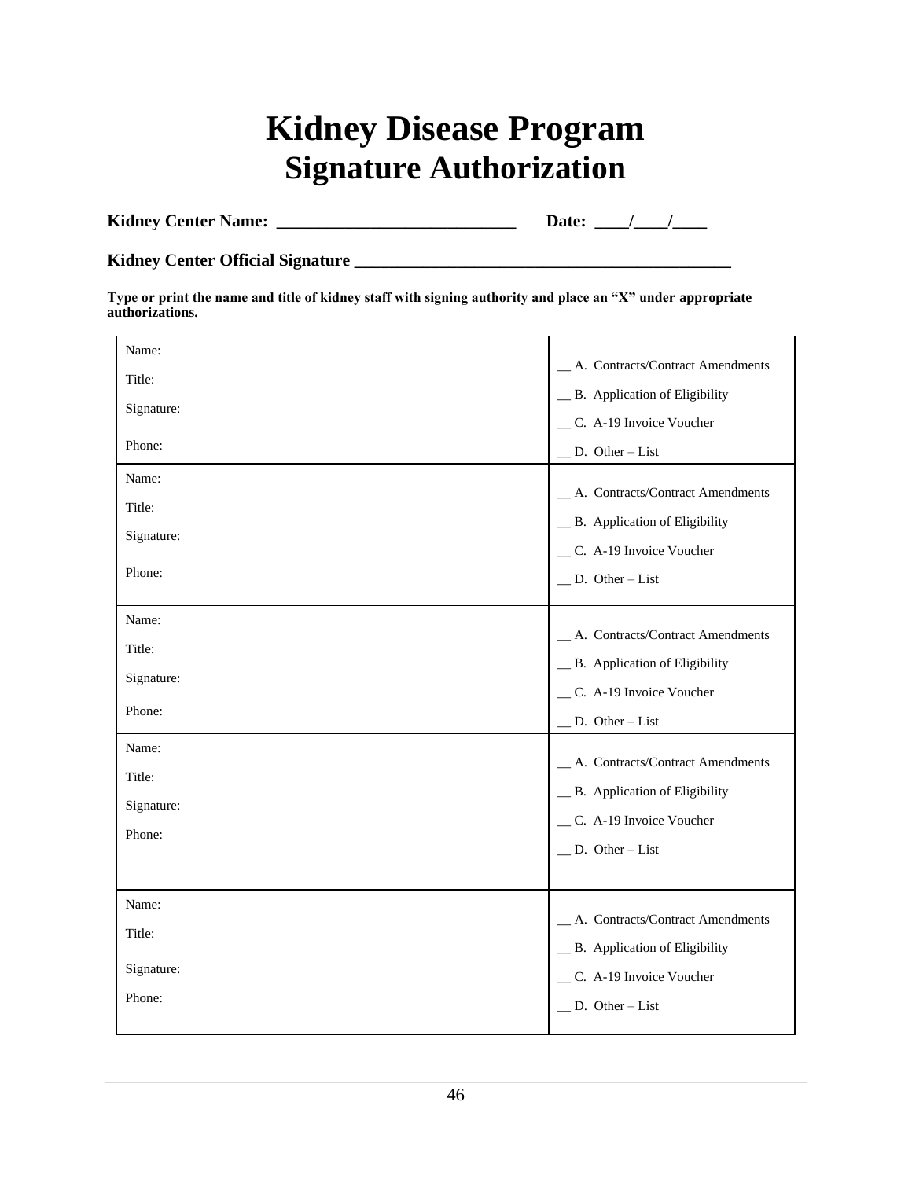# Kidney Disease Program
## Signature Authorization

**Kidney Center Name: ____________________________ Date: ____/____/____**

**Kidney Center Official Signature ____________________________________________**

**Type or print the name and title of kidney staff with signing authority and place an "X" under appropriate authorizations.**

| | |
|---|---|
| Name:<br>Title:<br>Signature:<br>Phone: | __ A. Contracts/Contract Amendments<br>__ B. Application of Eligibility<br>__ C. A-19 Invoice Voucher<br>__ D. Other – List |
| Name:<br>Title:<br>Signature:<br>Phone: | __ A. Contracts/Contract Amendments<br>__ B. Application of Eligibility<br>__ C. A-19 Invoice Voucher<br>__ D. Other – List |
| Name:<br>Title:<br>Signature:<br>Phone: | __ A. Contracts/Contract Amendments<br>__ B. Application of Eligibility<br>__ C. A-19 Invoice Voucher<br>__ D. Other – List |
| Name:<br>Title:<br>Signature:<br>Phone: | __ A. Contracts/Contract Amendments<br>__ B. Application of Eligibility<br>__ C. A-19 Invoice Voucher<br>__ D. Other – List |
| Name:<br>Title:<br>Signature:<br>Phone: | __ A. Contracts/Contract Amendments<br>__ B. Application of Eligibility<br>__ C. A-19 Invoice Voucher<br>__ D. Other – List |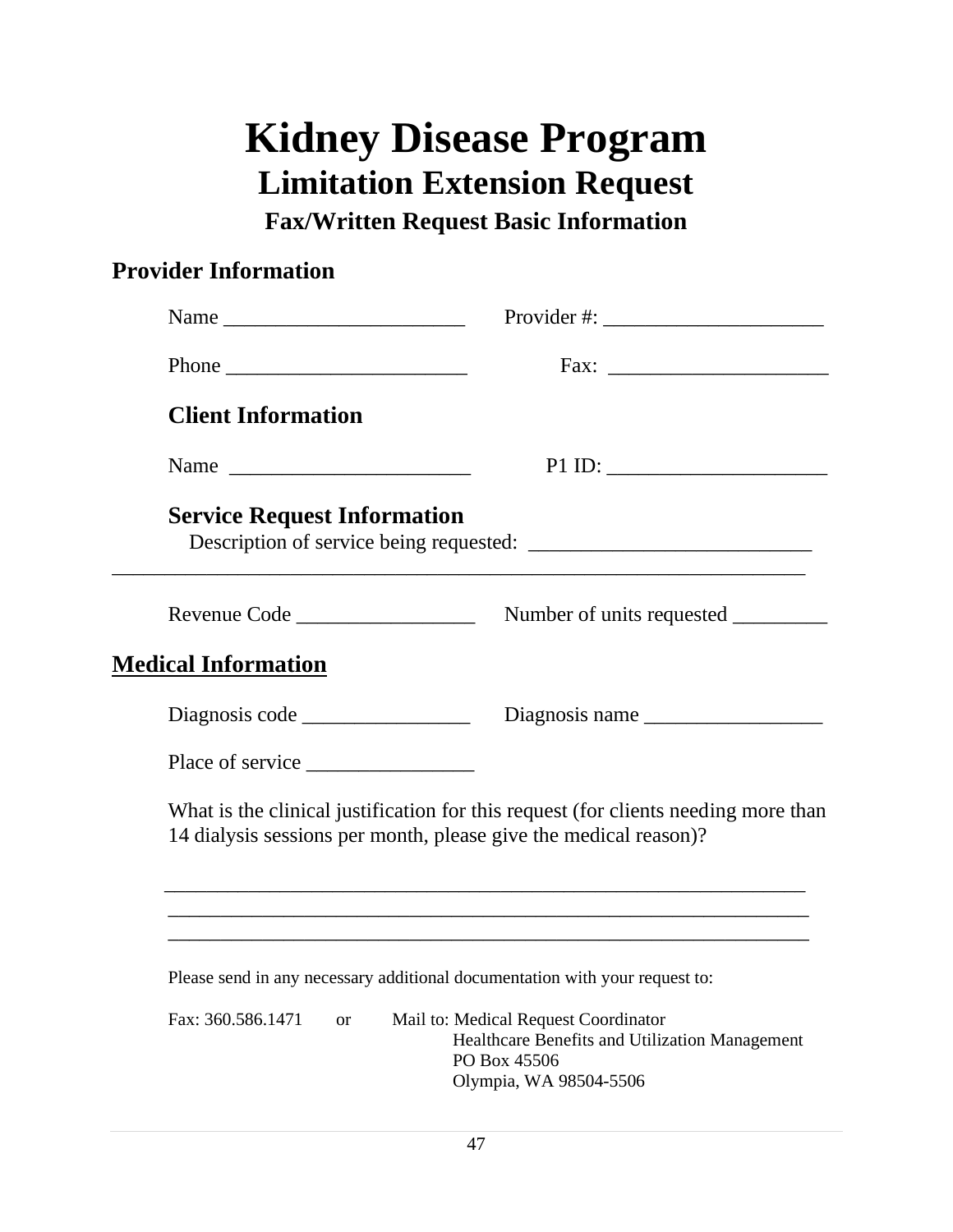# Kidney Disease Program

## Limitation Extension Request

### Fax/Written Request Basic Information

### Provider Information

Name _______________________ Provider #: _____________________

Phone _______________________ Fax: _____________________

### Client Information

Name _______________________ P1 ID: _____________________

### Service Request Information

Description of service being requested: ___________________________
___________________________________________________________________

Revenue Code _________________ Number of units requested _________

### Medical Information

Diagnosis code ________________ Diagnosis name _________________

Place of service ________________

What is the clinical justification for this request (for clients needing more than 14 dialysis sessions per month, please give the medical reason)?

_______________________________________________________________
_______________________________________________________________
_______________________________________________________________

Please send in any necessary additional documentation with your request to:

Fax: 360.586.1471 or Mail to: Medical Request Coordinator
Healthcare Benefits and Utilization Management
PO Box 45506
Olympia, WA 98504-5506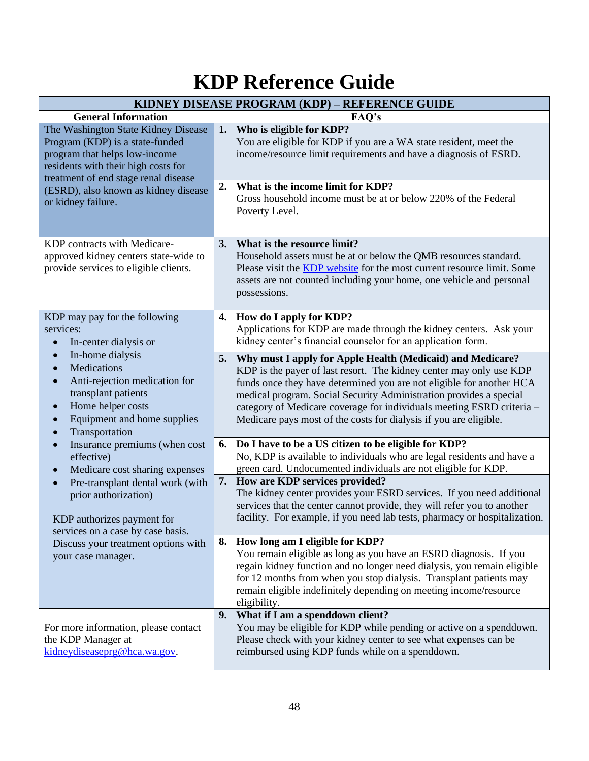# KDP Reference Guide

| KIDNEY DISEASE PROGRAM (KDP) – REFERENCE GUIDE | |
|---|---|
| **General Information** | **FAQ's** |
| The Washington State Kidney Disease Program (KDP) is a state-funded program that helps low-income residents with their high costs for treatment of end stage renal disease (ESRD), also known as kidney disease or kidney failure. | **1. Who is eligible for KDP?**<br>You are eligible for KDP if you are a WA state resident, meet the income/resource limit requirements and have a diagnosis of ESRD.<br><br>**2. What is the income limit for KDP?**<br>Gross household income must be at or below 220% of the Federal Poverty Level. |
| KDP contracts with Medicare-approved kidney centers state-wide to provide services to eligible clients. | **3. What is the resource limit?**<br>Household assets must be at or below the QMB resources standard. Please visit the [KDP website] for the most current resource limit. Some assets are not counted including your home, one vehicle and personal possessions. |
| KDP may pay for the following services:<br>• In-center dialysis or<br>• In-home dialysis<br>• Medications<br>• Anti-rejection medication for transplant patients<br>• Home helper costs<br>• Equipment and home supplies<br>• Transportation<br>• Insurance premiums (when cost effective)<br>• Medicare cost sharing expenses<br>• Pre-transplant dental work (with prior authorization)<br><br>KDP authorizes payment for services on a case by case basis. Discuss your treatment options with your case manager. | **4. How do I apply for KDP?**<br>Applications for KDP are made through the kidney centers. Ask your kidney center's financial counselor for an application form.<br><br>**5. Why must I apply for Apple Health (Medicaid) and Medicare?**<br>KDP is the payer of last resort. The kidney center may only use KDP funds once they have determined you are not eligible for another HCA medical program. Social Security Administration provides a special category of Medicare coverage for individuals meeting ESRD criteria – Medicare pays most of the costs for dialysis if you are eligible.<br><br>**6. Do I have to be a US citizen to be eligible for KDP?**<br>No, KDP is available to individuals who are legal residents and have a green card. Undocumented individuals are not eligible for KDP.<br><br>**7. How are KDP services provided?**<br>The kidney center provides your ESRD services. If you need additional services that the center cannot provide, they will refer you to another facility. For example, if you need lab tests, pharmacy or hospitalization.<br><br>**8. How long am I eligible for KDP?**<br>You remain eligible as long as you have an ESRD diagnosis. If you regain kidney function and no longer need dialysis, you remain eligible for 12 months from when you stop dialysis. Transplant patients may remain eligible indefinitely depending on meeting income/resource eligibility. |
| For more information, please contact the KDP Manager at kidneydiseaseprg@hca.wa.gov. | **9. What if I am a spenddown client?**<br>You may be eligible for KDP while pending or active on a spenddown. Please check with your kidney center to see what expenses can be reimbursed using KDP funds while on a spenddown. |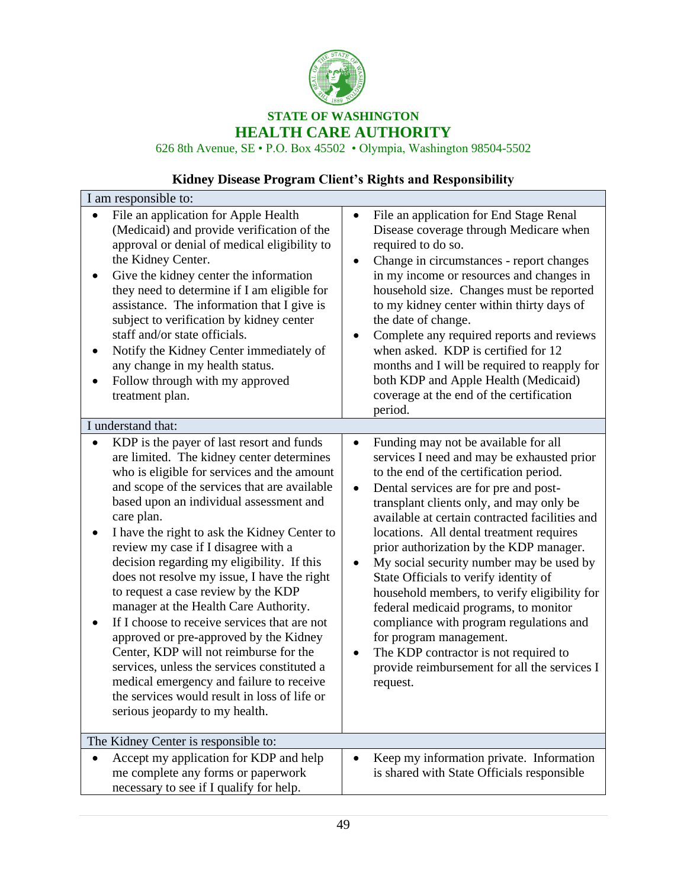**STATE OF WASHINGTON**

**HEALTH CARE AUTHORITY**

626 8th Avenue, SE • P.O. Box 45502 • Olympia, Washington 98504-5502

### Kidney Disease Program Client's Rights and Responsibility

| I am responsible to: | |
|---|---|
| • File an application for Apple Health (Medicaid) and provide verification of the approval or denial of medical eligibility to the Kidney Center.<br>• Give the kidney center the information they need to determine if I am eligible for assistance. The information that I give is subject to verification by kidney center staff and/or state officials.<br>• Notify the Kidney Center immediately of any change in my health status.<br>• Follow through with my approved treatment plan. | • File an application for End Stage Renal Disease coverage through Medicare when required to do so.<br>• Change in circumstances - report changes in my income or resources and changes in household size. Changes must be reported to my kidney center within thirty days of the date of change.<br>• Complete any required reports and reviews when asked. KDP is certified for 12 months and I will be required to reapply for both KDP and Apple Health (Medicaid) coverage at the end of the certification period. |
| **I understand that:** | |
| • KDP is the payer of last resort and funds are limited. The kidney center determines who is eligible for services and the amount and scope of the services that are available based upon an individual assessment and care plan.<br>• I have the right to ask the Kidney Center to review my case if I disagree with a decision regarding my eligibility. If this does not resolve my issue, I have the right to request a case review by the KDP manager at the Health Care Authority.<br>• If I choose to receive services that are not approved or pre-approved by the Kidney Center, KDP will not reimburse for the services, unless the services constituted a medical emergency and failure to receive the services would result in loss of life or serious jeopardy to my health. | • Funding may not be available for all services I need and may be exhausted prior to the end of the certification period.<br>• Dental services are for pre and post-transplant clients only, and may only be available at certain contracted facilities and locations. All dental treatment requires prior authorization by the KDP manager.<br>• My social security number may be used by State Officials to verify identity of household members, to verify eligibility for federal medicaid programs, to monitor compliance with program regulations and for program management.<br>• The KDP contractor is not required to provide reimbursement for all the services I request. |
| **The Kidney Center is responsible to:** | |
| • Accept my application for KDP and help me complete any forms or paperwork necessary to see if I qualify for help. | • Keep my information private. Information is shared with State Officials responsible |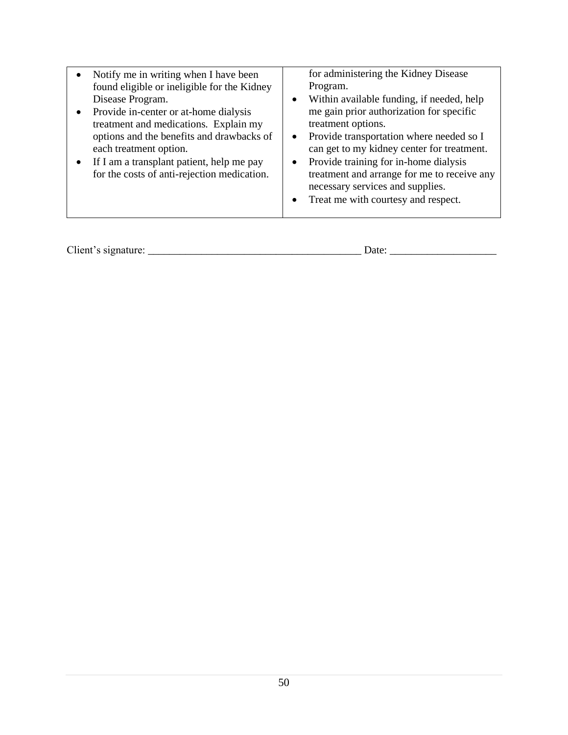| | |
|---|---|
| • Notify me in writing when I have been found eligible or ineligible for the Kidney Disease Program.<br>• Provide in-center or at-home dialysis treatment and medications. Explain my options and the benefits and drawbacks of each treatment option.<br>• If I am a transplant patient, help me pay for the costs of anti-rejection medication. | for administering the Kidney Disease Program.<br>• Within available funding, if needed, help me gain prior authorization for specific treatment options.<br>• Provide transportation where needed so I can get to my kidney center for treatment.<br>• Provide training for in-home dialysis treatment and arrange for me to receive any necessary services and supplies.<br>• Treat me with courtesy and respect. |

Client's signature: ________________________________________ Date: ____________________